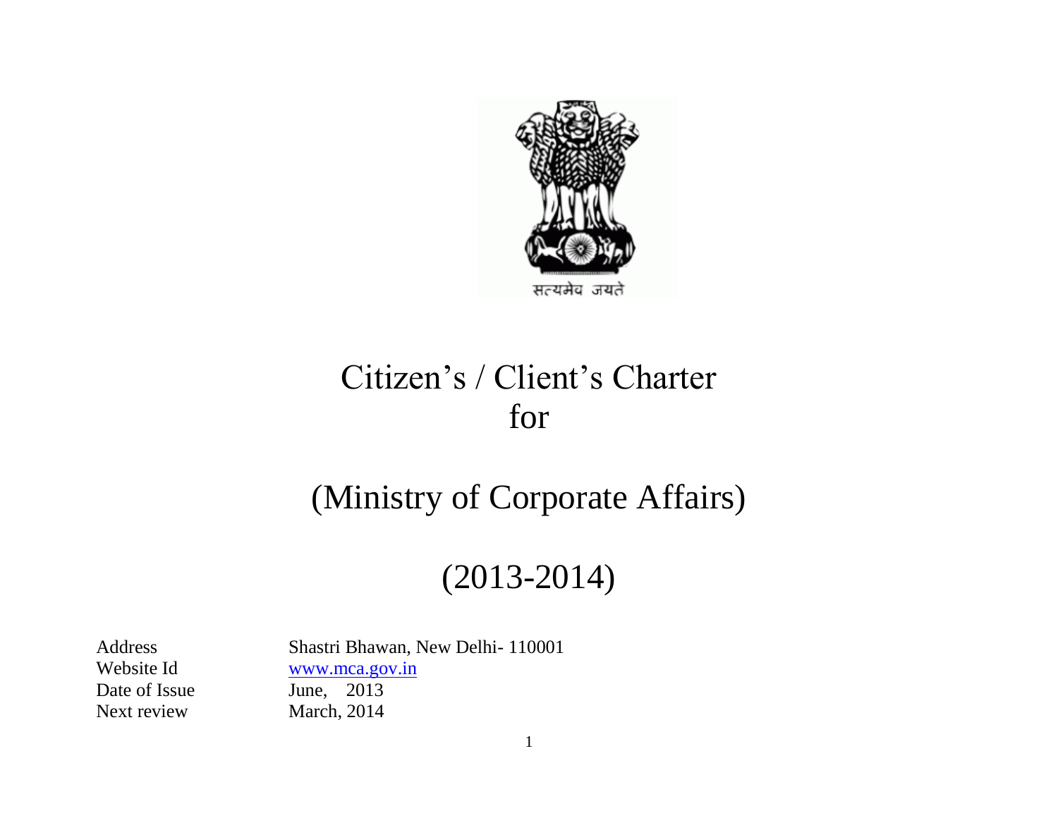सत्यमेव जयते

# Citizen's / Client's Charter for

# (Ministry of Corporate Affairs)

# (2013-2014)

| | |
|---|---|
| Address | Shastri Bhawan, New Delhi- 110001 |
| Website Id | www.mca.gov.in |
| Date of Issue | June, 2013 |
| Next review | March, 2014 |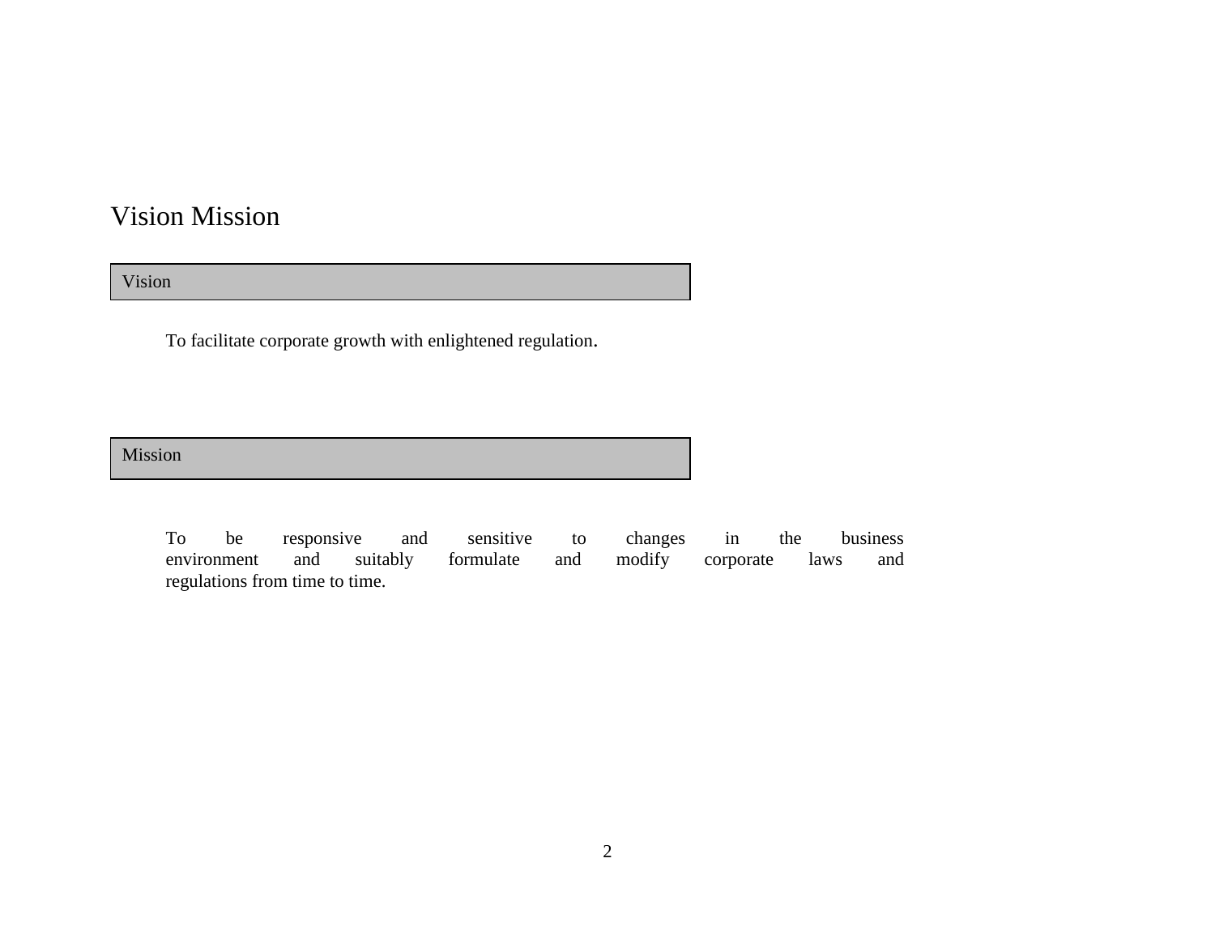# Vision Mission

## Vision

To facilitate corporate growth with enlightened regulation.

## Mission

To be responsive and sensitive to changes in the business environment and suitably formulate and modify corporate laws and regulations from time to time.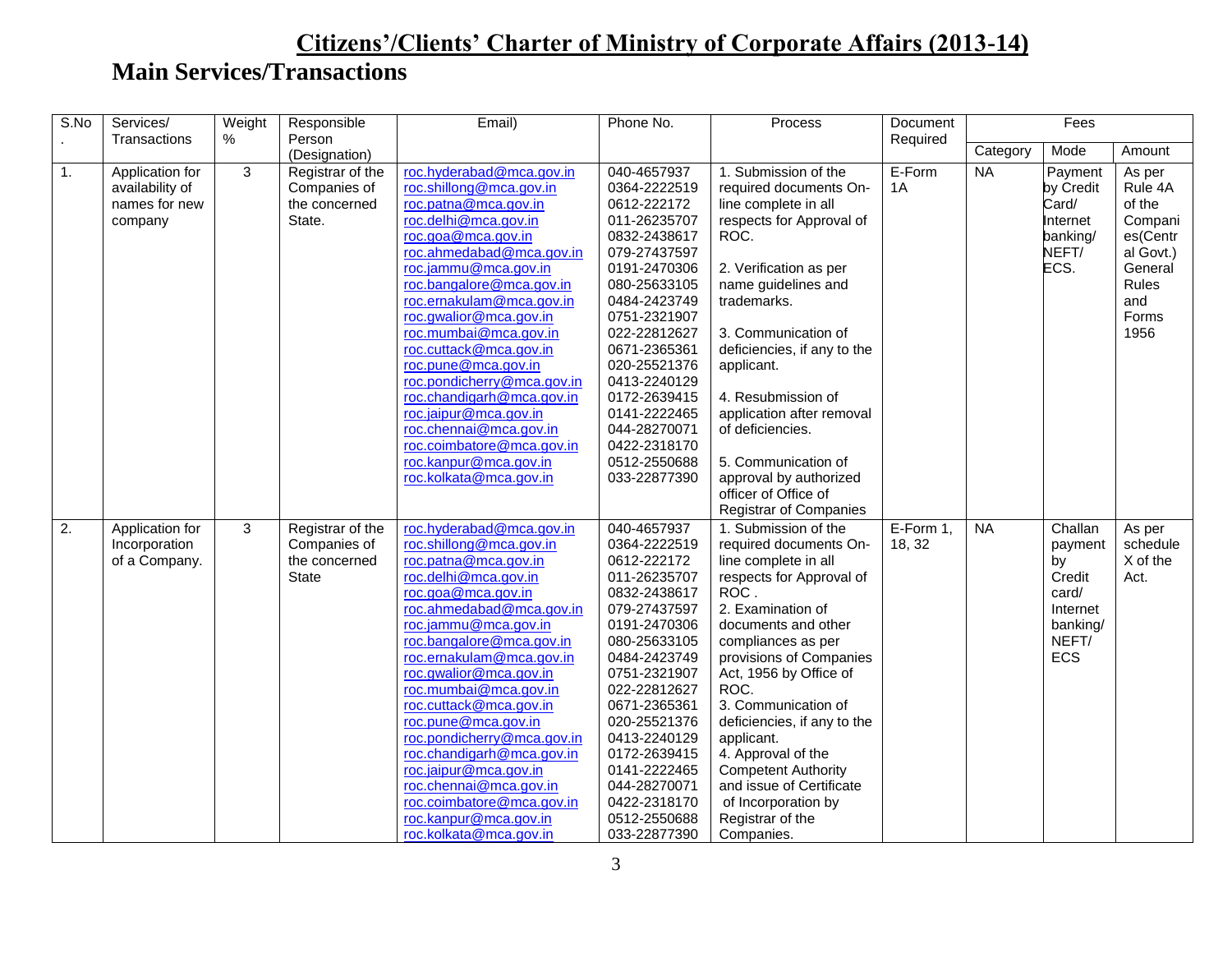# Citizens'/Clients' Charter of Ministry of Corporate Affairs (2013-14)

## Main Services/Transactions

| S.No. | Services/ Transactions | Weight % | Responsible Person (Designation) | Email) | Phone No. | Process | Document Required | Fees | | |
|---|---|---|---|---|---|---|---|---|---|---|
| | | | | | | | | Category | Mode | Amount |
| 1. | Application for availability of names for new company | 3 | Registrar of the Companies of the concerned State. | roc.hyderabad@mca.gov.in<br>roc.shillong@mca.gov.in<br>roc.patna@mca.gov.in<br>roc.delhi@mca.gov.in<br>roc.goa@mca.gov.in<br>roc.ahmedabad@mca.gov.in<br>roc.jammu@mca.gov.in<br>roc.bangalore@mca.gov.in<br>roc.ernakulam@mca.gov.in<br>roc.gwalior@mca.gov.in<br>roc.mumbai@mca.gov.in<br>roc.cuttack@mca.gov.in<br>roc.pune@mca.gov.in<br>roc.pondicherry@mca.gov.in<br>roc.chandigarh@mca.gov.in<br>roc.jaipur@mca.gov.in<br>roc.chennai@mca.gov.in<br>roc.coimbatore@mca.gov.in<br>roc.kanpur@mca.gov.in<br>roc.kolkata@mca.gov.in | 040-4657937<br>0364-2222519<br>0612-222172<br>011-26235707<br>0832-2438617<br>079-27437597<br>0191-2470306<br>080-25633105<br>0484-2423749<br>0751-2321907<br>022-22812627<br>0671-2365361<br>020-25521376<br>0413-2240129<br>0172-2639415<br>0141-2222465<br>044-28270071<br>0422-2318170<br>0512-2550688<br>033-22877390 | 1. Submission of the required documents On-line complete in all respects for Approval of ROC.<br><br>2. Verification as per name guidelines and trademarks.<br><br>3. Communication of deficiencies, if any to the applicant.<br><br>4. Resubmission of application after removal of deficiencies.<br><br>5. Communication of approval by authorized officer of Office of Registrar of Companies | E-Form 1A | NA | Payment by Credit Card/ Internet banking/ NEFT/ ECS. | As per Rule 4A of the Companies(Central Govt.) General Rules and Forms 1956 |
| 2. | Application for Incorporation of a Company. | 3 | Registrar of the Companies of the concerned State | roc.hyderabad@mca.gov.in<br>roc.shillong@mca.gov.in<br>roc.patna@mca.gov.in<br>roc.delhi@mca.gov.in<br>roc.goa@mca.gov.in<br>roc.ahmedabad@mca.gov.in<br>roc.jammu@mca.gov.in<br>roc.bangalore@mca.gov.in<br>roc.ernakulam@mca.gov.in<br>roc.gwalior@mca.gov.in<br>roc.mumbai@mca.gov.in<br>roc.cuttack@mca.gov.in<br>roc.pune@mca.gov.in<br>roc.pondicherry@mca.gov.in<br>roc.chandigarh@mca.gov.in<br>roc.jaipur@mca.gov.in<br>roc.chennai@mca.gov.in<br>roc.coimbatore@mca.gov.in<br>roc.kanpur@mca.gov.in<br>roc.kolkata@mca.gov.in | 040-4657937<br>0364-2222519<br>0612-222172<br>011-26235707<br>0832-2438617<br>079-27437597<br>0191-2470306<br>080-25633105<br>0484-2423749<br>0751-2321907<br>022-22812627<br>0671-2365361<br>020-25521376<br>0413-2240129<br>0172-2639415<br>0141-2222465<br>044-28270071<br>0422-2318170<br>0512-2550688<br>033-22877390 | 1. Submission of the required documents On-line complete in all respects for Approval of ROC .<br>2. Examination of documents and other compliances as per provisions of Companies Act, 1956 by Office of ROC.<br>3. Communication of deficiencies, if any to the applicant.<br>4. Approval of the Competent Authority and issue of Certificate of Incorporation by Registrar of the Companies. | E-Form 1, 18, 32 | NA | Challan payment by Credit card/ Internet banking/ NEFT/ ECS | As per schedule X of the Act. |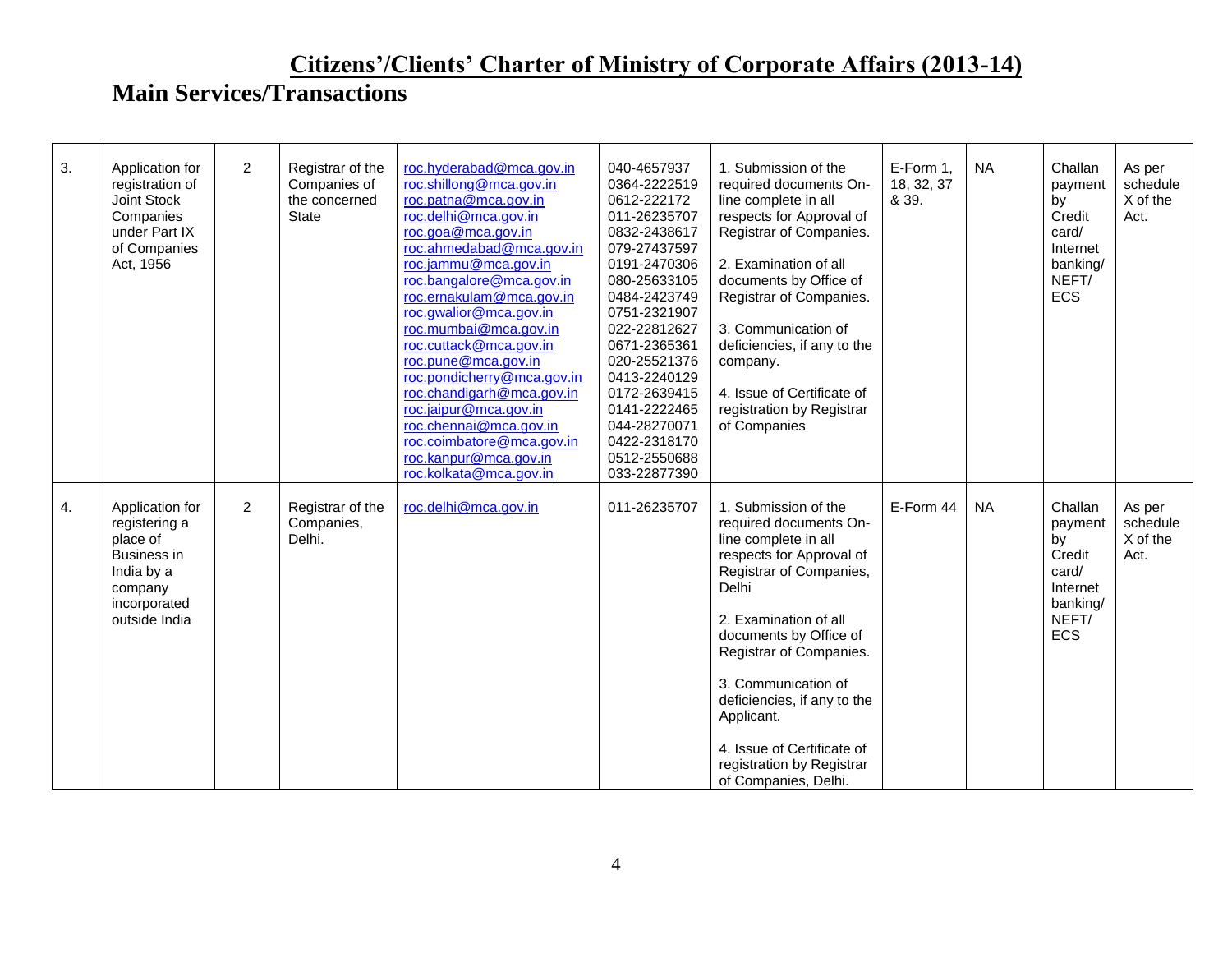# Citizens'/Clients' Charter of Ministry of Corporate Affairs (2013-14)

## Main Services/Transactions

| | | | | | | | | | | |
|---|---|---|---|---|---|---|---|---|---|---|
| 3. | Application for registration of Joint Stock Companies under Part IX of Companies Act, 1956 | 2 | Registrar of the Companies of the concerned State | roc.hyderabad@mca.gov.in<br>roc.shillong@mca.gov.in<br>roc.patna@mca.gov.in<br>roc.delhi@mca.gov.in<br>roc.goa@mca.gov.in<br>roc.ahmedabad@mca.gov.in<br>roc.jammu@mca.gov.in<br>roc.bangalore@mca.gov.in<br>roc.ernakulam@mca.gov.in<br>roc.gwalior@mca.gov.in<br>roc.mumbai@mca.gov.in<br>roc.cuttack@mca.gov.in<br>roc.pune@mca.gov.in<br>roc.pondicherry@mca.gov.in<br>roc.chandigarh@mca.gov.in<br>roc.jaipur@mca.gov.in<br>roc.chennai@mca.gov.in<br>roc.coimbatore@mca.gov.in<br>roc.kanpur@mca.gov.in<br>roc.kolkata@mca.gov.in | 040-4657937<br>0364-2222519<br>0612-222172<br>011-26235707<br>0832-2438617<br>079-27437597<br>0191-2470306<br>080-25633105<br>0484-2423749<br>0751-2321907<br>022-22812627<br>0671-2365361<br>020-25521376<br>0413-2240129<br>0172-2639415<br>0141-2222465<br>044-28270071<br>0422-2318170<br>0512-2550688<br>033-22877390 | 1. Submission of the required documents On-line complete in all respects for Approval of Registrar of Companies.<br><br>2. Examination of all documents by Office of Registrar of Companies.<br><br>3. Communication of deficiencies, if any to the company.<br><br>4. Issue of Certificate of registration by Registrar of Companies | E-Form 1, 18, 32, 37 & 39. | NA | Challan payment by Credit card/ Internet banking/ NEFT/ ECS | As per schedule X of the Act. |
| 4. | Application for registering a place of Business in India by a company incorporated outside India | 2 | Registrar of the Companies, Delhi. | roc.delhi@mca.gov.in | 011-26235707 | 1. Submission of the required documents On-line complete in all respects for Approval of Registrar of Companies, Delhi<br><br>2. Examination of all documents by Office of Registrar of Companies.<br><br>3. Communication of deficiencies, if any to the Applicant.<br><br>4. Issue of Certificate of registration by Registrar of Companies, Delhi. | E-Form 44 | NA | Challan payment by Credit card/ Internet banking/ NEFT/ ECS | As per schedule X of the Act. |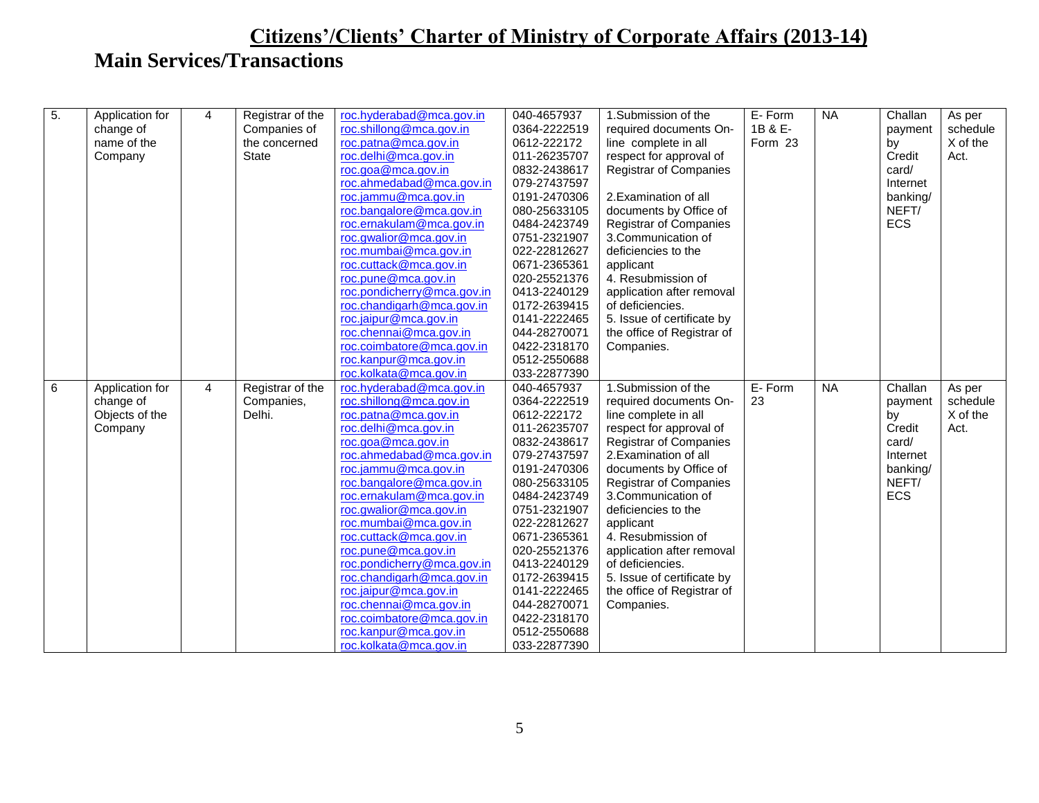# Citizens'/Clients' Charter of Ministry of Corporate Affairs (2013-14)

## Main Services/Transactions

| | | | | | | | | | | |
|---|---|---|---|---|---|---|---|---|---|---|
| 5. | Application for change of name of the Company | 4 | Registrar of the Companies of the concerned State | roc.hyderabad@mca.gov.in<br>roc.shillong@mca.gov.in<br>roc.patna@mca.gov.in<br>roc.delhi@mca.gov.in<br>roc.goa@mca.gov.in<br>roc.ahmedabad@mca.gov.in<br>roc.jammu@mca.gov.in<br>roc.bangalore@mca.gov.in<br>roc.ernakulam@mca.gov.in<br>roc.gwalior@mca.gov.in<br>roc.mumbai@mca.gov.in<br>roc.cuttack@mca.gov.in<br>roc.pune@mca.gov.in<br>roc.pondicherry@mca.gov.in<br>roc.chandigarh@mca.gov.in<br>roc.jaipur@mca.gov.in<br>roc.chennai@mca.gov.in<br>roc.coimbatore@mca.gov.in<br>roc.kanpur@mca.gov.in<br>roc.kolkata@mca.gov.in | 040-4657937<br>0364-2222519<br>0612-222172<br>011-26235707<br>0832-2438617<br>079-27437597<br>0191-2470306<br>080-25633105<br>0484-2423749<br>0751-2321907<br>022-22812627<br>0671-2365361<br>020-25521376<br>0413-2240129<br>0172-2639415<br>0141-2222465<br>044-28270071<br>0422-2318170<br>0512-2550688<br>033-22877390 | 1.Submission of the required documents On-line complete in all respect for approval of Registrar of Companies<br><br>2.Examination of all documents by Office of Registrar of Companies<br>3.Communication of deficiencies to the applicant<br>4. Resubmission of application after removal of deficiencies.<br>5. Issue of certificate by the office of Registrar of Companies. | E- Form 1B & E-Form 23 | NA | Challan payment by Credit card/ Internet banking/ NEFT/ ECS | As per schedule X of the Act. |
| 6 | Application for change of Objects of the Company | 4 | Registrar of the Companies, Delhi. | roc.hyderabad@mca.gov.in<br>roc.shillong@mca.gov.in<br>roc.patna@mca.gov.in<br>roc.delhi@mca.gov.in<br>roc.goa@mca.gov.in<br>roc.ahmedabad@mca.gov.in<br>roc.jammu@mca.gov.in<br>roc.bangalore@mca.gov.in<br>roc.ernakulam@mca.gov.in<br>roc.gwalior@mca.gov.in<br>roc.mumbai@mca.gov.in<br>roc.cuttack@mca.gov.in<br>roc.pune@mca.gov.in<br>roc.pondicherry@mca.gov.in<br>roc.chandigarh@mca.gov.in<br>roc.jaipur@mca.gov.in<br>roc.chennai@mca.gov.in<br>roc.coimbatore@mca.gov.in<br>roc.kanpur@mca.gov.in<br>roc.kolkata@mca.gov.in | 040-4657937<br>0364-2222519<br>0612-222172<br>011-26235707<br>0832-2438617<br>079-27437597<br>0191-2470306<br>080-25633105<br>0484-2423749<br>0751-2321907<br>022-22812627<br>0671-2365361<br>020-25521376<br>0413-2240129<br>0172-2639415<br>0141-2222465<br>044-28270071<br>0422-2318170<br>0512-2550688<br>033-22877390 | 1.Submission of the required documents On-line complete in all respect for approval of Registrar of Companies<br>2.Examination of all documents by Office of Registrar of Companies<br>3.Communication of deficiencies to the applicant<br>4. Resubmission of application after removal of deficiencies.<br>5. Issue of certificate by the office of Registrar of Companies. | E- Form 23 | NA | Challan payment by Credit card/ Internet banking/ NEFT/ ECS | As per schedule X of the Act. |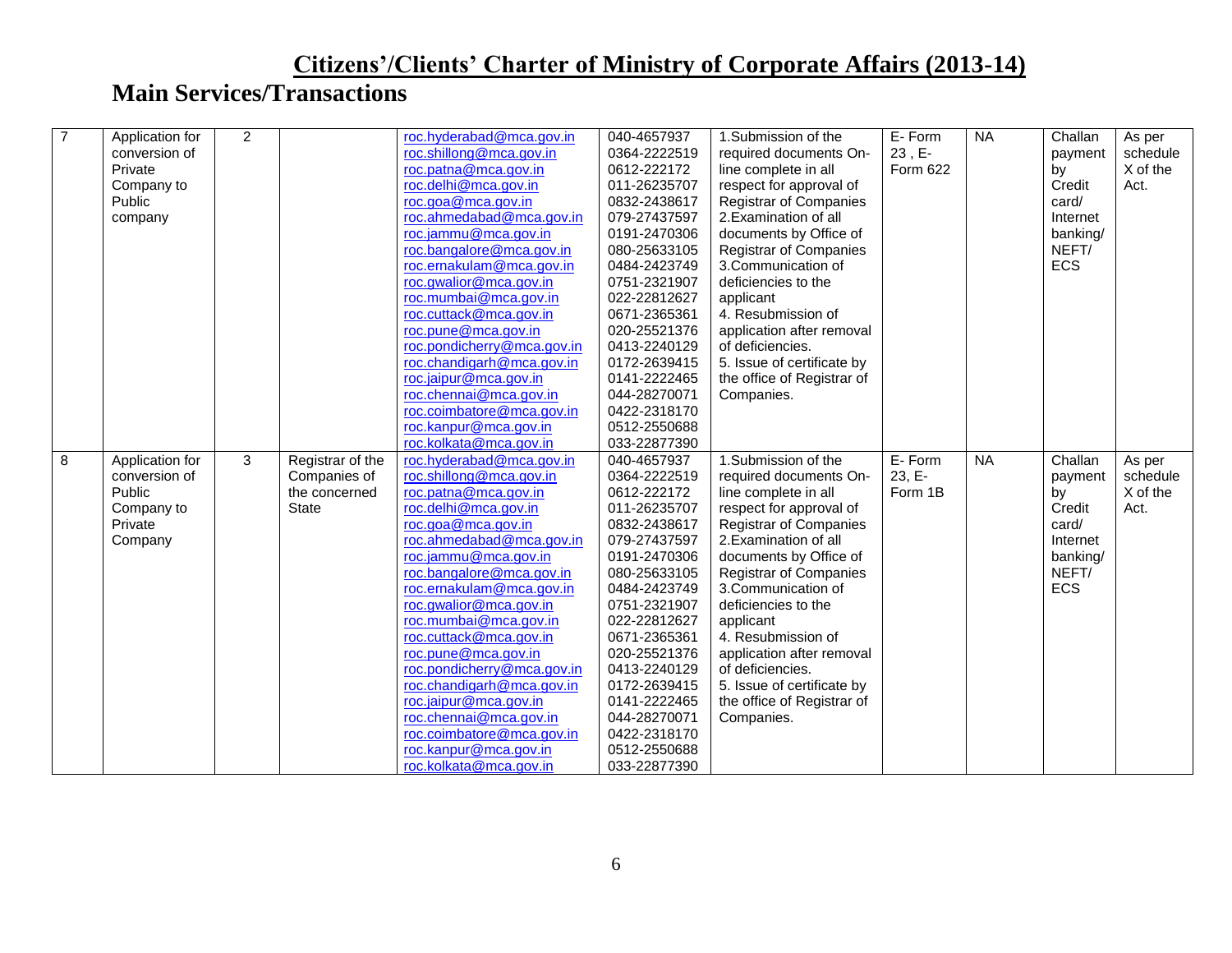# Citizens'/Clients' Charter of Ministry of Corporate Affairs (2013-14)

## Main Services/Transactions

| | | | | | | | | | | |
|---|---|---|---|---|---|---|---|---|---|---|
| 7 | Application for conversion of Private Company to Public company | 2 | | roc.hyderabad@mca.gov.in<br>roc.shillong@mca.gov.in<br>roc.patna@mca.gov.in<br>roc.delhi@mca.gov.in<br>roc.goa@mca.gov.in<br>roc.ahmedabad@mca.gov.in<br>roc.jammu@mca.gov.in<br>roc.bangalore@mca.gov.in<br>roc.ernakulam@mca.gov.in<br>roc.gwalior@mca.gov.in<br>roc.mumbai@mca.gov.in<br>roc.cuttack@mca.gov.in<br>roc.pune@mca.gov.in<br>roc.pondicherry@mca.gov.in<br>roc.chandigarh@mca.gov.in<br>roc.jaipur@mca.gov.in<br>roc.chennai@mca.gov.in<br>roc.coimbatore@mca.gov.in<br>roc.kanpur@mca.gov.in<br>roc.kolkata@mca.gov.in | 040-4657937<br>0364-2222519<br>0612-222172<br>011-26235707<br>0832-2438617<br>079-27437597<br>0191-2470306<br>080-25633105<br>0484-2423749<br>0751-2321907<br>022-22812627<br>0671-2365361<br>020-25521376<br>0413-2240129<br>0172-2639415<br>0141-2222465<br>044-28270071<br>0422-2318170<br>0512-2550688<br>033-22877390 | 1.Submission of the required documents On-line complete in all respect for approval of Registrar of Companies<br>2.Examination of all documents by Office of Registrar of Companies<br>3.Communication of deficiencies to the applicant<br>4. Resubmission of application after removal of deficiencies.<br>5. Issue of certificate by the office of Registrar of Companies. | E- Form 23 , E-Form 622 | NA | Challan payment by Credit card/ Internet banking/ NEFT/ ECS | As per schedule X of the Act. |
| 8 | Application for conversion of Public Company to Private Company | 3 | Registrar of the Companies of the concerned State | roc.hyderabad@mca.gov.in<br>roc.shillong@mca.gov.in<br>roc.patna@mca.gov.in<br>roc.delhi@mca.gov.in<br>roc.goa@mca.gov.in<br>roc.ahmedabad@mca.gov.in<br>roc.jammu@mca.gov.in<br>roc.bangalore@mca.gov.in<br>roc.ernakulam@mca.gov.in<br>roc.gwalior@mca.gov.in<br>roc.mumbai@mca.gov.in<br>roc.cuttack@mca.gov.in<br>roc.pune@mca.gov.in<br>roc.pondicherry@mca.gov.in<br>roc.chandigarh@mca.gov.in<br>roc.jaipur@mca.gov.in<br>roc.chennai@mca.gov.in<br>roc.coimbatore@mca.gov.in<br>roc.kanpur@mca.gov.in<br>roc.kolkata@mca.gov.in | 040-4657937<br>0364-2222519<br>0612-222172<br>011-26235707<br>0832-2438617<br>079-27437597<br>0191-2470306<br>080-25633105<br>0484-2423749<br>0751-2321907<br>022-22812627<br>0671-2365361<br>020-25521376<br>0413-2240129<br>0172-2639415<br>0141-2222465<br>044-28270071<br>0422-2318170<br>0512-2550688<br>033-22877390 | 1.Submission of the required documents On-line complete in all respect for approval of Registrar of Companies<br>2.Examination of all documents by Office of Registrar of Companies<br>3.Communication of deficiencies to the applicant<br>4. Resubmission of application after removal of deficiencies.<br>5. Issue of certificate by the office of Registrar of Companies. | E- Form 23, E-Form 1B | NA | Challan payment by Credit card/ Internet banking/ NEFT/ ECS | As per schedule X of the Act. |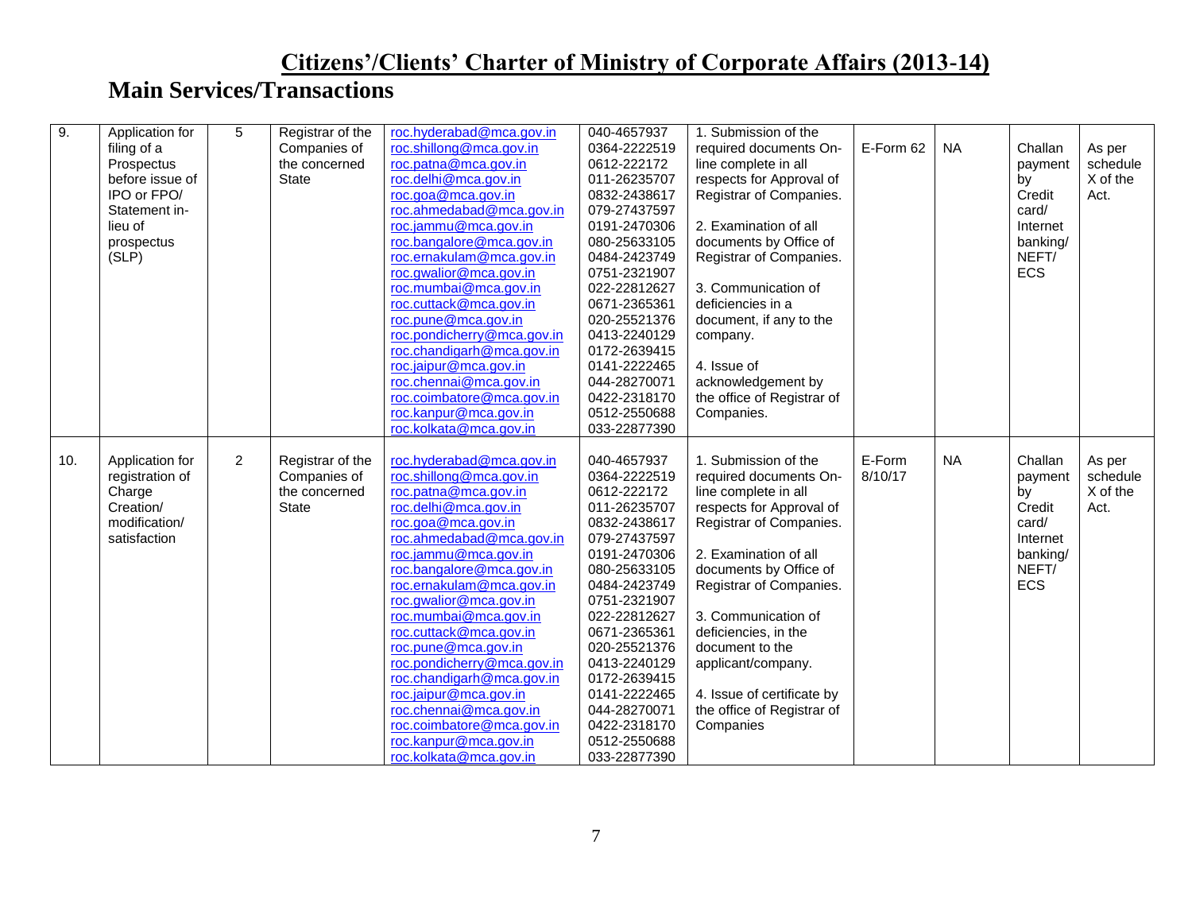# Citizens'/Clients' Charter of Ministry of Corporate Affairs (2013-14)

## Main Services/Transactions

| | | | | | | | | | | |
|---|---|---|---|---|---|---|---|---|---|---|
| 9. | Application for filing of a Prospectus before issue of IPO or FPO/ Statement in-lieu of prospectus (SLP) | 5 | Registrar of the Companies of the concerned State | roc.hyderabad@mca.gov.in<br>roc.shillong@mca.gov.in<br>roc.patna@mca.gov.in<br>roc.delhi@mca.gov.in<br>roc.goa@mca.gov.in<br>roc.ahmedabad@mca.gov.in<br>roc.jammu@mca.gov.in<br>roc.bangalore@mca.gov.in<br>roc.ernakulam@mca.gov.in<br>roc.gwalior@mca.gov.in<br>roc.mumbai@mca.gov.in<br>roc.cuttack@mca.gov.in<br>roc.pune@mca.gov.in<br>roc.pondicherry@mca.gov.in<br>roc.chandigarh@mca.gov.in<br>roc.jaipur@mca.gov.in<br>roc.chennai@mca.gov.in<br>roc.coimbatore@mca.gov.in<br>roc.kanpur@mca.gov.in<br>roc.kolkata@mca.gov.in | 040-4657937<br>0364-2222519<br>0612-222172<br>011-26235707<br>0832-2438617<br>079-27437597<br>0191-2470306<br>080-25633105<br>0484-2423749<br>0751-2321907<br>022-22812627<br>0671-2365361<br>020-25521376<br>0413-2240129<br>0172-2639415<br>0141-2222465<br>044-28270071<br>0422-2318170<br>0512-2550688<br>033-22877390 | 1. Submission of the required documents On-line complete in all respects for Approval of Registrar of Companies.<br><br>2. Examination of all documents by Office of Registrar of Companies.<br><br>3. Communication of deficiencies in a document, if any to the company.<br><br>4. Issue of acknowledgement by the office of Registrar of Companies. | E-Form 62 | NA | Challan payment by Credit card/ Internet banking/ NEFT/ ECS | As per schedule X of the Act. |
| 10. | Application for registration of Charge Creation/ modification/ satisfaction | 2 | Registrar of the Companies of the concerned State | roc.hyderabad@mca.gov.in<br>roc.shillong@mca.gov.in<br>roc.patna@mca.gov.in<br>roc.delhi@mca.gov.in<br>roc.goa@mca.gov.in<br>roc.ahmedabad@mca.gov.in<br>roc.jammu@mca.gov.in<br>roc.bangalore@mca.gov.in<br>roc.ernakulam@mca.gov.in<br>roc.gwalior@mca.gov.in<br>roc.mumbai@mca.gov.in<br>roc.cuttack@mca.gov.in<br>roc.pune@mca.gov.in<br>roc.pondicherry@mca.gov.in<br>roc.chandigarh@mca.gov.in<br>roc.jaipur@mca.gov.in<br>roc.chennai@mca.gov.in<br>roc.coimbatore@mca.gov.in<br>roc.kanpur@mca.gov.in<br>roc.kolkata@mca.gov.in | 040-4657937<br>0364-2222519<br>0612-222172<br>011-26235707<br>0832-2438617<br>079-27437597<br>0191-2470306<br>080-25633105<br>0484-2423749<br>0751-2321907<br>022-22812627<br>0671-2365361<br>020-25521376<br>0413-2240129<br>0172-2639415<br>0141-2222465<br>044-28270071<br>0422-2318170<br>0512-2550688<br>033-22877390 | 1. Submission of the required documents On-line complete in all respects for Approval of Registrar of Companies.<br><br>2. Examination of all documents by Office of Registrar of Companies.<br><br>3. Communication of deficiencies, in the document to the applicant/company.<br><br>4. Issue of certificate by the office of Registrar of Companies | E-Form 8/10/17 | NA | Challan payment by Credit card/ Internet banking/ NEFT/ ECS | As per schedule X of the Act. |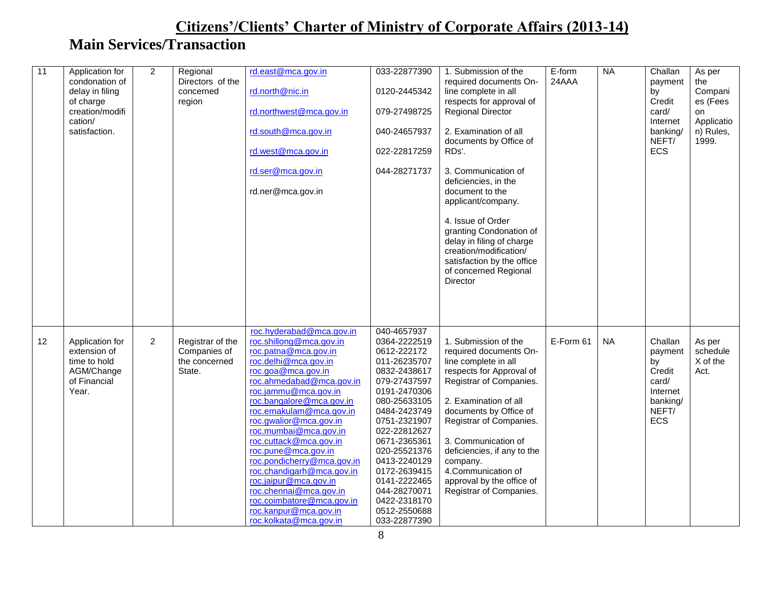# Citizens'/Clients' Charter of Ministry of Corporate Affairs (2013-14)

## Main Services/Transaction

| | | | | | | | | | | |
|---|---|---|---|---|---|---|---|---|---|---|
| 11 | Application for condonation of delay in filing of charge creation/modification/ satisfaction. | 2 | Regional Directors of the concerned region | rd.east@mca.gov.in<br><br>rd.north@nic.in<br><br>rd.northwest@mca.gov.in<br><br>rd.south@mca.gov.in<br><br>rd.west@mca.gov.in<br><br>rd.ser@mca.gov.in<br><br>rd.ner@mca.gov.in | 033-22877390<br><br>0120-2445342<br><br>079-27498725<br><br>040-24657937<br><br>022-22817259<br><br>044-28271737 | 1. Submission of the required documents On-line complete in all respects for approval of Regional Director<br><br>2. Examination of all documents by Office of RDs'.<br><br>3. Communication of deficiencies, in the document to the applicant/company.<br><br>4. Issue of Order granting Condonation of delay in filing of charge creation/modification/ satisfaction by the office of concerned Regional Director | E-form 24AAA | NA | Challan payment by Credit card/ Internet banking/ NEFT/ ECS | As per the Companies (Fees on Application) Rules, 1999. |
| 12 | Application for extension of time to hold AGM/Change of Financial Year. | 2 | Registrar of the Companies of the concerned State. | roc.hyderabad@mca.gov.in<br>roc.shillong@mca.gov.in<br>roc.patna@mca.gov.in<br>roc.delhi@mca.gov.in<br>roc.goa@mca.gov.in<br>roc.ahmedabad@mca.gov.in<br>roc.jammu@mca.gov.in<br>roc.bangalore@mca.gov.in<br>roc.ernakulam@mca.gov.in<br>roc.gwalior@mca.gov.in<br>roc.mumbai@mca.gov.in<br>roc.cuttack@mca.gov.in<br>roc.pune@mca.gov.in<br>roc.pondicherry@mca.gov.in<br>roc.chandigarh@mca.gov.in<br>roc.jaipur@mca.gov.in<br>roc.chennai@mca.gov.in<br>roc.coimbatore@mca.gov.in<br>roc.kanpur@mca.gov.in<br>roc.kolkata@mca.gov.in | 040-4657937<br>0364-2222519<br>0612-222172<br>011-26235707<br>0832-2438617<br>079-27437597<br>0191-2470306<br>080-25633105<br>0484-2423749<br>0751-2321907<br>022-22812627<br>0671-2365361<br>020-25521376<br>0413-2240129<br>0172-2639415<br>0141-2222465<br>044-28270071<br>0422-2318170<br>0512-2550688<br>033-22877390 | 1. Submission of the required documents On-line complete in all respects for Approval of Registrar of Companies.<br><br>2. Examination of all documents by Office of Registrar of Companies.<br><br>3. Communication of deficiencies, if any to the company.<br>4.Communication of approval by the office of Registrar of Companies. | E-Form 61 | NA | Challan payment by Credit card/ Internet banking/ NEFT/ ECS | As per schedule X of the Act. |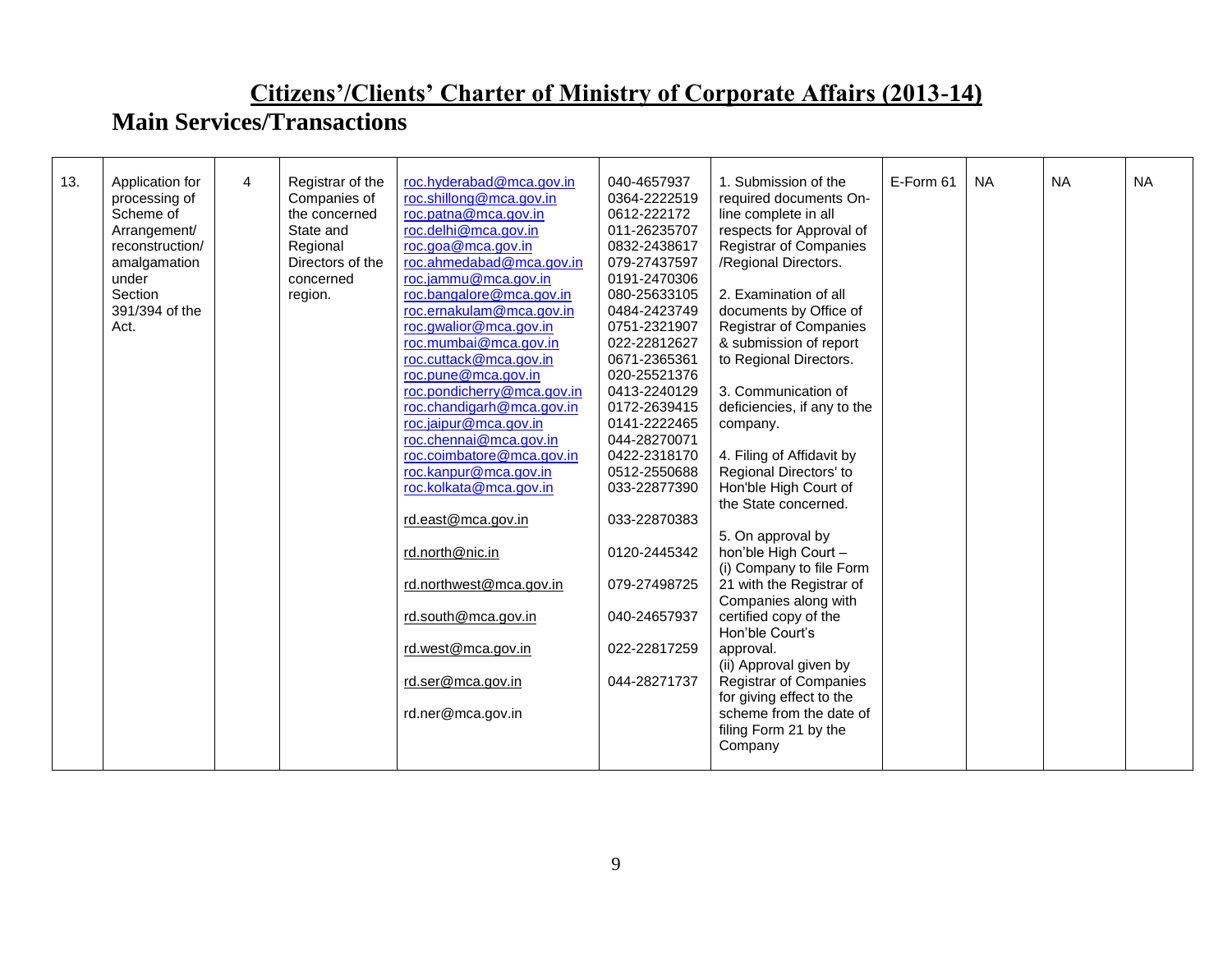# Citizens'/Clients' Charter of Ministry of Corporate Affairs (2013-14)

## Main Services/Transactions

| | | | | | | | | | | |
|---|---|---|---|---|---|---|---|---|---|---|
| 13. | Application for processing of Scheme of Arrangement/ reconstruction/ amalgamation under Section 391/394 of the Act. | 4 | Registrar of the Companies of the concerned State and Regional Directors of the concerned region. | roc.hyderabad@mca.gov.in<br>roc.shillong@mca.gov.in<br>roc.patna@mca.gov.in<br>roc.delhi@mca.gov.in<br>roc.goa@mca.gov.in<br>roc.ahmedabad@mca.gov.in<br>roc.jammu@mca.gov.in<br>roc.bangalore@mca.gov.in<br>roc.ernakulam@mca.gov.in<br>roc.gwalior@mca.gov.in<br>roc.mumbai@mca.gov.in<br>roc.cuttack@mca.gov.in<br>roc.pune@mca.gov.in<br>roc.pondicherry@mca.gov.in<br>roc.chandigarh@mca.gov.in<br>roc.jaipur@mca.gov.in<br>roc.chennai@mca.gov.in<br>roc.coimbatore@mca.gov.in<br>roc.kanpur@mca.gov.in<br>roc.kolkata@mca.gov.in<br><br>rd.east@mca.gov.in<br><br>rd.north@nic.in<br><br>rd.northwest@mca.gov.in<br><br>rd.south@mca.gov.in<br><br>rd.west@mca.gov.in<br><br>rd.ser@mca.gov.in<br><br>rd.ner@mca.gov.in | 040-4657937<br>0364-2222519<br>0612-222172<br>011-26235707<br>0832-2438617<br>079-27437597<br>0191-2470306<br>080-25633105<br>0484-2423749<br>0751-2321907<br>022-22812627<br>0671-2365361<br>020-25521376<br>0413-2240129<br>0172-2639415<br>0141-2222465<br>044-28270071<br>0422-2318170<br>0512-2550688<br>033-22877390<br><br>033-22870383<br><br>0120-2445342<br><br>079-27498725<br><br>040-24657937<br><br>022-22817259<br><br>044-28271737 | 1. Submission of the required documents On-line complete in all respects for Approval of Registrar of Companies /Regional Directors.<br><br>2. Examination of all documents by Office of Registrar of Companies & submission of report to Regional Directors.<br><br>3. Communication of deficiencies, if any to the company.<br><br>4. Filing of Affidavit by Regional Directors' to Hon'ble High Court of the State concerned.<br><br>5. On approval by hon'ble High Court –<br>(i) Company to file Form 21 with the Registrar of Companies along with certified copy of the Hon'ble Court's approval.<br>(ii) Approval given by Registrar of Companies for giving effect to the scheme from the date of filing Form 21 by the Company | E-Form 61 | NA | NA | NA |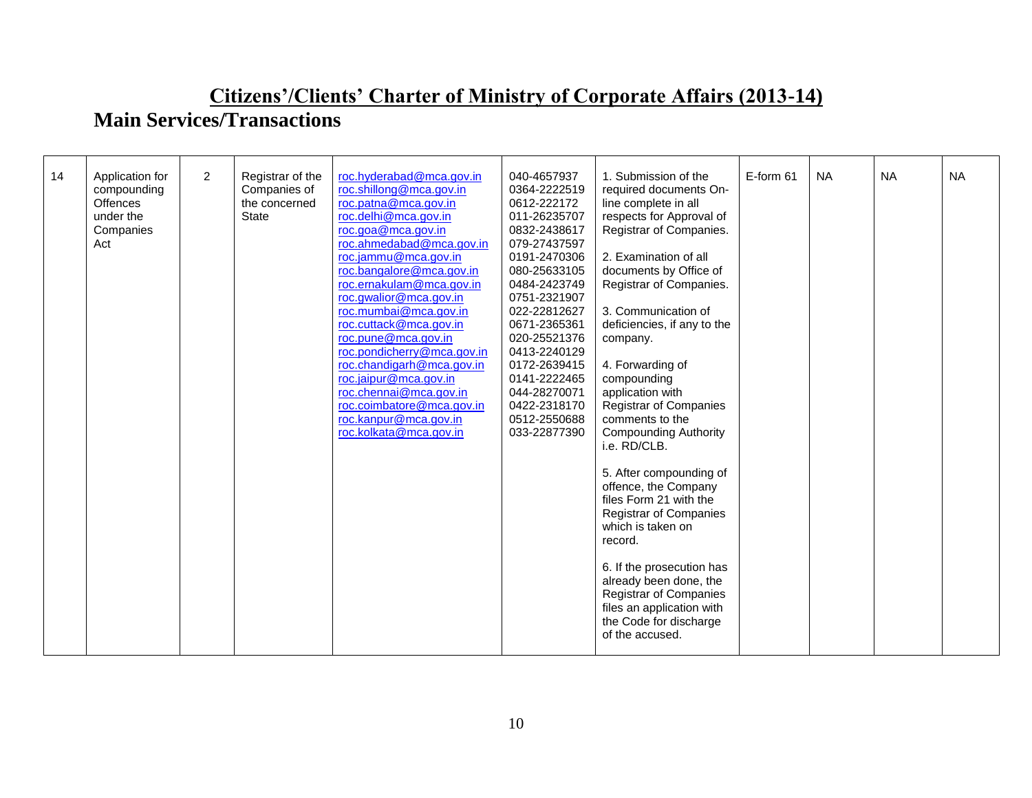# Citizens'/Clients' Charter of Ministry of Corporate Affairs (2013-14)

## Main Services/Transactions

| | | | | | | | | | | |
|---|---|---|---|---|---|---|---|---|---|---|
| 14 | Application for compounding Offences under the Companies Act | 2 | Registrar of the Companies of the concerned State | roc.hyderabad@mca.gov.in<br>roc.shillong@mca.gov.in<br>roc.patna@mca.gov.in<br>roc.delhi@mca.gov.in<br>roc.goa@mca.gov.in<br>roc.ahmedabad@mca.gov.in<br>roc.jammu@mca.gov.in<br>roc.bangalore@mca.gov.in<br>roc.ernakulam@mca.gov.in<br>roc.gwalior@mca.gov.in<br>roc.mumbai@mca.gov.in<br>roc.cuttack@mca.gov.in<br>roc.pune@mca.gov.in<br>roc.pondicherry@mca.gov.in<br>roc.chandigarh@mca.gov.in<br>roc.jaipur@mca.gov.in<br>roc.chennai@mca.gov.in<br>roc.coimbatore@mca.gov.in<br>roc.kanpur@mca.gov.in<br>roc.kolkata@mca.gov.in | 040-4657937<br>0364-2222519<br>0612-222172<br>011-26235707<br>0832-2438617<br>079-27437597<br>0191-2470306<br>080-25633105<br>0484-2423749<br>0751-2321907<br>022-22812627<br>0671-2365361<br>020-25521376<br>0413-2240129<br>0172-2639415<br>0141-2222465<br>044-28270071<br>0422-2318170<br>0512-2550688<br>033-22877390 | 1. Submission of the required documents On-line complete in all respects for Approval of Registrar of Companies.<br><br>2. Examination of all documents by Office of Registrar of Companies.<br><br>3. Communication of deficiencies, if any to the company.<br><br>4. Forwarding of compounding application with Registrar of Companies comments to the Compounding Authority i.e. RD/CLB.<br><br>5. After compounding of offence, the Company files Form 21 with the Registrar of Companies which is taken on record.<br><br>6. If the prosecution has already been done, the Registrar of Companies files an application with the Code for discharge of the accused. | E-form 61 | NA | NA | NA |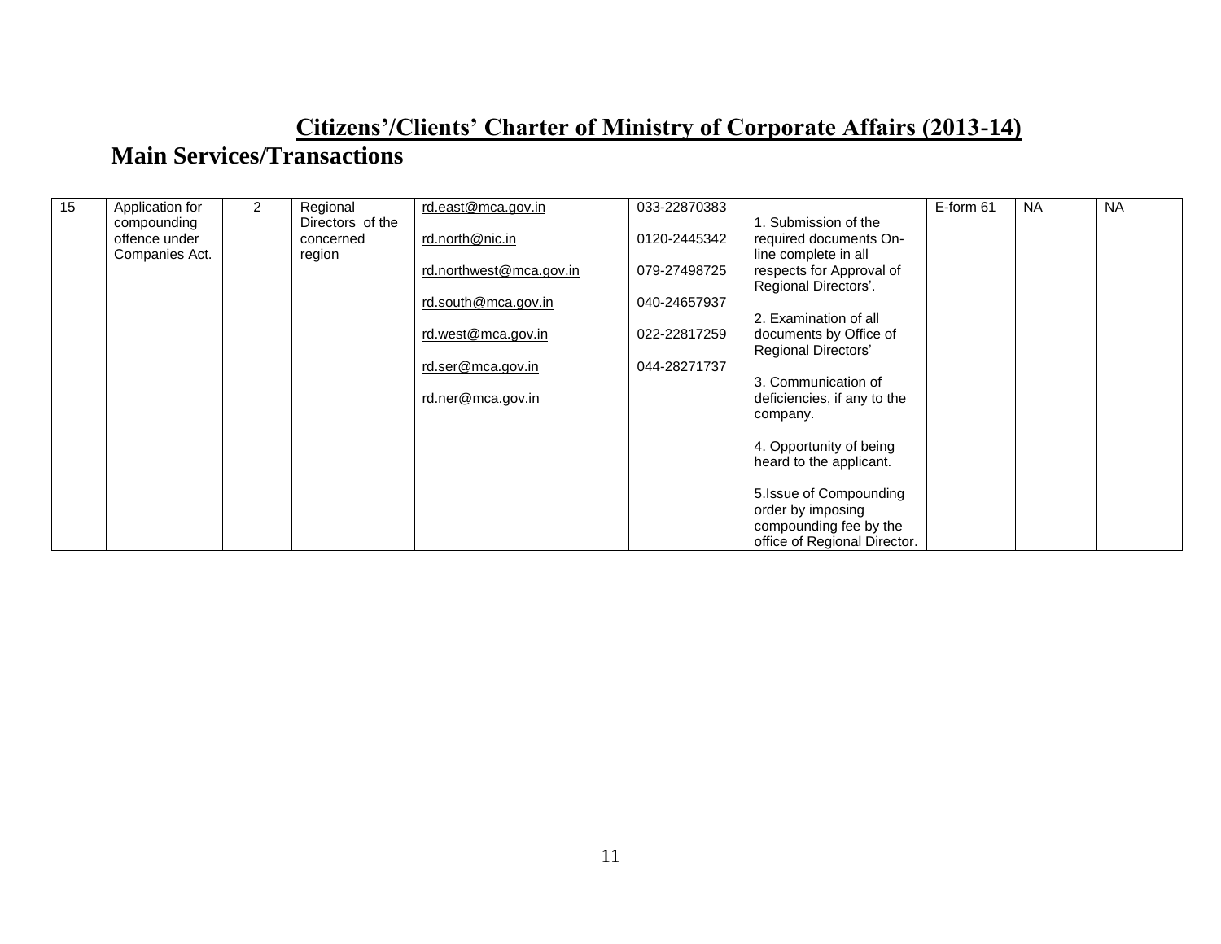# Citizens'/Clients' Charter of Ministry of Corporate Affairs (2013-14)

## Main Services/Transactions

| | | | | | | | | | |
|---|---|---|---|---|---|---|---|---|---|
| 15 | Application for compounding offence under Companies Act. | 2 | Regional Directors of the concerned region | rd.east@mca.gov.in<br><br>rd.north@nic.in<br><br>rd.northwest@mca.gov.in<br><br>rd.south@mca.gov.in<br><br>rd.west@mca.gov.in<br><br>rd.ser@mca.gov.in<br><br>rd.ner@mca.gov.in | 033-22870383<br><br>0120-2445342<br><br>079-27498725<br><br>040-24657937<br><br>022-22817259<br><br>044-28271737 | 1. Submission of the required documents On-line complete in all respects for Approval of Regional Directors'.<br><br>2. Examination of all documents by Office of Regional Directors'<br><br>3. Communication of deficiencies, if any to the company.<br><br>4. Opportunity of being heard to the applicant.<br><br>5.Issue of Compounding order by imposing compounding fee by the office of Regional Director. | E-form 61 | NA | NA |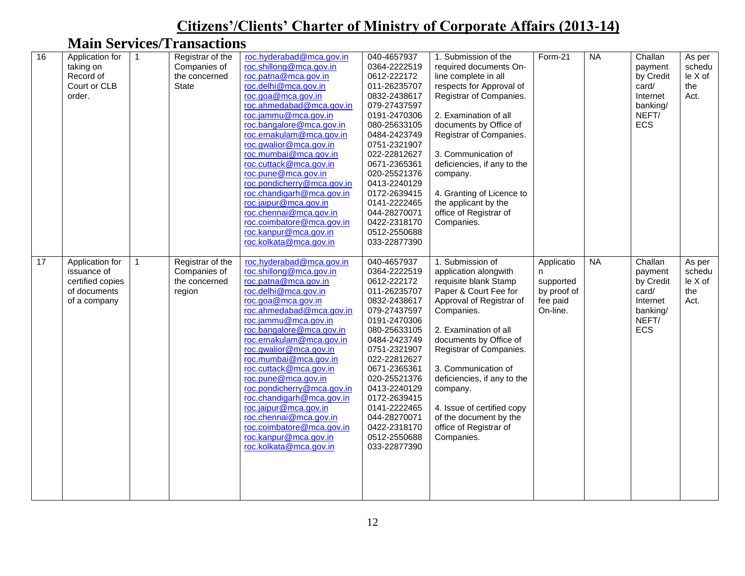# Citizens'/Clients' Charter of Ministry of Corporate Affairs (2013-14)

## Main Services/Transactions

| | | | | | | | | | | |
|---|---|---|---|---|---|---|---|---|---|---|
| 16 | Application for taking on Record of Court or CLB order. | 1 | Registrar of the Companies of the concerned State | roc.hyderabad@mca.gov.in roc.shillong@mca.gov.in roc.patna@mca.gov.in roc.delhi@mca.gov.in roc.goa@mca.gov.in roc.ahmedabad@mca.gov.in roc.jammu@mca.gov.in roc.bangalore@mca.gov.in roc.ernakulam@mca.gov.in roc.gwalior@mca.gov.in roc.mumbai@mca.gov.in roc.cuttack@mca.gov.in roc.pune@mca.gov.in roc.pondicherry@mca.gov.in roc.chandigarh@mca.gov.in roc.jaipur@mca.gov.in roc.chennai@mca.gov.in roc.coimbatore@mca.gov.in roc.kanpur@mca.gov.in roc.kolkata@mca.gov.in | 040-4657937 0364-2222519 0612-222172 011-26235707 0832-2438617 079-27437597 0191-2470306 080-25633105 0484-2423749 0751-2321907 022-22812627 0671-2365361 020-25521376 0413-2240129 0172-2639415 0141-2222465 044-28270071 0422-2318170 0512-2550688 033-22877390 | 1. Submission of the required documents On-line complete in all respects for Approval of Registrar of Companies. 2. Examination of all documents by Office of Registrar of Companies. 3. Communication of deficiencies, if any to the company. 4. Granting of Licence to the applicant by the office of Registrar of Companies. | Form-21 | NA | Challan payment by Credit card/ Internet banking/ NEFT/ ECS | As per schedule X of the Act. |
| 17 | Application for issuance of certified copies of documents of a company | 1 | Registrar of the Companies of the concerned region | roc.hyderabad@mca.gov.in roc.shillong@mca.gov.in roc.patna@mca.gov.in roc.delhi@mca.gov.in roc.goa@mca.gov.in roc.ahmedabad@mca.gov.in roc.jammu@mca.gov.in roc.bangalore@mca.gov.in roc.ernakulam@mca.gov.in roc.gwalior@mca.gov.in roc.mumbai@mca.gov.in roc.cuttack@mca.gov.in roc.pune@mca.gov.in roc.pondicherry@mca.gov.in roc.chandigarh@mca.gov.in roc.jaipur@mca.gov.in roc.chennai@mca.gov.in roc.coimbatore@mca.gov.in roc.kanpur@mca.gov.in roc.kolkata@mca.gov.in | 040-4657937 0364-2222519 0612-222172 011-26235707 0832-2438617 079-27437597 0191-2470306 080-25633105 0484-2423749 0751-2321907 022-22812627 0671-2365361 020-25521376 0413-2240129 0172-2639415 0141-2222465 044-28270071 0422-2318170 0512-2550688 033-22877390 | 1. Submission of application alongwith requisite blank Stamp Paper & Court Fee for Approval of Registrar of Companies. 2. Examination of all documents by Office of Registrar of Companies. 3. Communication of deficiencies, if any to the company. 4. Issue of certified copy of the document by the office of Registrar of Companies. | Application supported by proof of fee paid On-line. | NA | Challan payment by Credit card/ Internet banking/ NEFT/ ECS | As per schedule X of the Act. |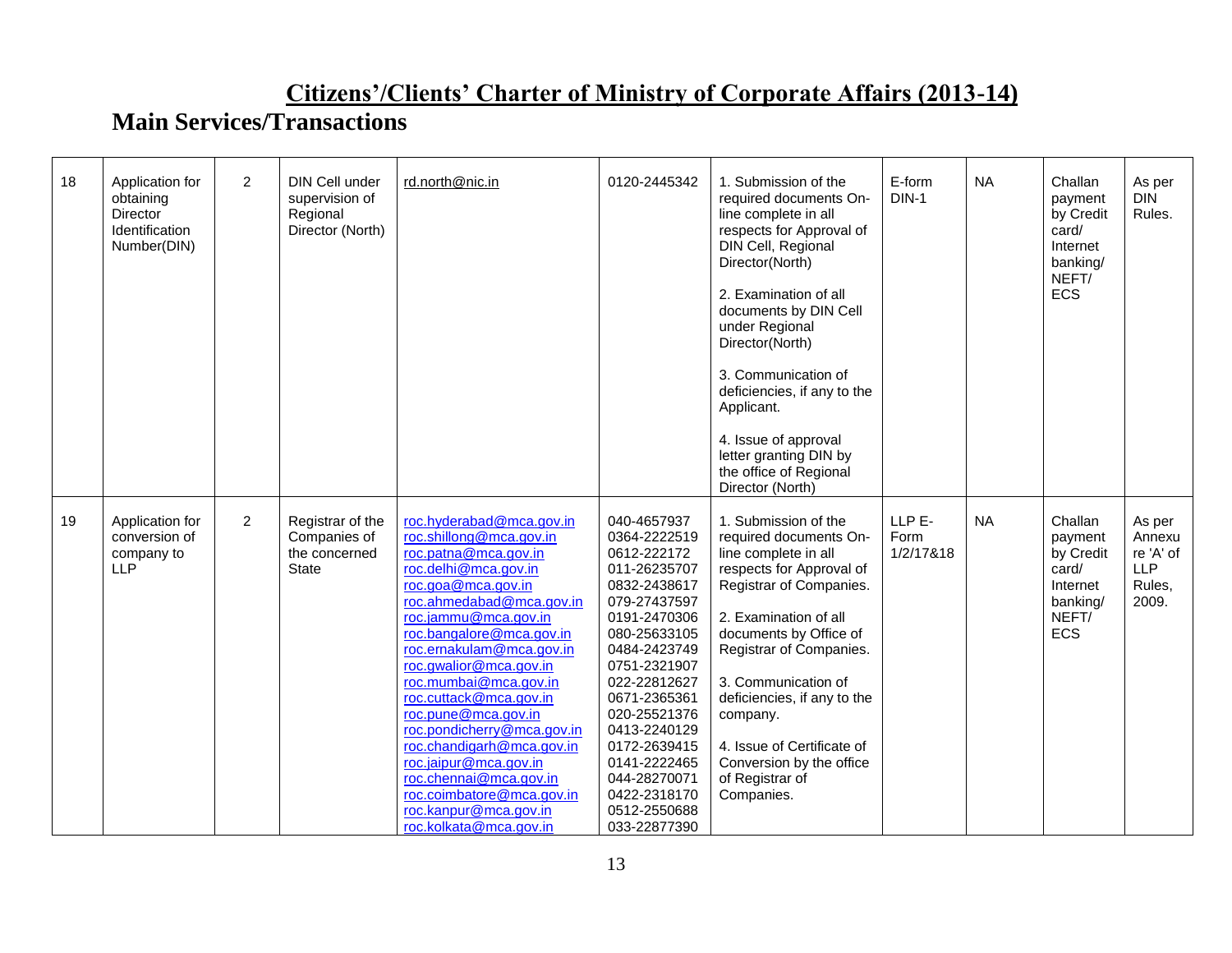# Citizens'/Clients' Charter of Ministry of Corporate Affairs (2013-14)

## Main Services/Transactions

| | | | | | | | | | | |
|---|---|---|---|---|---|---|---|---|---|---|
| 18 | Application for obtaining Director Identification Number(DIN) | 2 | DIN Cell under supervision of Regional Director (North) | rd.north@nic.in | 0120-2445342 | 1. Submission of the required documents On-line complete in all respects for Approval of DIN Cell, Regional Director(North)<br><br>2. Examination of all documents by DIN Cell under Regional Director(North)<br><br>3. Communication of deficiencies, if any to the Applicant.<br><br>4. Issue of approval letter granting DIN by the office of Regional Director (North) | E-form DIN-1 | NA | Challan payment by Credit card/ Internet banking/ NEFT/ ECS | As per DIN Rules. |
| 19 | Application for conversion of company to LLP | 2 | Registrar of the Companies of the concerned State | roc.hyderabad@mca.gov.in<br>roc.shillong@mca.gov.in<br>roc.patna@mca.gov.in<br>roc.delhi@mca.gov.in<br>roc.goa@mca.gov.in<br>roc.ahmedabad@mca.gov.in<br>roc.jammu@mca.gov.in<br>roc.bangalore@mca.gov.in<br>roc.ernakulam@mca.gov.in<br>roc.gwalior@mca.gov.in<br>roc.mumbai@mca.gov.in<br>roc.cuttack@mca.gov.in<br>roc.pune@mca.gov.in<br>roc.pondicherry@mca.gov.in<br>roc.chandigarh@mca.gov.in<br>roc.jaipur@mca.gov.in<br>roc.chennai@mca.gov.in<br>roc.coimbatore@mca.gov.in<br>roc.kanpur@mca.gov.in<br>roc.kolkata@mca.gov.in | 040-4657937<br>0364-2222519<br>0612-222172<br>011-26235707<br>0832-2438617<br>079-27437597<br>0191-2470306<br>080-25633105<br>0484-2423749<br>0751-2321907<br>022-22812627<br>0671-2365361<br>020-25521376<br>0413-2240129<br>0172-2639415<br>0141-2222465<br>044-28270071<br>0422-2318170<br>0512-2550688<br>033-22877390 | 1. Submission of the required documents On-line complete in all respects for Approval of Registrar of Companies.<br><br>2. Examination of all documents by Office of Registrar of Companies.<br><br>3. Communication of deficiencies, if any to the company.<br><br>4. Issue of Certificate of Conversion by the office of Registrar of Companies. | LLP E-Form 1/2/17&18 | NA | Challan payment by Credit card/ Internet banking/ NEFT/ ECS | As per Annexure 'A' of LLP Rules, 2009. |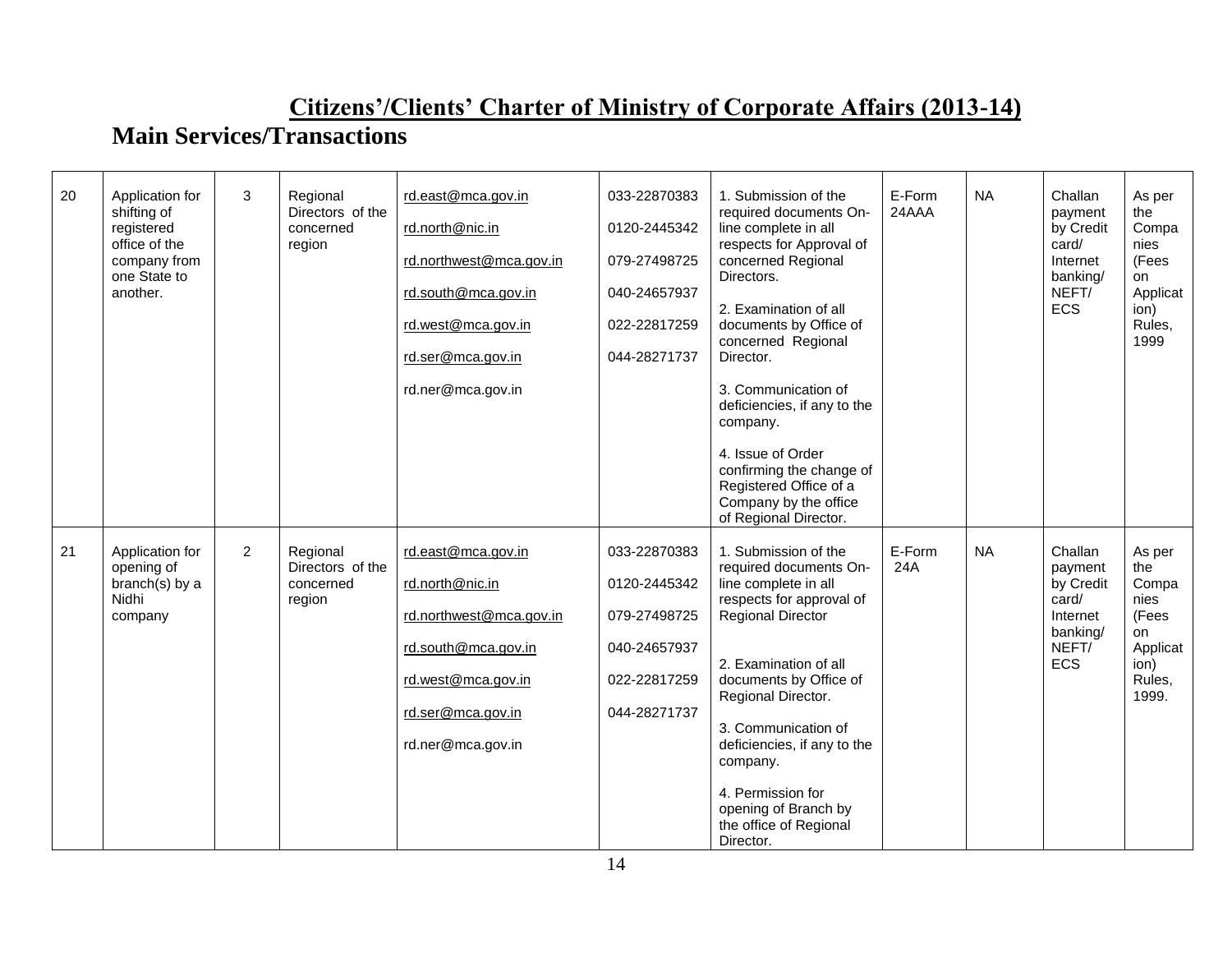# Citizens'/Clients' Charter of Ministry of Corporate Affairs (2013-14)

## Main Services/Transactions

| | | | | | | | | | | |
|---|---|---|---|---|---|---|---|---|---|---|
| 20 | Application for shifting of registered office of the company from one State to another. | 3 | Regional Directors of the concerned region | rd.east@mca.gov.in<br><br>rd.north@nic.in<br><br>rd.northwest@mca.gov.in<br><br>rd.south@mca.gov.in<br><br>rd.west@mca.gov.in<br><br>rd.ser@mca.gov.in<br><br>rd.ner@mca.gov.in | 033-22870383<br><br>0120-2445342<br><br>079-27498725<br><br>040-24657937<br><br>022-22817259<br><br>044-28271737 | 1. Submission of the required documents On-line complete in all respects for Approval of concerned Regional Directors.<br><br>2. Examination of all documents by Office of concerned Regional Director.<br><br>3. Communication of deficiencies, if any to the company.<br><br>4. Issue of Order confirming the change of Registered Office of a Company by the office of Regional Director. | E-Form 24AAA | NA | Challan payment by Credit card/ Internet banking/ NEFT/ ECS | As per the Companies (Fees on Application) Rules, 1999 |
| 21 | Application for opening of branch(s) by a Nidhi company | 2 | Regional Directors of the concerned region | rd.east@mca.gov.in<br><br>rd.north@nic.in<br><br>rd.northwest@mca.gov.in<br><br>rd.south@mca.gov.in<br><br>rd.west@mca.gov.in<br><br>rd.ser@mca.gov.in<br><br>rd.ner@mca.gov.in | 033-22870383<br><br>0120-2445342<br><br>079-27498725<br><br>040-24657937<br><br>022-22817259<br><br>044-28271737 | 1. Submission of the required documents On-line complete in all respects for approval of Regional Director<br><br>2. Examination of all documents by Office of Regional Director.<br><br>3. Communication of deficiencies, if any to the company.<br><br>4. Permission for opening of Branch by the office of Regional Director. | E-Form 24A | NA | Challan payment by Credit card/ Internet banking/ NEFT/ ECS | As per the Companies (Fees on Application) Rules, 1999. |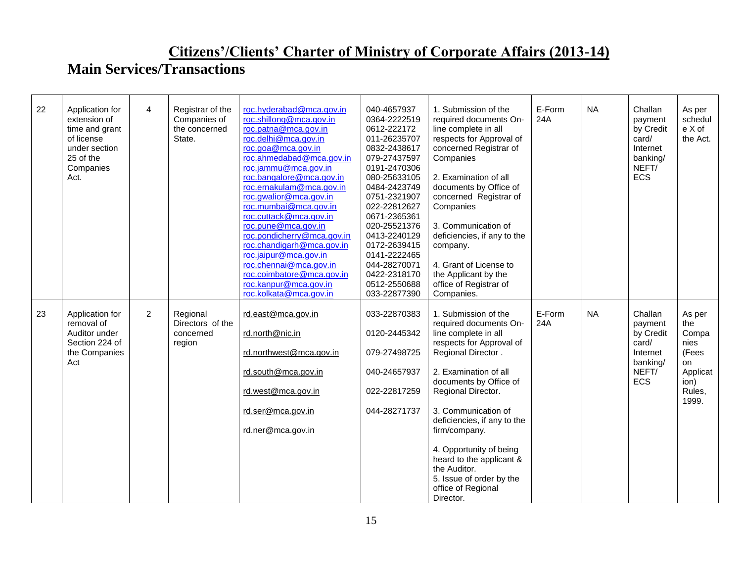# Citizens'/Clients' Charter of Ministry of Corporate Affairs (2013-14)

## Main Services/Transactions

| | | | | | | | | | | |
|---|---|---|---|---|---|---|---|---|---|---|
| 22 | Application for extension of time and grant of license under section 25 of the Companies Act. | 4 | Registrar of the Companies of the concerned State. | roc.hyderabad@mca.gov.in<br>roc.shillong@mca.gov.in<br>roc.patna@mca.gov.in<br>roc.delhi@mca.gov.in<br>roc.goa@mca.gov.in<br>roc.ahmedabad@mca.gov.in<br>roc.jammu@mca.gov.in<br>roc.bangalore@mca.gov.in<br>roc.ernakulam@mca.gov.in<br>roc.gwalior@mca.gov.in<br>roc.mumbai@mca.gov.in<br>roc.cuttack@mca.gov.in<br>roc.pune@mca.gov.in<br>roc.pondicherry@mca.gov.in<br>roc.chandigarh@mca.gov.in<br>roc.jaipur@mca.gov.in<br>roc.chennai@mca.gov.in<br>roc.coimbatore@mca.gov.in<br>roc.kanpur@mca.gov.in<br>roc.kolkata@mca.gov.in | 040-4657937<br>0364-2222519<br>0612-222172<br>011-26235707<br>0832-2438617<br>079-27437597<br>0191-2470306<br>080-25633105<br>0484-2423749<br>0751-2321907<br>022-22812627<br>0671-2365361<br>020-25521376<br>0413-2240129<br>0172-2639415<br>0141-2222465<br>044-28270071<br>0422-2318170<br>0512-2550688<br>033-22877390 | 1. Submission of the required documents On-line complete in all respects for Approval of concerned Registrar of Companies<br><br>2. Examination of all documents by Office of concerned Registrar of Companies<br><br>3. Communication of deficiencies, if any to the company.<br><br>4. Grant of License to the Applicant by the office of Registrar of Companies. | E-Form 24A | NA | Challan payment by Credit card/ Internet banking/ NEFT/ ECS | As per schedule X of the Act. |
| 23 | Application for removal of Auditor under Section 224 of the Companies Act | 2 | Regional Directors of the concerned region | rd.east@mca.gov.in<br><br>rd.north@nic.in<br><br>rd.northwest@mca.gov.in<br><br>rd.south@mca.gov.in<br><br>rd.west@mca.gov.in<br><br>rd.ser@mca.gov.in<br><br>rd.ner@mca.gov.in | 033-22870383<br><br>0120-2445342<br><br>079-27498725<br><br>040-24657937<br><br>022-22817259<br><br>044-28271737 | 1. Submission of the required documents On-line complete in all respects for Approval of Regional Director .<br><br>2. Examination of all documents by Office of Regional Director.<br><br>3. Communication of deficiencies, if any to the firm/company.<br><br>4. Opportunity of being heard to the applicant & the Auditor.<br>5. Issue of order by the office of Regional Director. | E-Form 24A | NA | Challan payment by Credit card/ Internet banking/ NEFT/ ECS | As per the Companies (Fees on Application) Rules, 1999. |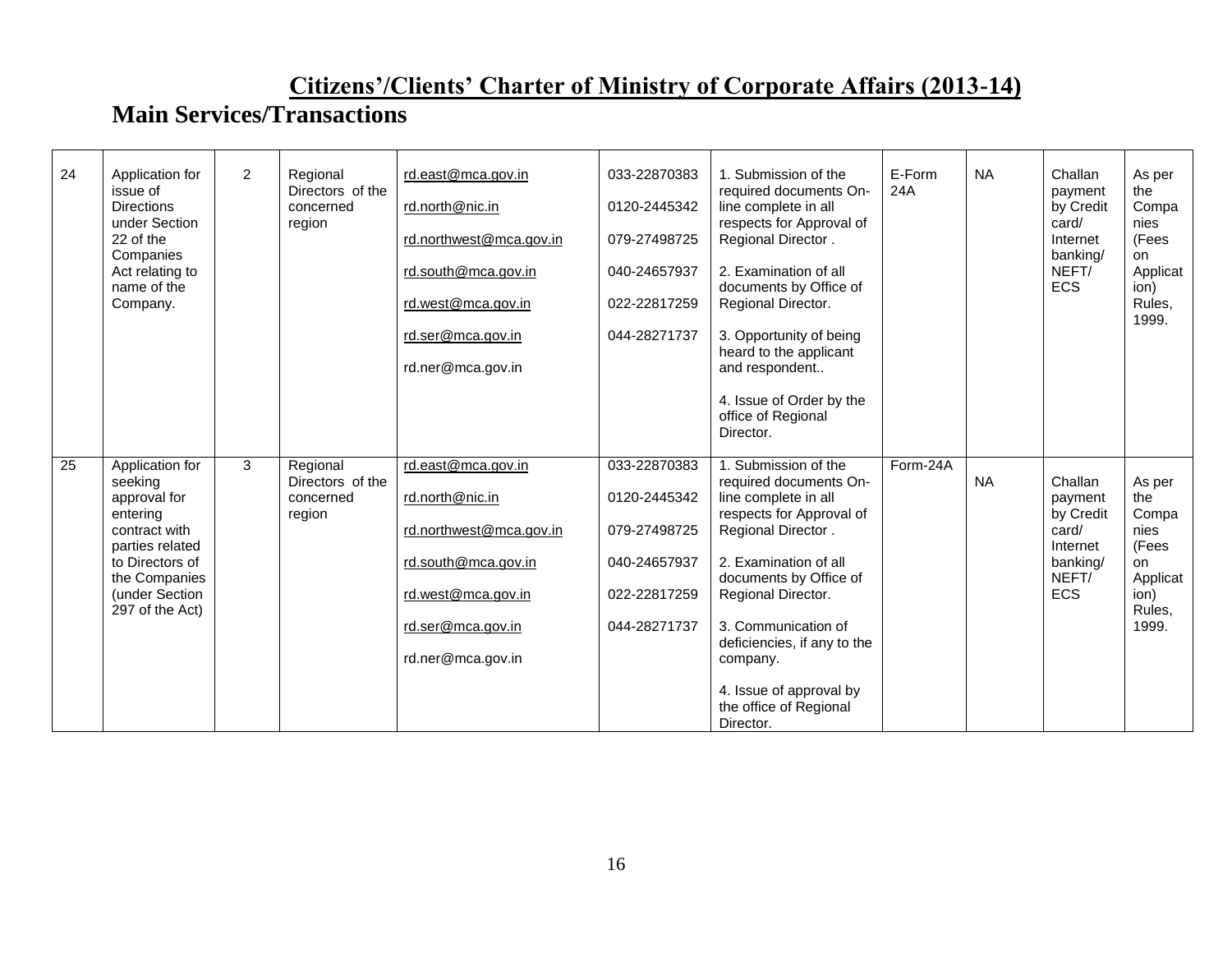# Citizens'/Clients' Charter of Ministry of Corporate Affairs (2013-14)

## Main Services/Transactions

| | | | | | | | | | | |
|---|---|---|---|---|---|---|---|---|---|---|
| 24 | Application for issue of Directions under Section 22 of the Companies Act relating to name of the Company. | 2 | Regional Directors of the concerned region | rd.east@mca.gov.in<br><br>rd.north@nic.in<br><br>rd.northwest@mca.gov.in<br><br>rd.south@mca.gov.in<br><br>rd.west@mca.gov.in<br><br>rd.ser@mca.gov.in<br><br>rd.ner@mca.gov.in | 033-22870383<br><br>0120-2445342<br><br>079-27498725<br><br>040-24657937<br><br>022-22817259<br><br>044-28271737 | 1. Submission of the required documents On-line complete in all respects for Approval of Regional Director .<br><br>2. Examination of all documents by Office of Regional Director.<br><br>3. Opportunity of being heard to the applicant and respondent..<br><br>4. Issue of Order by the office of Regional Director. | E-Form 24A | NA | Challan payment by Credit card/ Internet banking/ NEFT/ ECS | As per the Companies (Fees on Application) Rules, 1999. |
| 25 | Application for seeking approval for entering contract with parties related to Directors of the Companies (under Section 297 of the Act) | 3 | Regional Directors of the concerned region | rd.east@mca.gov.in<br><br>rd.north@nic.in<br><br>rd.northwest@mca.gov.in<br><br>rd.south@mca.gov.in<br><br>rd.west@mca.gov.in<br><br>rd.ser@mca.gov.in<br><br>rd.ner@mca.gov.in | 033-22870383<br><br>0120-2445342<br><br>079-27498725<br><br>040-24657937<br><br>022-22817259<br><br>044-28271737 | 1. Submission of the required documents On-line complete in all respects for Approval of Regional Director .<br><br>2. Examination of all documents by Office of Regional Director.<br><br>3. Communication of deficiencies, if any to the company.<br><br>4. Issue of approval by the office of Regional Director. | Form-24A | NA | Challan payment by Credit card/ Internet banking/ NEFT/ ECS | As per the Companies (Fees on Application) Rules, 1999. |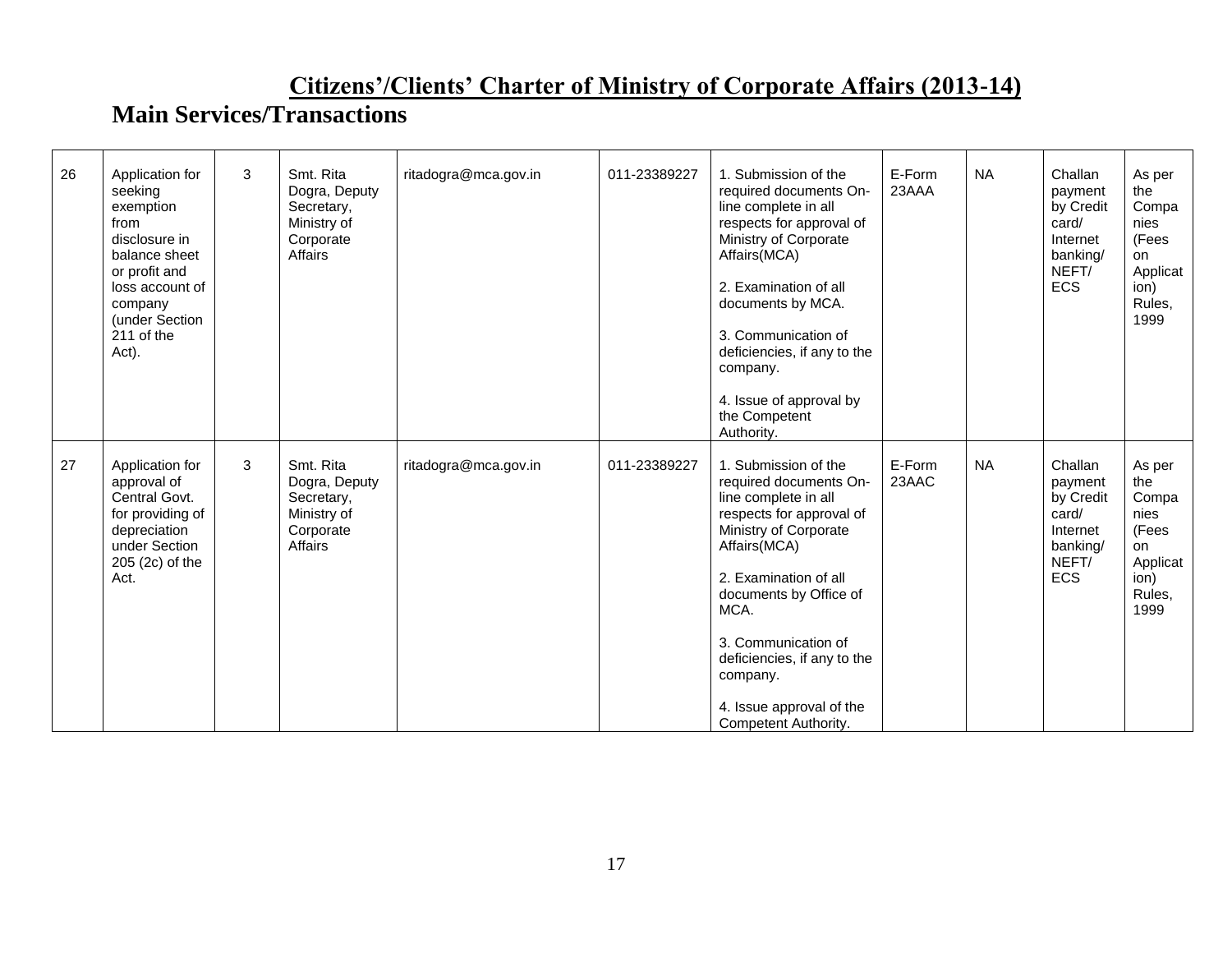# Citizens'/Clients' Charter of Ministry of Corporate Affairs (2013-14)

## Main Services/Transactions

| | | | | | | | | | | |
|---|---|---|---|---|---|---|---|---|---|---|
| 26 | Application for seeking exemption from disclosure in balance sheet or profit and loss account of company (under Section 211 of the Act). | 3 | Smt. Rita Dogra, Deputy Secretary, Ministry of Corporate Affairs | ritadogra@mca.gov.in | 011-23389227 | 1. Submission of the required documents On-line complete in all respects for approval of Ministry of Corporate Affairs(MCA)<br><br>2. Examination of all documents by MCA.<br><br>3. Communication of deficiencies, if any to the company.<br><br>4. Issue of approval by the Competent Authority. | E-Form 23AAA | NA | Challan payment by Credit card/ Internet banking/ NEFT/ ECS | As per the Companies (Fees on Application) Rules, 1999 |
| 27 | Application for approval of Central Govt. for providing of depreciation under Section 205 (2c) of the Act. | 3 | Smt. Rita Dogra, Deputy Secretary, Ministry of Corporate Affairs | ritadogra@mca.gov.in | 011-23389227 | 1. Submission of the required documents On-line complete in all respects for approval of Ministry of Corporate Affairs(MCA)<br><br>2. Examination of all documents by Office of MCA.<br><br>3. Communication of deficiencies, if any to the company.<br><br>4. Issue approval of the Competent Authority. | E-Form 23AAC | NA | Challan payment by Credit card/ Internet banking/ NEFT/ ECS | As per the Companies (Fees on Application) Rules, 1999 |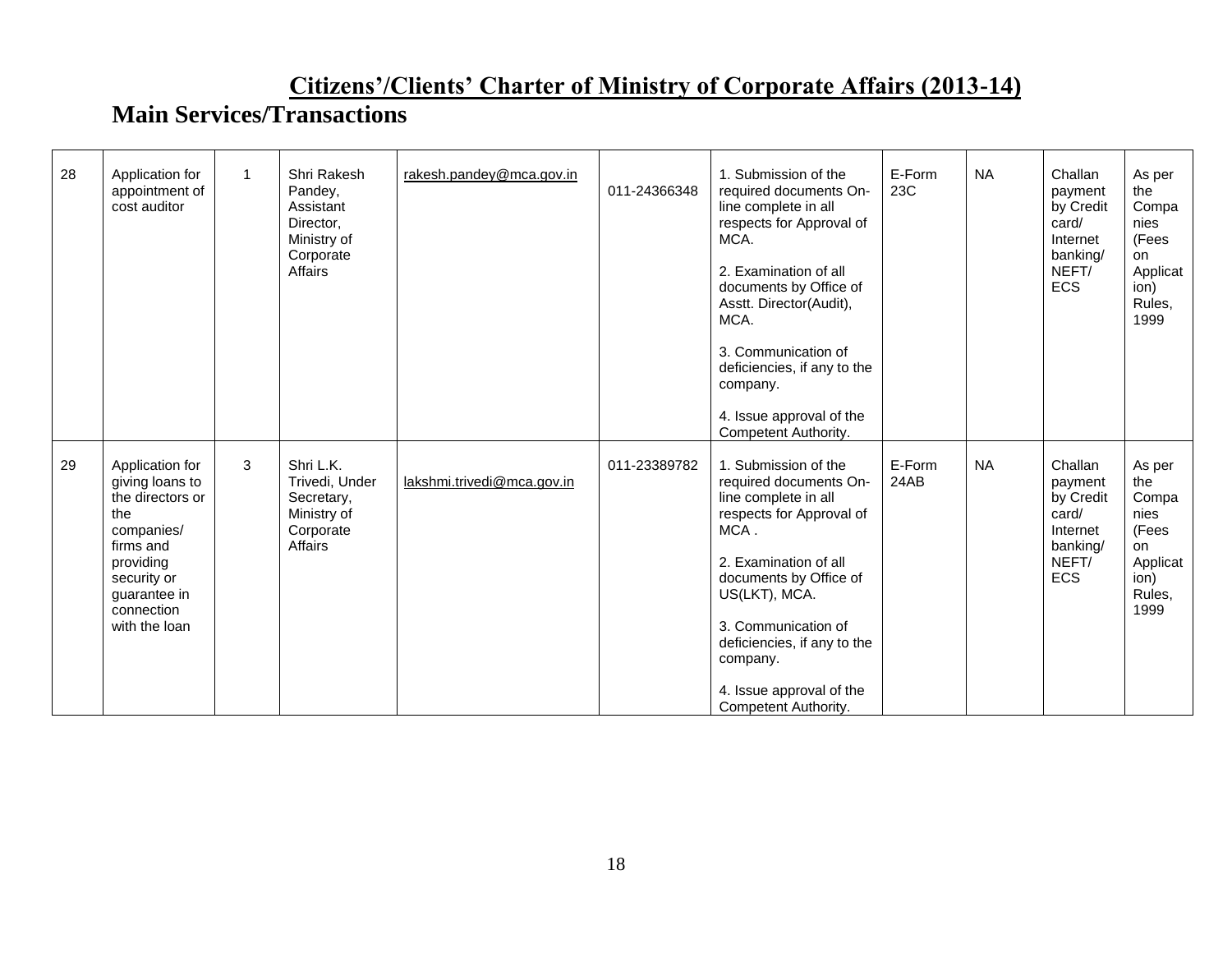# Citizens'/Clients' Charter of Ministry of Corporate Affairs (2013-14)

## Main Services/Transactions

| | | | | | | | | | | |
|---|---|---|---|---|---|---|---|---|---|---|
| 28 | Application for appointment of cost auditor | 1 | Shri Rakesh Pandey, Assistant Director, Ministry of Corporate Affairs | rakesh.pandey@mca.gov.in | 011-24366348 | 1. Submission of the required documents On-line complete in all respects for Approval of MCA.<br><br>2. Examination of all documents by Office of Asstt. Director(Audit), MCA.<br><br>3. Communication of deficiencies, if any to the company.<br><br>4. Issue approval of the Competent Authority. | E-Form 23C | NA | Challan payment by Credit card/ Internet banking/ NEFT/ ECS | As per the Companies (Fees on Application) Rules, 1999 |
| 29 | Application for giving loans to the directors or the companies/ firms and providing security or guarantee in connection with the loan | 3 | Shri L.K. Trivedi, Under Secretary, Ministry of Corporate Affairs | lakshmi.trivedi@mca.gov.in | 011-23389782 | 1. Submission of the required documents On-line complete in all respects for Approval of MCA .<br><br>2. Examination of all documents by Office of US(LKT), MCA.<br><br>3. Communication of deficiencies, if any to the company.<br><br>4. Issue approval of the Competent Authority. | E-Form 24AB | NA | Challan payment by Credit card/ Internet banking/ NEFT/ ECS | As per the Companies (Fees on Application) Rules, 1999 |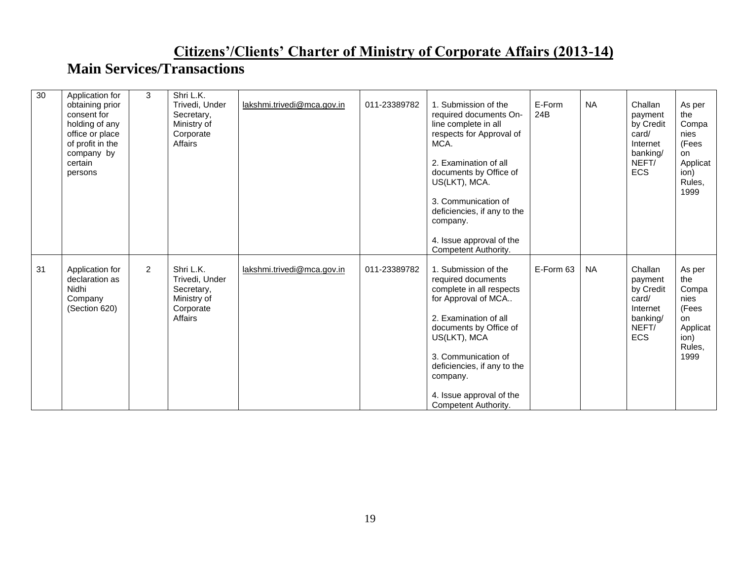# Citizens'/Clients' Charter of Ministry of Corporate Affairs (2013-14)

## Main Services/Transactions

| | | | | | | | | | | |
|---|---|---|---|---|---|---|---|---|---|---|
| 30 | Application for obtaining prior consent for holding of any office or place of profit in the company by certain persons | 3 | Shri L.K. Trivedi, Under Secretary, Ministry of Corporate Affairs | lakshmi.trivedi@mca.gov.in | 011-23389782 | 1. Submission of the required documents On-line complete in all respects for Approval of MCA.<br><br>2. Examination of all documents by Office of US(LKT), MCA.<br><br>3. Communication of deficiencies, if any to the company.<br><br>4. Issue approval of the Competent Authority. | E-Form 24B | NA | Challan payment by Credit card/ Internet banking/ NEFT/ ECS | As per the Companies (Fees on Application) Rules, 1999 |
| 31 | Application for declaration as Nidhi Company (Section 620) | 2 | Shri L.K. Trivedi, Under Secretary, Ministry of Corporate Affairs | lakshmi.trivedi@mca.gov.in | 011-23389782 | 1. Submission of the required documents complete in all respects for Approval of MCA..<br><br>2. Examination of all documents by Office of US(LKT), MCA<br><br>3. Communication of deficiencies, if any to the company.<br><br>4. Issue approval of the Competent Authority. | E-Form 63 | NA | Challan payment by Credit card/ Internet banking/ NEFT/ ECS | As per the Companies (Fees on Application) Rules, 1999 |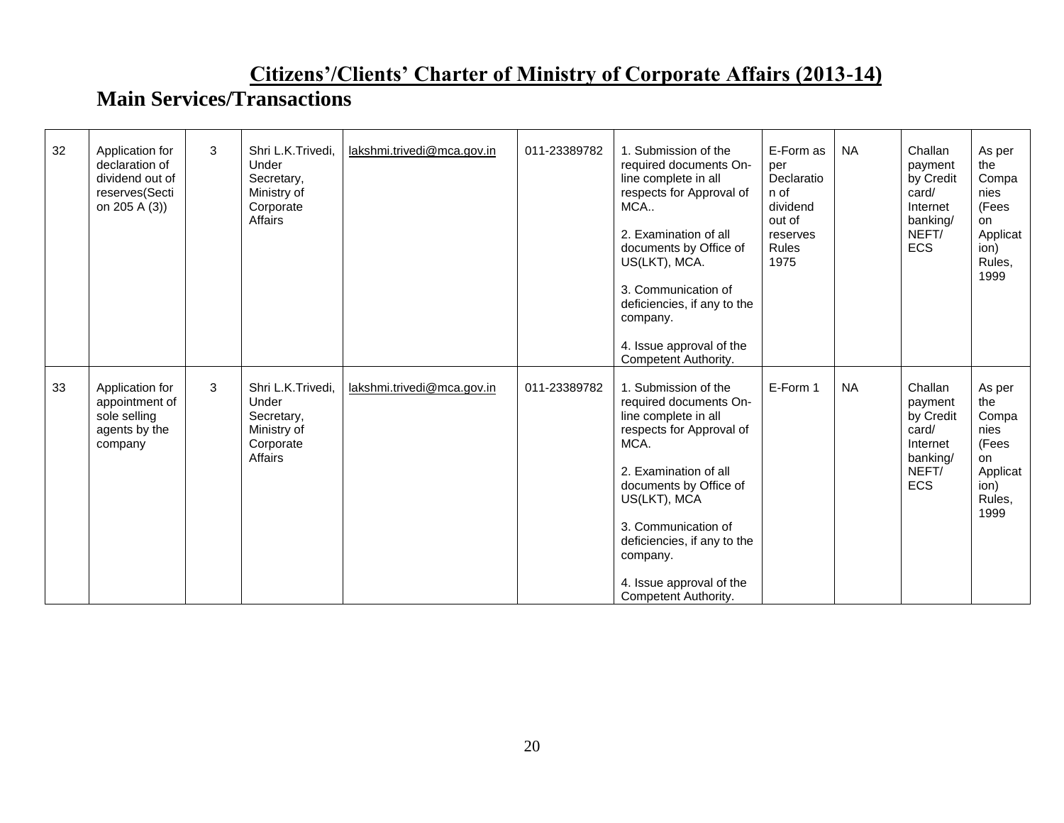# Citizens'/Clients' Charter of Ministry of Corporate Affairs (2013-14)

## Main Services/Transactions

| | | | | | | | | | | |
|---|---|---|---|---|---|---|---|---|---|---|
| 32 | Application for declaration of dividend out of reserves(Section 205 A (3)) | 3 | Shri L.K.Trivedi, Under Secretary, Ministry of Corporate Affairs | lakshmi.trivedi@mca.gov.in | 011-23389782 | 1. Submission of the required documents On-line complete in all respects for Approval of MCA..<br><br>2. Examination of all documents by Office of US(LKT), MCA.<br><br>3. Communication of deficiencies, if any to the company.<br><br>4. Issue approval of the Competent Authority. | E-Form as per Declaration of dividend out of reserves Rules 1975 | NA | Challan payment by Credit card/ Internet banking/ NEFT/ ECS | As per the Companies (Fees on Application) Rules, 1999 |
| 33 | Application for appointment of sole selling agents by the company | 3 | Shri L.K.Trivedi, Under Secretary, Ministry of Corporate Affairs | lakshmi.trivedi@mca.gov.in | 011-23389782 | 1. Submission of the required documents On-line complete in all respects for Approval of MCA.<br><br>2. Examination of all documents by Office of US(LKT), MCA<br><br>3. Communication of deficiencies, if any to the company.<br><br>4. Issue approval of the Competent Authority. | E-Form 1 | NA | Challan payment by Credit card/ Internet banking/ NEFT/ ECS | As per the Companies (Fees on Application) Rules, 1999 |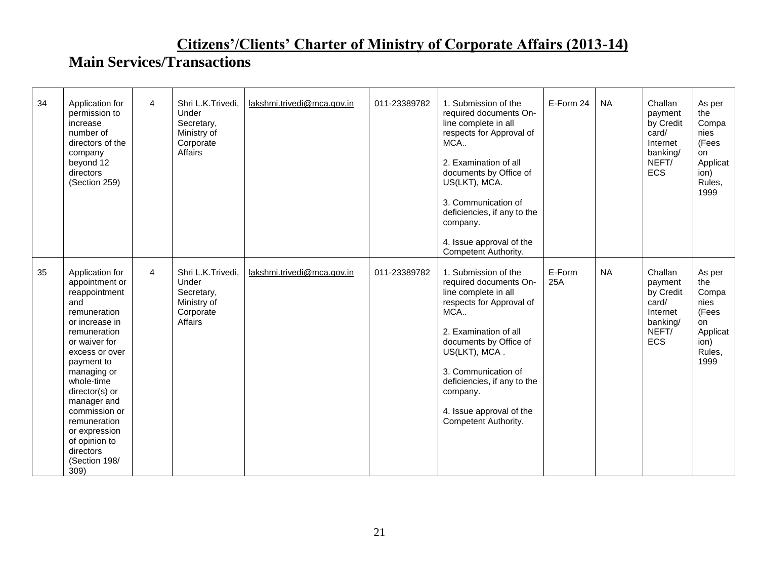# Citizens'/Clients' Charter of Ministry of Corporate Affairs (2013-14)

## Main Services/Transactions

| | | | | | | | | | | |
|---|---|---|---|---|---|---|---|---|---|---|
| 34 | Application for permission to increase number of directors of the company beyond 12 directors (Section 259) | 4 | Shri L.K.Trivedi, Under Secretary, Ministry of Corporate Affairs | lakshmi.trivedi@mca.gov.in | 011-23389782 | 1. Submission of the required documents On-line complete in all respects for Approval of MCA..<br><br>2. Examination of all documents by Office of US(LKT), MCA.<br><br>3. Communication of deficiencies, if any to the company.<br><br>4. Issue approval of the Competent Authority. | E-Form 24 | NA | Challan payment by Credit card/ Internet banking/ NEFT/ ECS | As per the Companies (Fees on Application) Rules, 1999 |
| 35 | Application for appointment or reappointment and remuneration or increase in remuneration or waiver for excess or over payment to managing or whole-time director(s) or manager and commission or remuneration or expression of opinion to directors (Section 198/ 309) | 4 | Shri L.K.Trivedi, Under Secretary, Ministry of Corporate Affairs | lakshmi.trivedi@mca.gov.in | 011-23389782 | 1. Submission of the required documents On-line complete in all respects for Approval of MCA..<br><br>2. Examination of all documents by Office of US(LKT), MCA .<br><br>3. Communication of deficiencies, if any to the company.<br><br>4. Issue approval of the Competent Authority. | E-Form 25A | NA | Challan payment by Credit card/ Internet banking/ NEFT/ ECS | As per the Companies (Fees on Application) Rules, 1999 |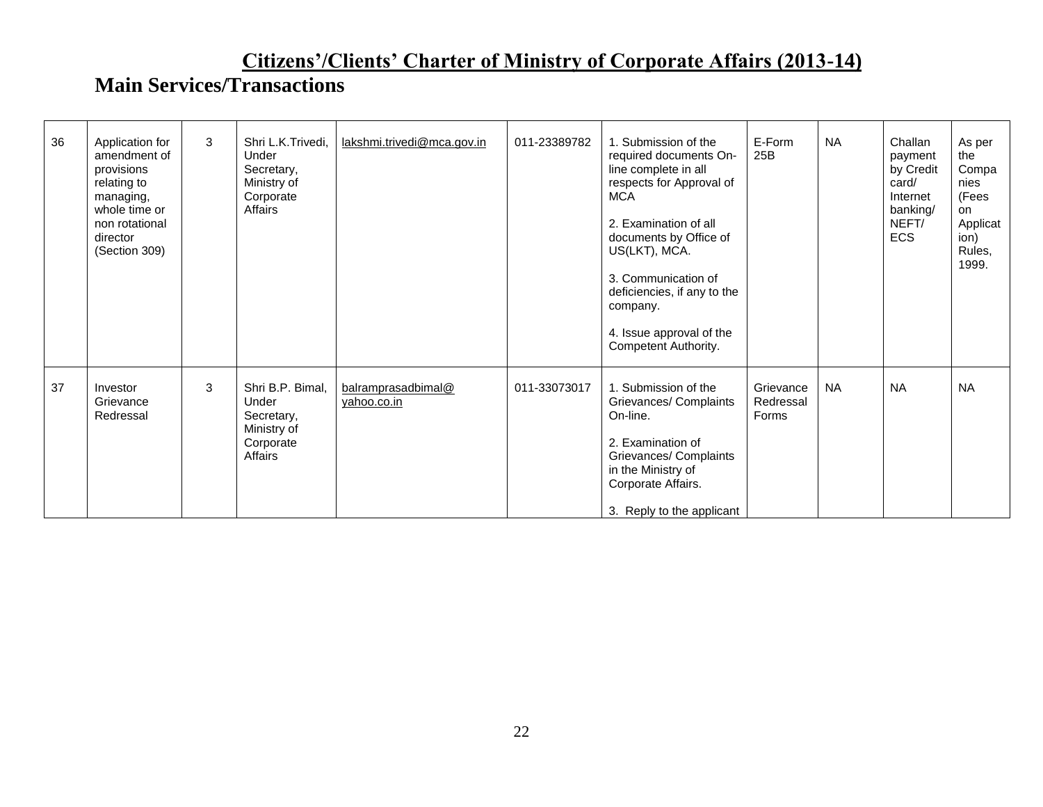# Citizens'/Clients' Charter of Ministry of Corporate Affairs (2013-14)

## Main Services/Transactions

| | | | | | | | | | | |
|---|---|---|---|---|---|---|---|---|---|---|
| 36 | Application for amendment of provisions relating to managing, whole time or non rotational director (Section 309) | 3 | Shri L.K.Trivedi, Under Secretary, Ministry of Corporate Affairs | lakshmi.trivedi@mca.gov.in | 011-23389782 | 1. Submission of the required documents On-line complete in all respects for Approval of MCA<br><br>2. Examination of all documents by Office of US(LKT), MCA.<br><br>3. Communication of deficiencies, if any to the company.<br><br>4. Issue approval of the Competent Authority. | E-Form 25B | NA | Challan payment by Credit card/ Internet banking/ NEFT/ ECS | As per the Companies (Fees on Application) Rules, 1999. |
| 37 | Investor Grievance Redressal | 3 | Shri B.P. Bimal, Under Secretary, Ministry of Corporate Affairs | balramprasadbimal@yahoo.co.in | 011-33073017 | 1. Submission of the Grievances/ Complaints On-line.<br><br>2. Examination of Grievances/ Complaints in the Ministry of Corporate Affairs.<br><br>3. Reply to the applicant | Grievance Redressal Forms | NA | NA | NA |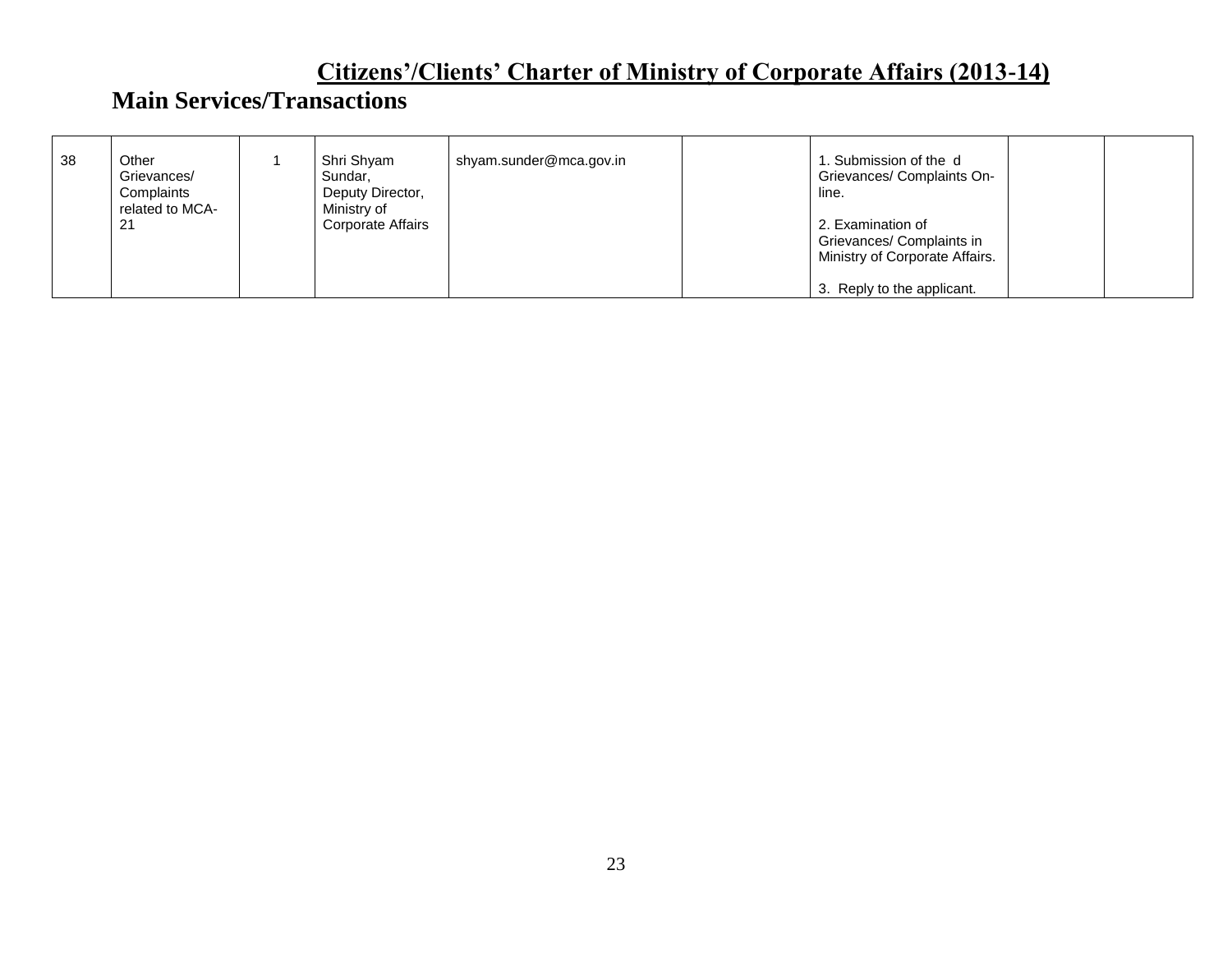# Citizens'/Clients' Charter of Ministry of Corporate Affairs (2013-14)

## Main Services/Transactions

| | | | | | | | | |
|---|---|---|---|---|---|---|---|---|
| 38 | Other Grievances/ Complaints related to MCA-21 | 1 | Shri Shyam Sundar, Deputy Director, Ministry of Corporate Affairs | shyam.sunder@mca.gov.in | | 1. Submission of the d Grievances/ Complaints On-line.<br><br>2. Examination of Grievances/ Complaints in Ministry of Corporate Affairs.<br><br>3. Reply to the applicant. | | |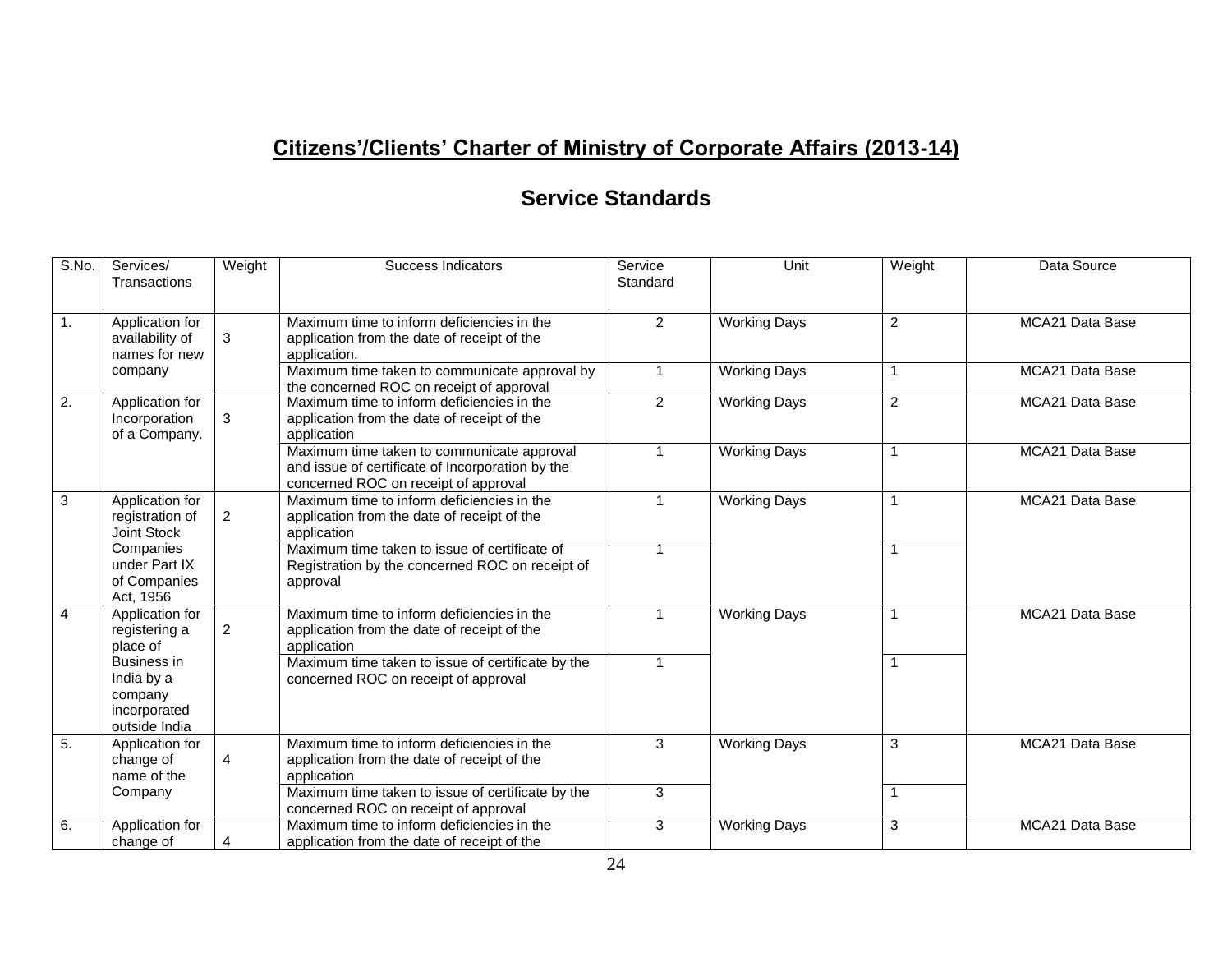# Citizens'/Clients' Charter of Ministry of Corporate Affairs (2013-14)

## Service Standards

| S.No. | Services/ Transactions | Weight | Success Indicators | Service Standard | Unit | Weight | Data Source |
|---|---|---|---|---|---|---|---|
| 1. | Application for availability of names for new company | 3 | Maximum time to inform deficiencies in the application from the date of receipt of the application. | 2 | Working Days | 2 | MCA21 Data Base |
| | | | Maximum time taken to communicate approval by the concerned ROC on receipt of approval | 1 | Working Days | 1 | MCA21 Data Base |
| 2. | Application for Incorporation of a Company. | 3 | Maximum time to inform deficiencies in the application from the date of receipt of the application | 2 | Working Days | 2 | MCA21 Data Base |
| | | | Maximum time taken to communicate approval and issue of certificate of Incorporation by the concerned ROC on receipt of approval | 1 | Working Days | 1 | MCA21 Data Base |
| 3 | Application for registration of Joint Stock Companies under Part IX of Companies Act, 1956 | 2 | Maximum time to inform deficiencies in the application from the date of receipt of the application | 1 | Working Days | 1 | MCA21 Data Base |
| | | | Maximum time taken to issue of certificate of Registration by the concerned ROC on receipt of approval | 1 | | 1 | |
| 4 | Application for registering a place of Business in India by a company incorporated outside India | 2 | Maximum time to inform deficiencies in the application from the date of receipt of the application | 1 | Working Days | 1 | MCA21 Data Base |
| | | | Maximum time taken to issue of certificate by the concerned ROC on receipt of approval | 1 | | 1 | |
| 5. | Application for change of name of the Company | 4 | Maximum time to inform deficiencies in the application from the date of receipt of the application | 3 | Working Days | 3 | MCA21 Data Base |
| | | | Maximum time taken to issue of certificate by the concerned ROC on receipt of approval | 3 | | 1 | |
| 6. | Application for change of | 4 | Maximum time to inform deficiencies in the application from the date of receipt of the | 3 | Working Days | 3 | MCA21 Data Base |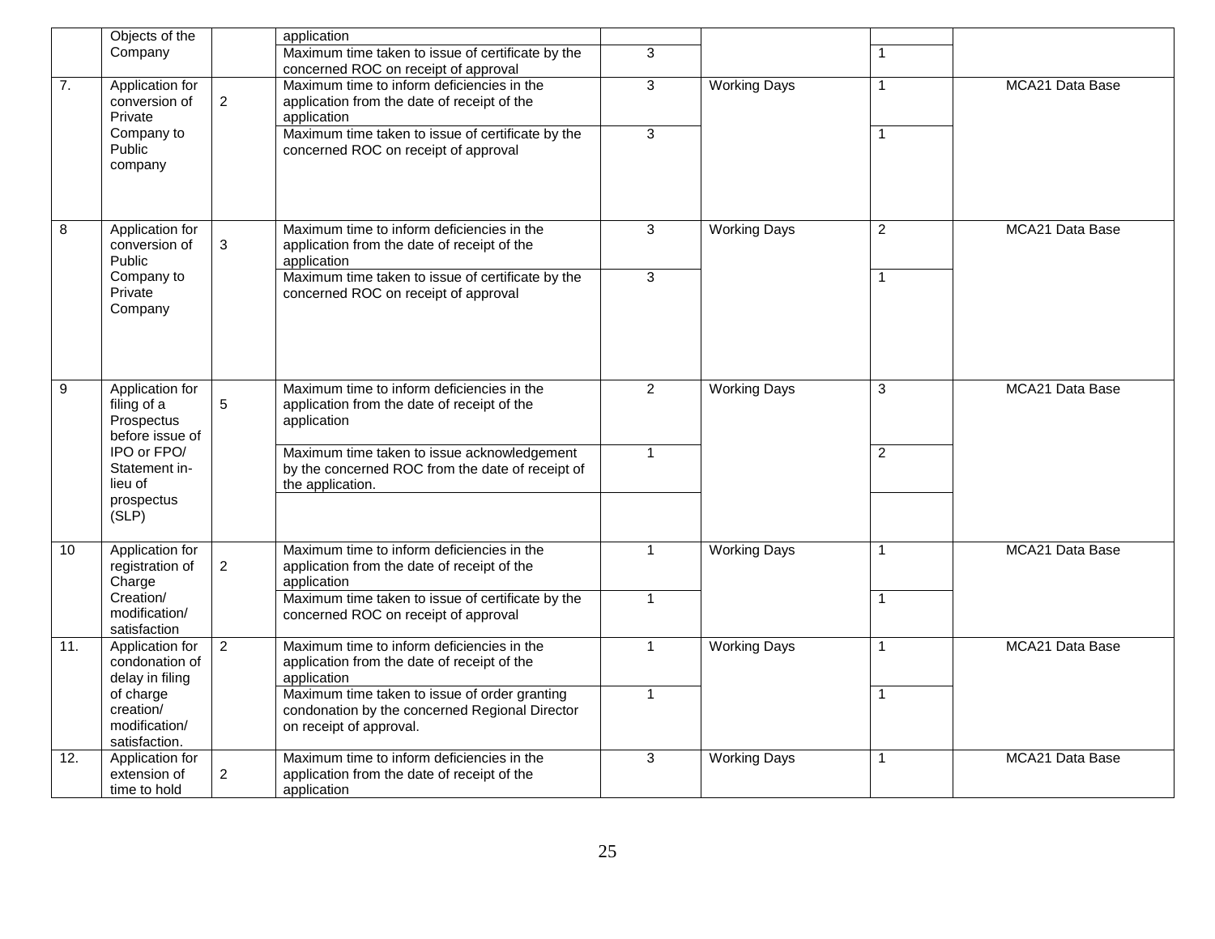| | | | | | | | |
|---|---|---|---|---|---|---|---|
| | Objects of the Company | | application | | | | |
| | | | Maximum time taken to issue of certificate by the concerned ROC on receipt of approval | 3 | | 1 | |
| 7. | Application for conversion of Private Company to Public company | 2 | Maximum time to inform deficiencies in the application from the date of receipt of the application | 3 | Working Days | 1 | MCA21 Data Base |
| | | | Maximum time taken to issue of certificate by the concerned ROC on receipt of approval | 3 | | 1 | |
| 8 | Application for conversion of Public Company to Private Company | 3 | Maximum time to inform deficiencies in the application from the date of receipt of the application | 3 | Working Days | 2 | MCA21 Data Base |
| | | | Maximum time taken to issue of certificate by the concerned ROC on receipt of approval | 3 | | 1 | |
| 9 | Application for filing of a Prospectus before issue of IPO or FPO/ Statement in-lieu of prospectus (SLP) | 5 | Maximum time to inform deficiencies in the application from the date of receipt of the application | 2 | Working Days | 3 | MCA21 Data Base |
| | | | Maximum time taken to issue acknowledgement by the concerned ROC from the date of receipt of the application. | 1 | | 2 | |
| | | | | | | | |
| 10 | Application for registration of Charge Creation/ modification/ satisfaction | 2 | Maximum time to inform deficiencies in the application from the date of receipt of the application | 1 | Working Days | 1 | MCA21 Data Base |
| | | | Maximum time taken to issue of certificate by the concerned ROC on receipt of approval | 1 | | 1 | |
| 11. | Application for condonation of delay in filing of charge creation/ modification/ satisfaction. | 2 | Maximum time to inform deficiencies in the application from the date of receipt of the application | 1 | Working Days | 1 | MCA21 Data Base |
| | | | Maximum time taken to issue of order granting condonation by the concerned Regional Director on receipt of approval. | 1 | | 1 | |
| 12. | Application for extension of time to hold | 2 | Maximum time to inform deficiencies in the application from the date of receipt of the application | 3 | Working Days | 1 | MCA21 Data Base |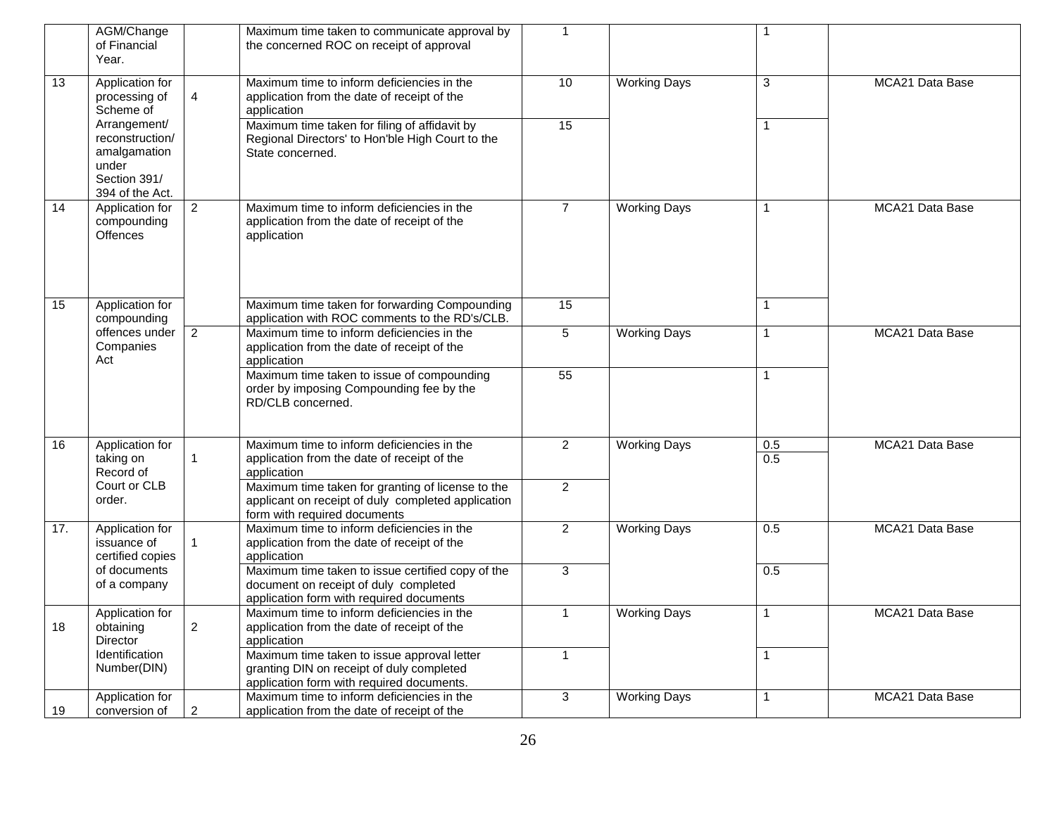| | | | | | | | |
|---|---|---|---|---|---|---|---|
| | AGM/Change of Financial Year. | | Maximum time taken to communicate approval by the concerned ROC on receipt of approval | 1 | | 1 | |
| 13 | Application for processing of Scheme of Arrangement/ reconstruction/ amalgamation under Section 391/ 394 of the Act. | 4 | Maximum time to inform deficiencies in the application from the date of receipt of the application | 10 | Working Days | 3 | MCA21 Data Base |
| | | | Maximum time taken for filing of affidavit by Regional Directors' to Hon'ble High Court to the State concerned. | 15 | | 1 | |
| 14 | Application for compounding Offences | 2 | Maximum time to inform deficiencies in the application from the date of receipt of the application | 7 | Working Days | 1 | MCA21 Data Base |
| 15 | Application for compounding offences under Companies Act | | Maximum time taken for forwarding Compounding application with ROC comments to the RD's/CLB. | 15 | | 1 | |
| | | 2 | Maximum time to inform deficiencies in the application from the date of receipt of the application | 5 | Working Days | 1 | MCA21 Data Base |
| | | | Maximum time taken to issue of compounding order by imposing Compounding fee by the RD/CLB concerned. | 55 | | 1 | |
| 16 | Application for taking on Record of Court or CLB order. | 1 | Maximum time to inform deficiencies in the application from the date of receipt of the application | 2 | Working Days | 0.5 | MCA21 Data Base |
| | | | Maximum time taken for granting of license to the applicant on receipt of duly completed application form with required documents | 2 | | 0.5 | |
| 17. | Application for issuance of certified copies of documents of a company | 1 | Maximum time to inform deficiencies in the application from the date of receipt of the application | 2 | Working Days | 0.5 | MCA21 Data Base |
| | | | Maximum time taken to issue certified copy of the document on receipt of duly completed application form with required documents | 3 | | 0.5 | |
| 18 | Application for obtaining Director Identification Number(DIN) | 2 | Maximum time to inform deficiencies in the application from the date of receipt of the application | 1 | Working Days | 1 | MCA21 Data Base |
| | | | Maximum time taken to issue approval letter granting DIN on receipt of duly completed application form with required documents. | 1 | | 1 | |
| 19 | Application for conversion of | 2 | Maximum time to inform deficiencies in the application from the date of receipt of the | 3 | Working Days | 1 | MCA21 Data Base |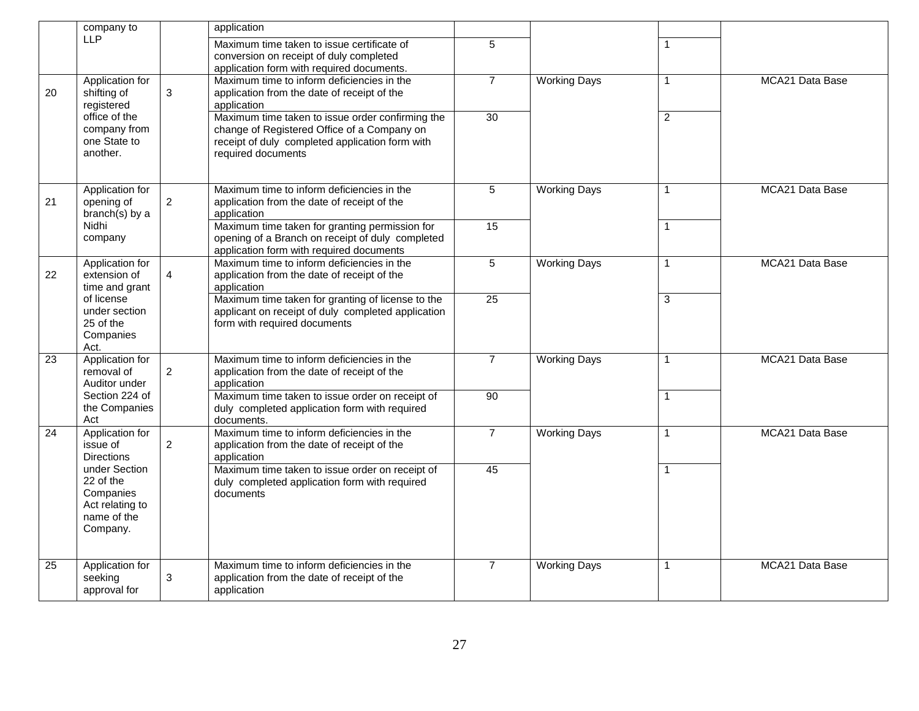| | | | | | | | |
|---|---|---|---|---|---|---|---|
| | company to LLP | | application | | | | |
| | | | Maximum time taken to issue certificate of conversion on receipt of duly completed application form with required documents. | 5 | | 1 | |
| 20 | Application for shifting of registered office of the company from one State to another. | 3 | Maximum time to inform deficiencies in the application from the date of receipt of the application | 7 | Working Days | 1 | MCA21 Data Base |
| | | | Maximum time taken to issue order confirming the change of Registered Office of a Company on receipt of duly completed application form with required documents | 30 | | 2 | |
| 21 | Application for opening of branch(s) by a Nidhi company | 2 | Maximum time to inform deficiencies in the application from the date of receipt of the application | 5 | Working Days | 1 | MCA21 Data Base |
| | | | Maximum time taken for granting permission for opening of a Branch on receipt of duly completed application form with required documents | 15 | | 1 | |
| 22 | Application for extension of time and grant of license under section 25 of the Companies Act. | 4 | Maximum time to inform deficiencies in the application from the date of receipt of the application | 5 | Working Days | 1 | MCA21 Data Base |
| | | | Maximum time taken for granting of license to the applicant on receipt of duly completed application form with required documents | 25 | | 3 | |
| 23 | Application for removal of Auditor under Section 224 of the Companies Act | 2 | Maximum time to inform deficiencies in the application from the date of receipt of the application | 7 | Working Days | 1 | MCA21 Data Base |
| | | | Maximum time taken to issue order on receipt of duly completed application form with required documents. | 90 | | 1 | |
| 24 | Application for issue of Directions under Section 22 of the Companies Act relating to name of the Company. | 2 | Maximum time to inform deficiencies in the application from the date of receipt of the application | 7 | Working Days | 1 | MCA21 Data Base |
| | | | Maximum time taken to issue order on receipt of duly completed application form with required documents | 45 | | 1 | |
| 25 | Application for seeking approval for | 3 | Maximum time to inform deficiencies in the application from the date of receipt of the application | 7 | Working Days | 1 | MCA21 Data Base |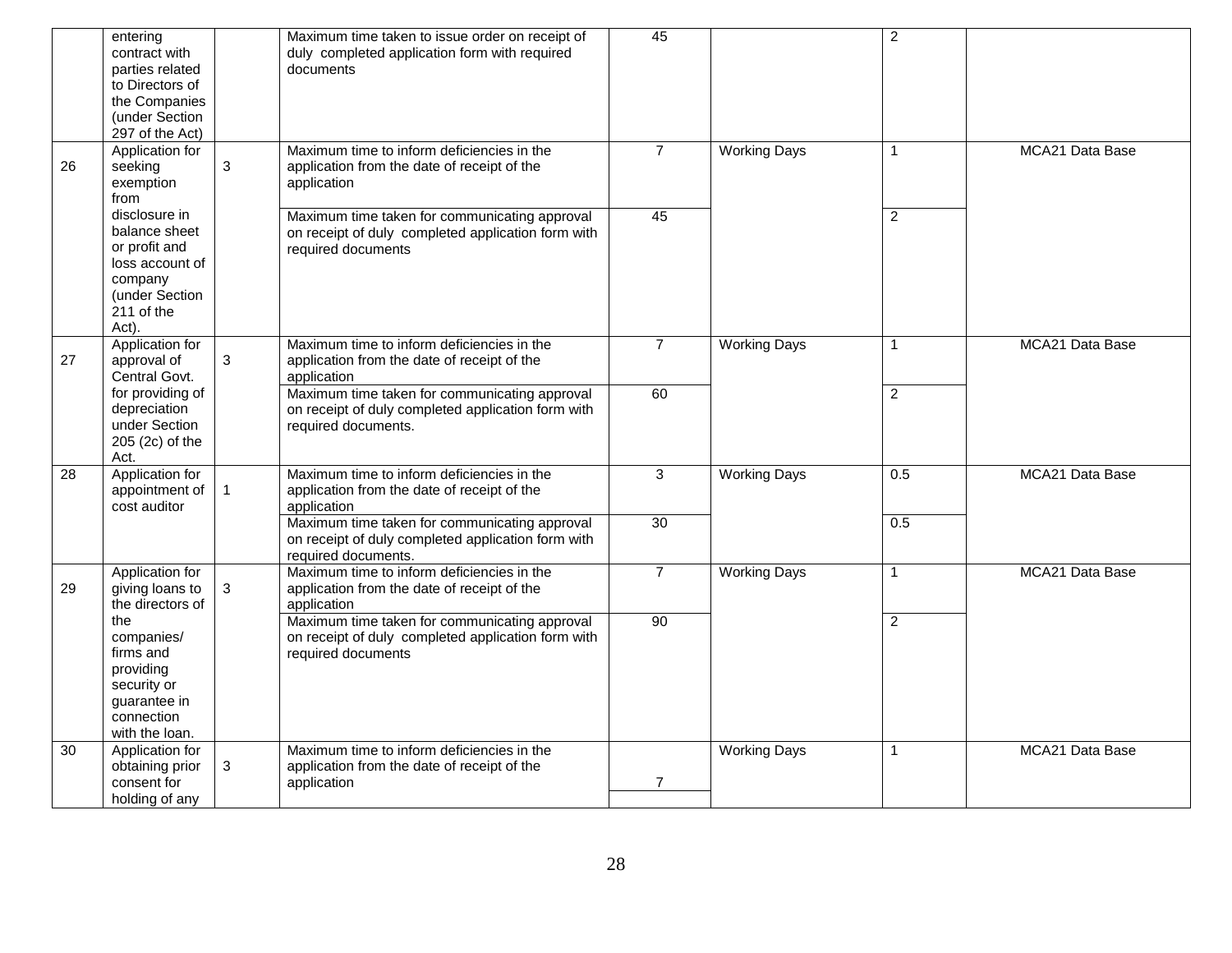| | | | | | | | |
|---|---|---|---|---|---|---|---|
| | entering contract with parties related to Directors of the Companies (under Section 297 of the Act) | | Maximum time taken to issue order on receipt of duly completed application form with required documents | 45 | | 2 | |
| 26 | Application for seeking exemption from disclosure in balance sheet or profit and loss account of company (under Section 211 of the Act). | 3 | Maximum time to inform deficiencies in the application from the date of receipt of the application | 7 | Working Days | 1 | MCA21 Data Base |
| | | | Maximum time taken for communicating approval on receipt of duly completed application form with required documents | 45 | | 2 | |
| 27 | Application for approval of Central Govt. for providing of depreciation under Section 205 (2c) of the Act. | 3 | Maximum time to inform deficiencies in the application from the date of receipt of the application | 7 | Working Days | 1 | MCA21 Data Base |
| | | | Maximum time taken for communicating approval on receipt of duly completed application form with required documents. | 60 | | 2 | |
| 28 | Application for appointment of cost auditor | 1 | Maximum time to inform deficiencies in the application from the date of receipt of the application | 3 | Working Days | 0.5 | MCA21 Data Base |
| | | | Maximum time taken for communicating approval on receipt of duly completed application form with required documents. | 30 | | 0.5 | |
| 29 | Application for giving loans to the directors of the companies/ firms and providing security or guarantee in connection with the loan. | 3 | Maximum time to inform deficiencies in the application from the date of receipt of the application | 7 | Working Days | 1 | MCA21 Data Base |
| | | | Maximum time taken for communicating approval on receipt of duly completed application form with required documents | 90 | | 2 | |
| 30 | Application for obtaining prior consent for holding of any | 3 | Maximum time to inform deficiencies in the application from the date of receipt of the application | 7 | Working Days | 1 | MCA21 Data Base |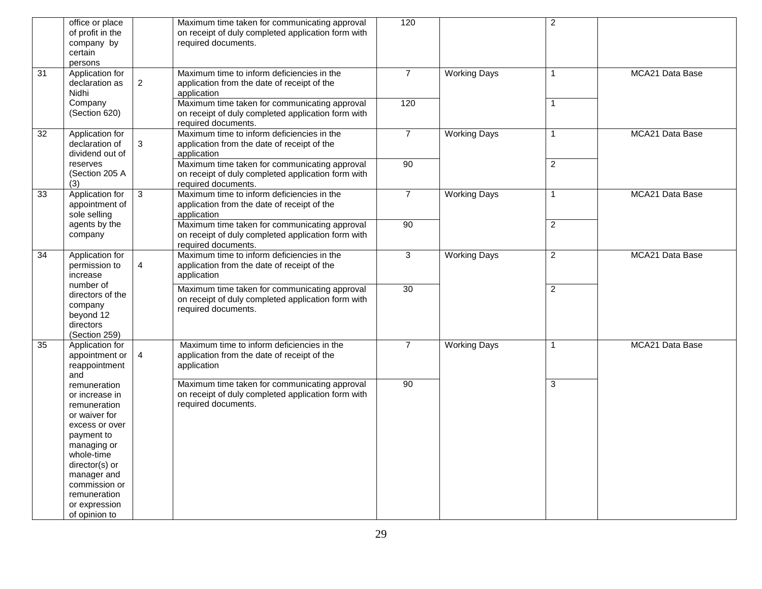| | | | | | | | |
|---|---|---|---|---|---|---|---|
| | office or place of profit in the company by certain persons | | Maximum time taken for communicating approval on receipt of duly completed application form with required documents. | 120 | | 2 | |
| 31 | Application for declaration as Nidhi Company (Section 620) | 2 | Maximum time to inform deficiencies in the application from the date of receipt of the application | 7 | Working Days | 1 | MCA21 Data Base |
| | | | Maximum time taken for communicating approval on receipt of duly completed application form with required documents. | 120 | | 1 | |
| 32 | Application for declaration of dividend out of reserves (Section 205 A (3) | 3 | Maximum time to inform deficiencies in the application from the date of receipt of the application | 7 | Working Days | 1 | MCA21 Data Base |
| | | | Maximum time taken for communicating approval on receipt of duly completed application form with required documents. | 90 | | 2 | |
| 33 | Application for appointment of sole selling agents by the company | 3 | Maximum time to inform deficiencies in the application from the date of receipt of the application | 7 | Working Days | 1 | MCA21 Data Base |
| | | | Maximum time taken for communicating approval on receipt of duly completed application form with required documents. | 90 | | 2 | |
| 34 | Application for permission to increase number of directors of the company beyond 12 directors (Section 259) | 4 | Maximum time to inform deficiencies in the application from the date of receipt of the application | 3 | Working Days | 2 | MCA21 Data Base |
| | | | Maximum time taken for communicating approval on receipt of duly completed application form with required documents. | 30 | | 2 | |
| 35 | Application for appointment or reappointment and remuneration or increase in remuneration or waiver for excess or over payment to managing or whole-time director(s) or manager and commission or remuneration or expression of opinion to | 4 | Maximum time to inform deficiencies in the application from the date of receipt of the application | 7 | Working Days | 1 | MCA21 Data Base |
| | | | Maximum time taken for communicating approval on receipt of duly completed application form with required documents. | 90 | | 3 | |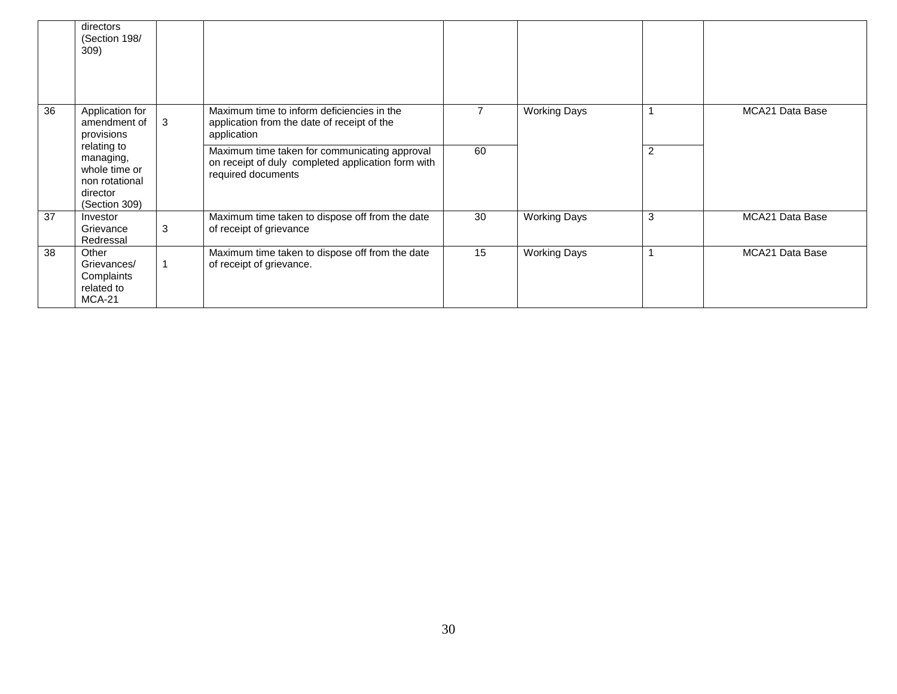|  |  |  |  |  |  |  |  |
|---|---|---|---|---|---|---|---|
|  | directors (Section 198/ 309) |  |  |  |  |  |  |
| 36 | Application for amendment of provisions relating to managing, whole time or non rotational director (Section 309) | 3 | Maximum time to inform deficiencies in the application from the date of receipt of the application | 7 | Working Days | 1 | MCA21 Data Base |
|  |  |  | Maximum time taken for communicating approval on receipt of duly completed application form with required documents | 60 |  | 2 |  |
| 37 | Investor Grievance Redressal | 3 | Maximum time taken to dispose off from the date of receipt of grievance | 30 | Working Days | 3 | MCA21 Data Base |
| 38 | Other Grievances/ Complaints related to MCA-21 | 1 | Maximum time taken to dispose off from the date of receipt of grievance. | 15 | Working Days | 1 | MCA21 Data Base |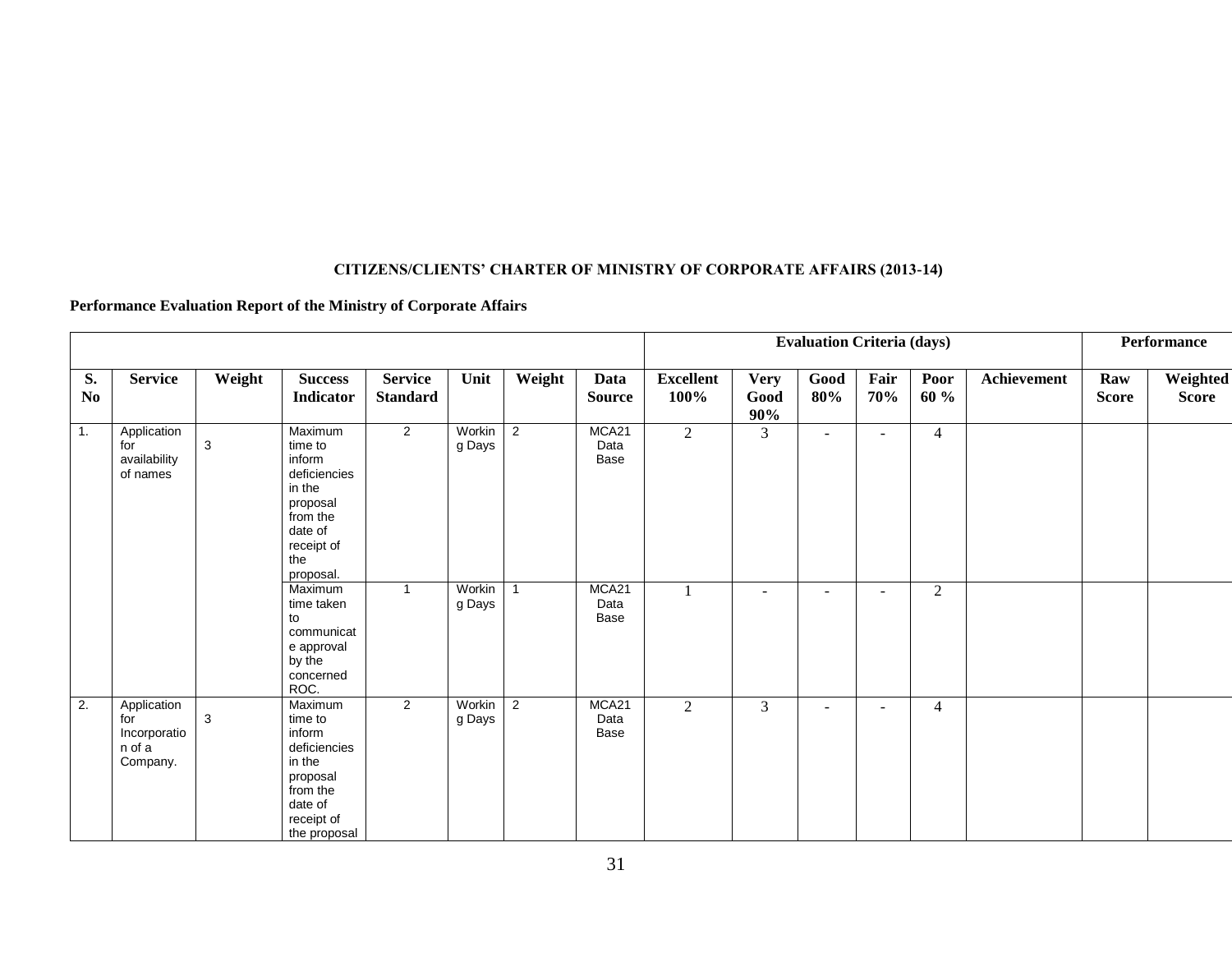**CITIZENS/CLIENTS' CHARTER OF MINISTRY OF CORPORATE AFFAIRS (2013-14)**

**Performance Evaluation Report of the Ministry of Corporate Affairs**

| | | | | | | | | Evaluation Criteria (days) | | | | | | Performance | |
|---|---|---|---|---|---|---|---|---|---|---|---|---|---|---|---|
| **S. No** | **Service** | **Weight** | **Success Indicator** | **Service Standard** | **Unit** | **Weight** | **Data Source** | **Excellent 100%** | **Very Good 90%** | **Good 80%** | **Fair 70%** | **Poor 60 %** | **Achievement** | **Raw Score** | **Weighted Score** |
| 1. | Application for availability of names | 3 | Maximum time to inform deficiencies in the proposal from the date of receipt of the proposal. | 2 | Working Days | 2 | MCA21 Data Base | 2 | 3 | - | - | 4 | | | |
| | | | Maximum time taken to communicate approval by the concerned ROC. | 1 | Working Days | 1 | MCA21 Data Base | 1 | - | - | - | 2 | | | |
| 2. | Application for Incorporation of a Company. | 3 | Maximum time to inform deficiencies in the proposal from the date of receipt of the proposal | 2 | Working Days | 2 | MCA21 Data Base | 2 | 3 | - | - | 4 | | | |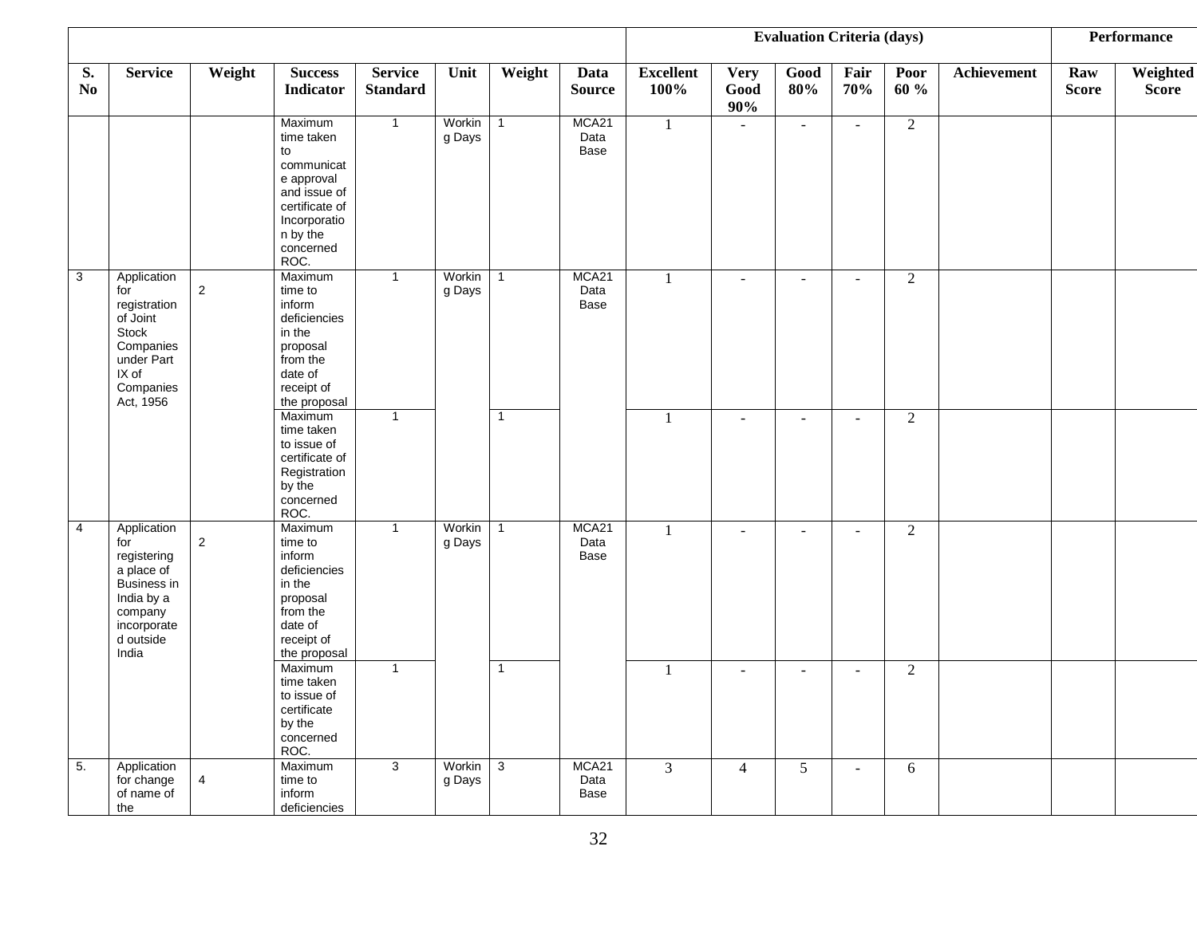| | | | | | | | | Evaluation Criteria (days) | | | | | | Performance | |
|---|---|---|---|---|---|---|---|---|---|---|---|---|---|---|---|
| S. No | Service | Weight | Success Indicator | Service Standard | Unit | Weight | Data Source | Excellent 100% | Very Good 90% | Good 80% | Fair 70% | Poor 60 % | Achievement | Raw Score | Weighted Score |
| | | | Maximum time taken to communicate approval and issue of certificate of Incorporation by the concerned ROC. | 1 | Working Days | 1 | MCA21 Data Base | 1 | - | - | - | 2 | | | |
| 3 | Application for registration of Joint Stock Companies under Part IX of Companies Act, 1956 | 2 | Maximum time to inform deficiencies in the proposal from the date of receipt of the proposal | 1 | Working Days | 1 | MCA21 Data Base | 1 | - | - | - | 2 | | | |
| | | | Maximum time taken to issue of certificate of Registration by the concerned ROC. | 1 | | 1 | | 1 | - | - | - | 2 | | | |
| 4 | Application for registering a place of Business in India by a company incorporated outside India | 2 | Maximum time to inform deficiencies in the proposal from the date of receipt of the proposal | 1 | Working Days | 1 | MCA21 Data Base | 1 | - | - | - | 2 | | | |
| | | | Maximum time taken to issue of certificate by the concerned ROC. | 1 | | 1 | | 1 | - | - | - | 2 | | | |
| 5. | Application for change of name of the | 4 | Maximum time to inform deficiencies | 3 | Working Days | 3 | MCA21 Data Base | 3 | 4 | 5 | - | 6 | | | |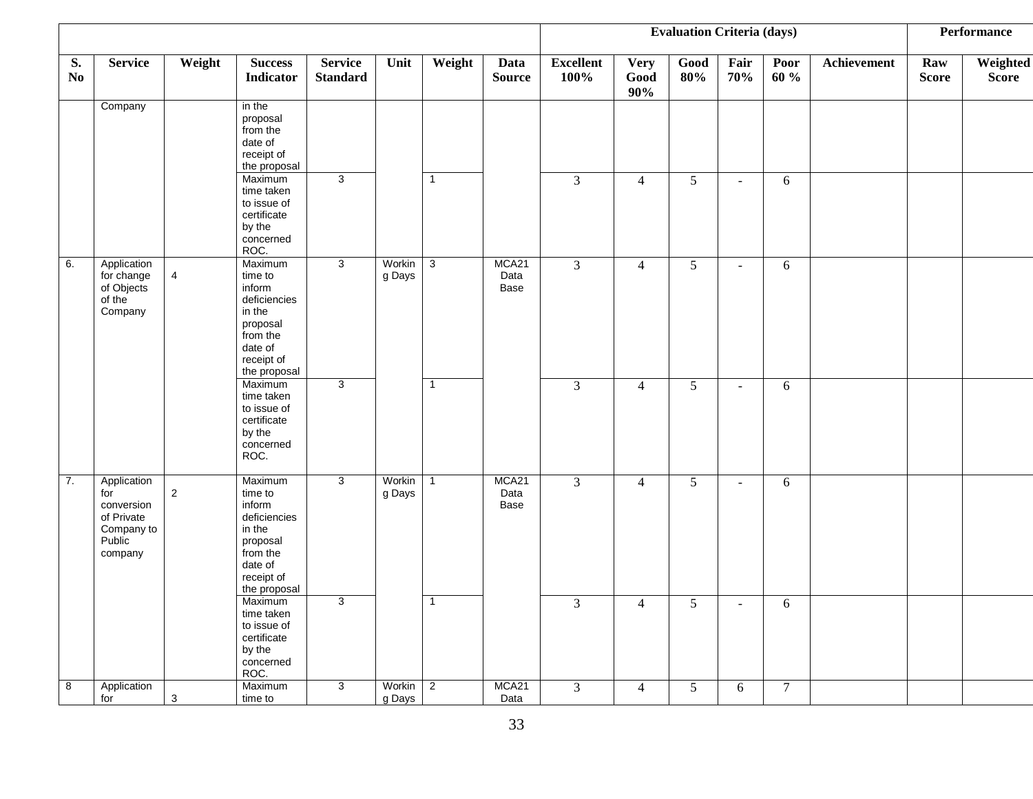| | | | | | | | | Evaluation Criteria (days) | | | | | | Performance | |
|---|---|---|---|---|---|---|---|---|---|---|---|---|---|---|---|
| S. No | Service | Weight | Success Indicator | Service Standard | Unit | Weight | Data Source | Excellent 100% | Very Good 90% | Good 80% | Fair 70% | Poor 60 % | Achievement | Raw Score | Weighted Score |
| | Company | | in the proposal from the date of receipt of the proposal | | | | | | | | | | | | |
| | | | Maximum time taken to issue of certificate by the concerned ROC. | 3 | | 1 | | 3 | 4 | 5 | - | 6 | | | |
| 6. | Application for change of Objects of the Company | 4 | Maximum time to inform deficiencies in the proposal from the date of receipt of the proposal | 3 | Working Days | 3 | MCA21 Data Base | 3 | 4 | 5 | - | 6 | | | |
| | | | Maximum time taken to issue of certificate by the concerned ROC. | 3 | | 1 | | 3 | 4 | 5 | - | 6 | | | |
| 7. | Application for conversion of Private Company to Public company | 2 | Maximum time to inform deficiencies in the proposal from the date of receipt of the proposal | 3 | Working Days | 1 | MCA21 Data Base | 3 | 4 | 5 | - | 6 | | | |
| | | | Maximum time taken to issue of certificate by the concerned ROC. | 3 | | 1 | | 3 | 4 | 5 | - | 6 | | | |
| 8 | Application for | 3 | Maximum time to | 3 | Working Days | 2 | MCA21 Data | 3 | 4 | 5 | 6 | 7 | | | |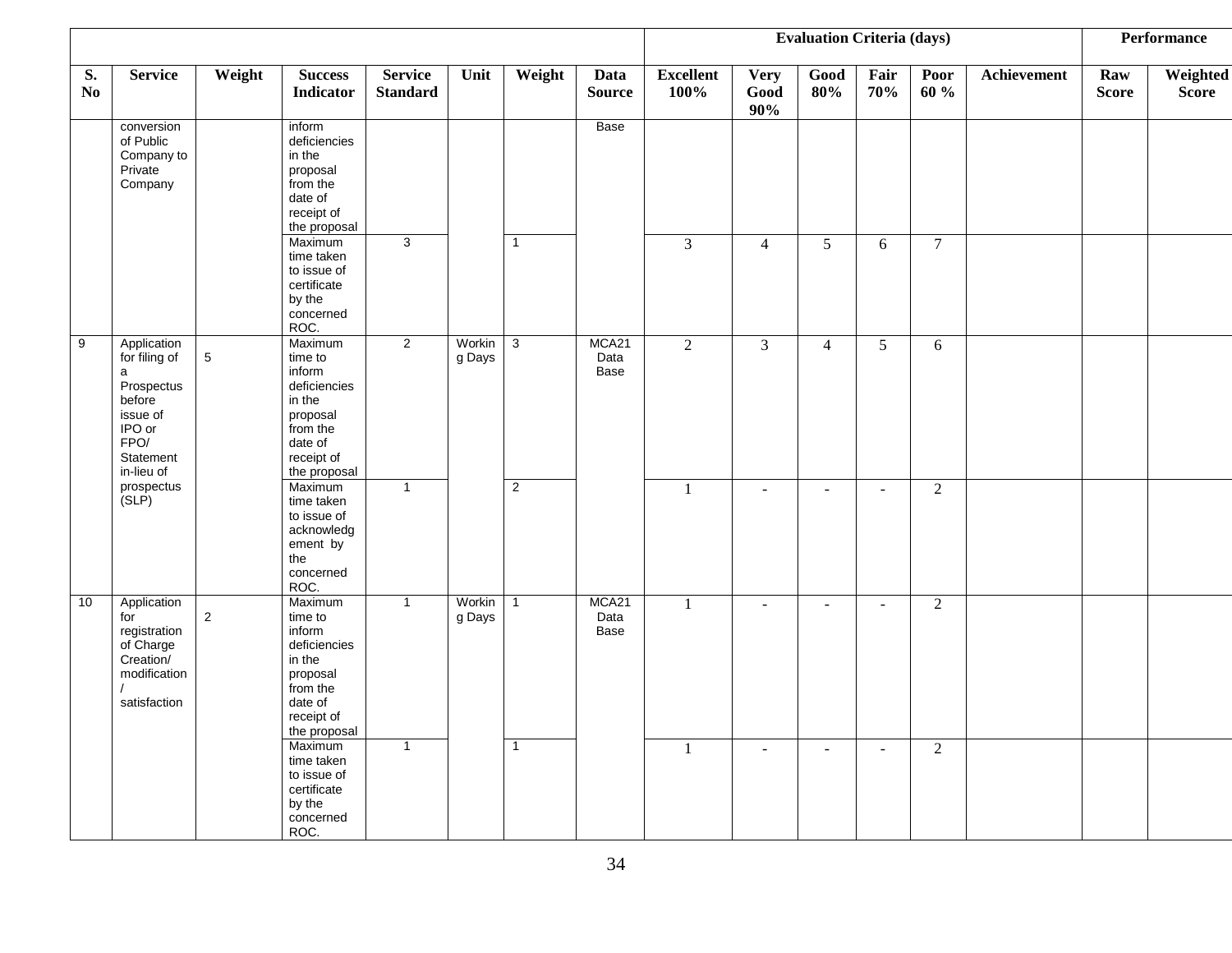| S. No | Service | Weight | Success Indicator | Service Standard | Unit | Weight | Data Source | Evaluation Criteria (days) | | | | | | Performance | |
|---|---|---|---|---|---|---|---|---|---|---|---|---|---|---|---|
| | | | | | | | | Excellent 100% | Very Good 90% | Good 80% | Fair 70% | Poor 60 % | Achievement | Raw Score | Weighted Score |
| | conversion of Public Company to Private Company | | inform deficiencies in the proposal from the date of receipt of the proposal | | | | Base | | | | | | | | |
| | | | Maximum time taken to issue of certificate by the concerned ROC. | 3 | | 1 | | 3 | 4 | 5 | 6 | 7 | | | |
| 9 | Application for filing of a Prospectus before issue of IPO or FPO/ Statement in-lieu of prospectus (SLP) | 5 | Maximum time to inform deficiencies in the proposal from the date of receipt of the proposal | 2 | Working Days | 3 | MCA21 Data Base | 2 | 3 | 4 | 5 | 6 | | | |
| | | | Maximum time taken to issue of acknowledgement by the concerned ROC. | 1 | | 2 | | 1 | - | - | - | 2 | | | |
| 10 | Application for registration of Charge Creation/ modification / satisfaction | 2 | Maximum time to inform deficiencies in the proposal from the date of receipt of the proposal | 1 | Working Days | 1 | MCA21 Data Base | 1 | - | - | - | 2 | | | |
| | | | Maximum time taken to issue of certificate by the concerned ROC. | 1 | | 1 | | 1 | - | - | - | 2 | | | |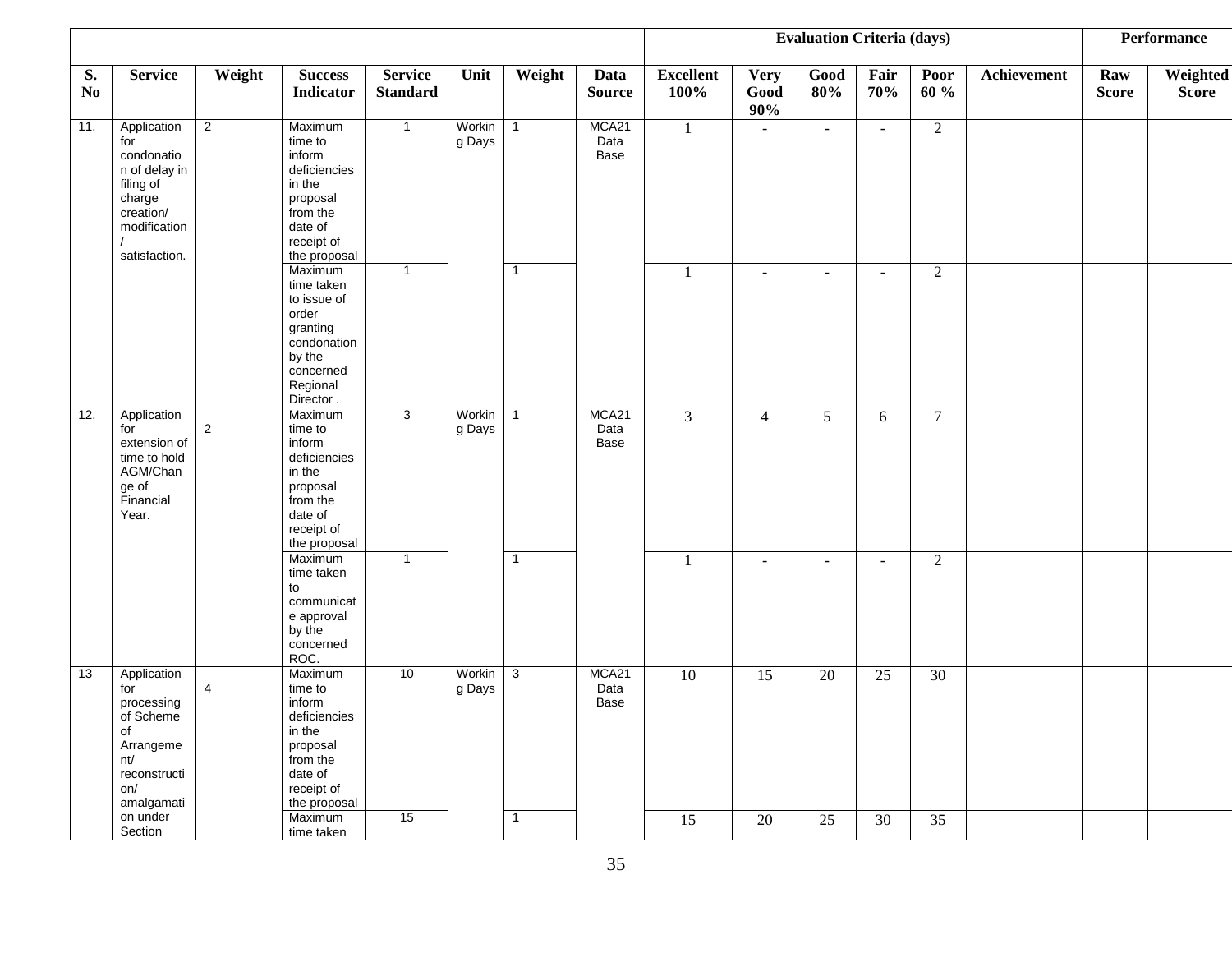| | | | | | | | | Evaluation Criteria (days) | | | | | | Performance | |
|---|---|---|---|---|---|---|---|---|---|---|---|---|---|---|---|
| S. No | Service | Weight | Success Indicator | Service Standard | Unit | Weight | Data Source | Excellent 100% | Very Good 90% | Good 80% | Fair 70% | Poor 60 % | Achievement | Raw Score | Weighted Score |
| 11. | Application for condonation of delay in filing of charge creation/ modification / satisfaction. | 2 | Maximum time to inform deficiencies in the proposal from the date of receipt of the proposal | 1 | Working Days | 1 | MCA21 Data Base | 1 | - | - | - | 2 | | | |
| | | | Maximum time taken to issue of order granting condonation by the concerned Regional Director . | 1 | | 1 | | 1 | - | - | - | 2 | | | |
| 12. | Application for extension of time to hold AGM/Change of Financial Year. | 2 | Maximum time to inform deficiencies in the proposal from the date of receipt of the proposal | 3 | Working Days | 1 | MCA21 Data Base | 3 | 4 | 5 | 6 | 7 | | | |
| | | | Maximum time taken to communicate approval by the concerned ROC. | 1 | | 1 | | 1 | - | - | - | 2 | | | |
| 13 | Application for processing of Scheme of Arrangement/ reconstruction/ amalgamation under Section | 4 | Maximum time to inform deficiencies in the proposal from the date of receipt of the proposal | 10 | Working Days | 3 | MCA21 Data Base | 10 | 15 | 20 | 25 | 30 | | | |
| | | | Maximum time taken | 15 | | 1 | | 15 | 20 | 25 | 30 | 35 | | | |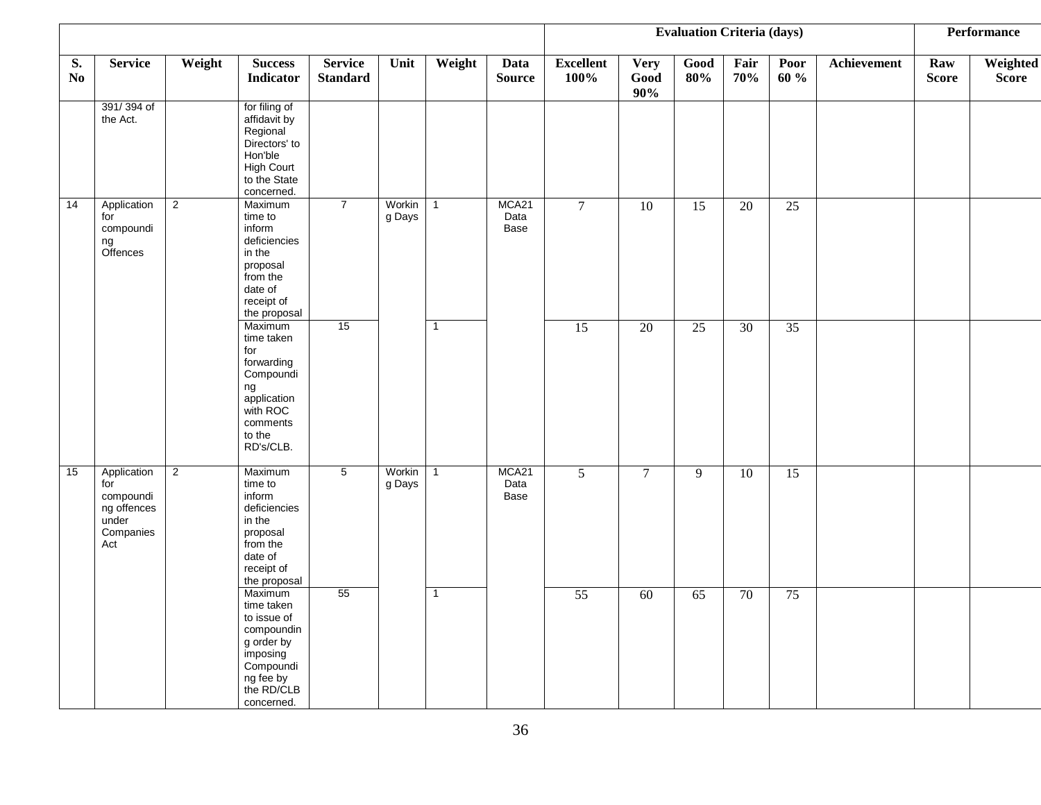| S. No | Service | Weight | Success Indicator | Service Standard | Unit | Weight | Data Source | Evaluation Criteria (days) | | | | | Achievement | Performance | |
|---|---|---|---|---|---|---|---|---|---|---|---|---|---|---|---|
| | | | | | | | | Excellent 100% | Very Good 90% | Good 80% | Fair 70% | Poor 60 % | | Raw Score | Weighted Score |
| | 391/ 394 of the Act. | | for filing of affidavit by Regional Directors' to Hon'ble High Court to the State concerned. | | | | | | | | | | | | |
| 14 | Application for compounding Offences | 2 | Maximum time to inform deficiencies in the proposal from the date of receipt of the proposal | 7 | Working Days | 1 | MCA21 Data Base | 7 | 10 | 15 | 20 | 25 | | | |
| | | | Maximum time taken for forwarding Compounding application with ROC comments to the RD's/CLB. | 15 | | 1 | | 15 | 20 | 25 | 30 | 35 | | | |
| 15 | Application for compounding offences under Companies Act | 2 | Maximum time to inform deficiencies in the proposal from the date of receipt of the proposal | 5 | Working Days | 1 | MCA21 Data Base | 5 | 7 | 9 | 10 | 15 | | | |
| | | | Maximum time taken to issue of compounding order by imposing Compounding fee by the RD/CLB concerned. | 55 | | 1 | | 55 | 60 | 65 | 70 | 75 | | | |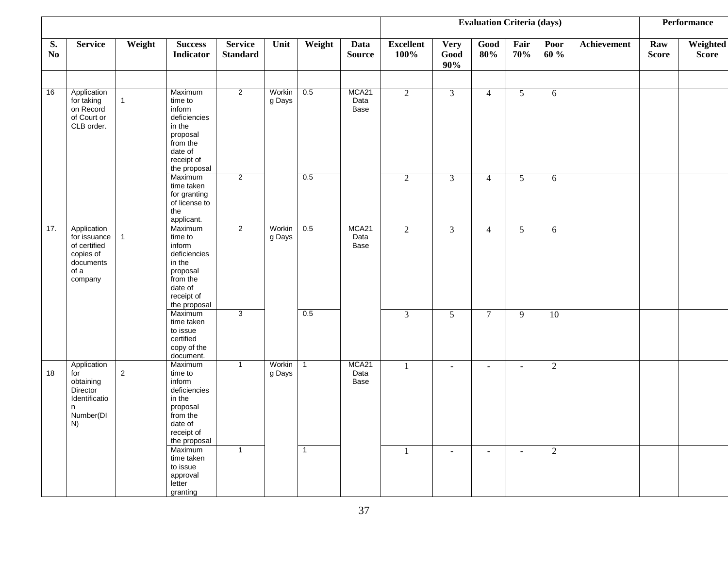| | | | | | | | | Evaluation Criteria (days) | | | | | | Performance | |
|---|---|---|---|---|---|---|---|---|---|---|---|---|---|---|---|
| S. No | Service | Weight | Success Indicator | Service Standard | Unit | Weight | Data Source | Excellent 100% | Very Good 90% | Good 80% | Fair 70% | Poor 60 % | Achievement | Raw Score | Weighted Score |
| | | | | | | | | | | | | | | | |
| 16 | Application for taking on Record of Court or CLB order. | 1 | Maximum time to inform deficiencies in the proposal from the date of receipt of the proposal | 2 | Working Days | 0.5 | MCA21 Data Base | 2 | 3 | 4 | 5 | 6 | | | |
| | | | Maximum time taken for granting of license to the applicant. | 2 | | 0.5 | | 2 | 3 | 4 | 5 | 6 | | | |
| 17. | Application for issuance of certified copies of documents of a company | 1 | Maximum time to inform deficiencies in the proposal from the date of receipt of the proposal | 2 | Working Days | 0.5 | MCA21 Data Base | 2 | 3 | 4 | 5 | 6 | | | |
| | | | Maximum time taken to issue certified copy of the document. | 3 | | 0.5 | | 3 | 5 | 7 | 9 | 10 | | | |
| 18 | Application for obtaining Director Identification Number(DIN) | 2 | Maximum time to inform deficiencies in the proposal from the date of receipt of the proposal | 1 | Working Days | 1 | MCA21 Data Base | 1 | - | - | - | 2 | | | |
| | | | Maximum time taken to issue approval letter granting | 1 | | 1 | | 1 | - | - | - | 2 | | | |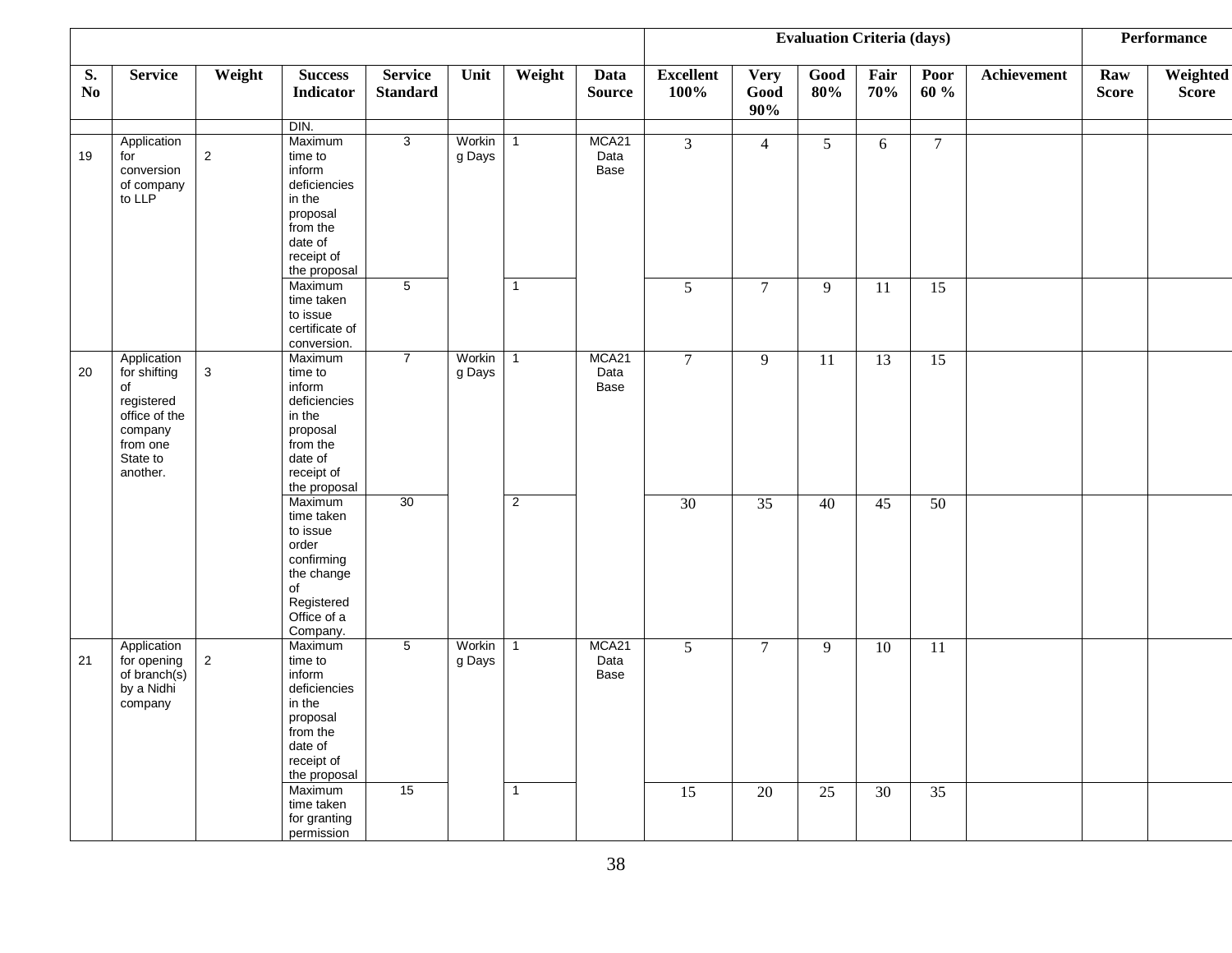| | | | | | | | | Evaluation Criteria (days) | | | | | | Performance | |
|---|---|---|---|---|---|---|---|---|---|---|---|---|---|---|---|
| S. No | Service | Weight | Success Indicator | Service Standard | Unit | Weight | Data Source | Excellent 100% | Very Good 90% | Good 80% | Fair 70% | Poor 60 % | Achievement | Raw Score | Weighted Score |
| | | | DIN. | | | | | | | | | | | | |
| 19 | Application for conversion of company to LLP | 2 | Maximum time to inform deficiencies in the proposal from the date of receipt of the proposal | 3 | Working Days | 1 | MCA21 Data Base | 3 | 4 | 5 | 6 | 7 | | | |
| | | | Maximum time taken to issue certificate of conversion. | 5 | | 1 | | 5 | 7 | 9 | 11 | 15 | | | |
| 20 | Application for shifting of registered office of the company from one State to another. | 3 | Maximum time to inform deficiencies in the proposal from the date of receipt of the proposal | 7 | Working Days | 1 | MCA21 Data Base | 7 | 9 | 11 | 13 | 15 | | | |
| | | | Maximum time taken to issue order confirming the change of Registered Office of a Company. | 30 | | 2 | | 30 | 35 | 40 | 45 | 50 | | | |
| 21 | Application for opening of branch(s) by a Nidhi company | 2 | Maximum time to inform deficiencies in the proposal from the date of receipt of the proposal | 5 | Working Days | 1 | MCA21 Data Base | 5 | 7 | 9 | 10 | 11 | | | |
| | | | Maximum time taken for granting permission | 15 | | 1 | | 15 | 20 | 25 | 30 | 35 | | | |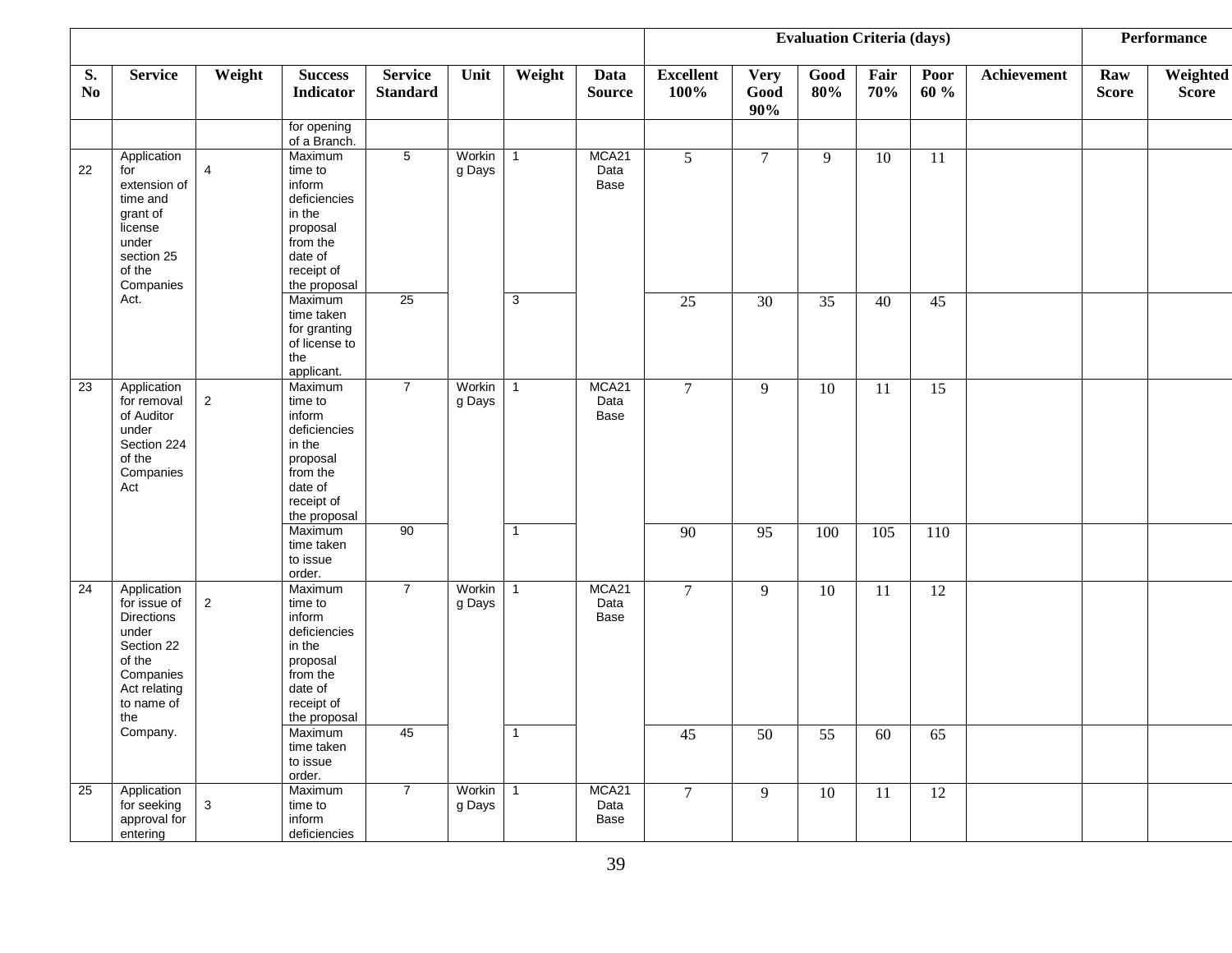| | | | | | | | | Evaluation Criteria (days) | | | | | | Performance | |
|---|---|---|---|---|---|---|---|---|---|---|---|---|---|---|---|
| S. No | Service | Weight | Success Indicator | Service Standard | Unit | Weight | Data Source | Excellent 100% | Very Good 90% | Good 80% | Fair 70% | Poor 60 % | Achievement | Raw Score | Weighted Score |
| | | | for opening of a Branch. | | | | | | | | | | | | |
| 22 | Application for extension of time and grant of license under section 25 of the Companies Act. | 4 | Maximum time to inform deficiencies in the proposal from the date of receipt of the proposal | 5 | Working Days | 1 | MCA21 Data Base | 5 | 7 | 9 | 10 | 11 | | | |
| | | | Maximum time taken for granting of license to the applicant. | 25 | | 3 | | 25 | 30 | 35 | 40 | 45 | | | |
| 23 | Application for removal of Auditor under Section 224 of the Companies Act | 2 | Maximum time to inform deficiencies in the proposal from the date of receipt of the proposal | 7 | Working Days | 1 | MCA21 Data Base | 7 | 9 | 10 | 11 | 15 | | | |
| | | | Maximum time taken to issue order. | 90 | | 1 | | 90 | 95 | 100 | 105 | 110 | | | |
| 24 | Application for issue of Directions under Section 22 of the Companies Act relating to name of the Company. | 2 | Maximum time to inform deficiencies in the proposal from the date of receipt of the proposal | 7 | Working Days | 1 | MCA21 Data Base | 7 | 9 | 10 | 11 | 12 | | | |
| | | | Maximum time taken to issue order. | 45 | | 1 | | 45 | 50 | 55 | 60 | 65 | | | |
| 25 | Application for seeking approval for entering | 3 | Maximum time to inform deficiencies | 7 | Working Days | 1 | MCA21 Data Base | 7 | 9 | 10 | 11 | 12 | | | |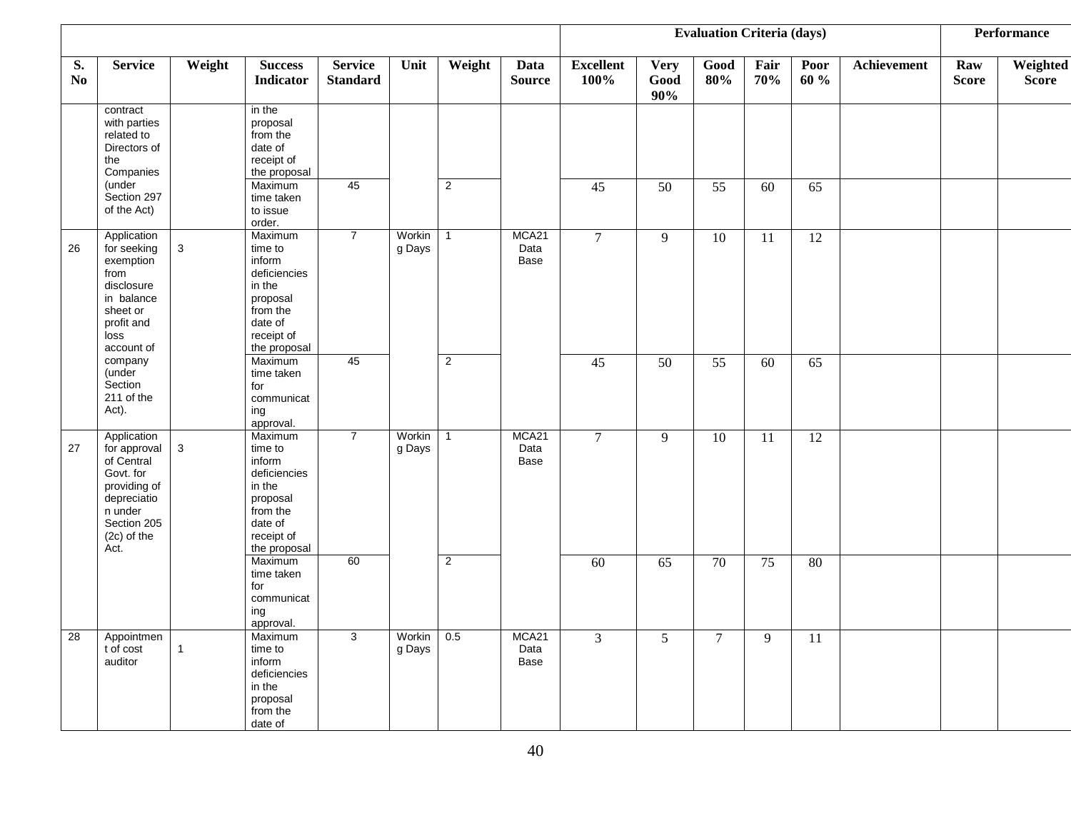| | | | | | | | | Evaluation Criteria (days) | | | | | | Performance | |
|---|---|---|---|---|---|---|---|---|---|---|---|---|---|---|---|
| S. No | Service | Weight | Success Indicator | Service Standard | Unit | Weight | Data Source | Excellent 100% | Very Good 90% | Good 80% | Fair 70% | Poor 60 % | Achievement | Raw Score | Weighted Score |
| | contract with parties related to Directors of the Companies (under Section 297 of the Act) | | in the proposal from the date of receipt of the proposal | | | | | | | | | | | | |
| | | | Maximum time taken to issue order. | 45 | | 2 | | 45 | 50 | 55 | 60 | 65 | | | |
| 26 | Application for seeking exemption from disclosure in balance sheet or profit and loss account of company (under Section 211 of the Act). | 3 | Maximum time to inform deficiencies in the proposal from the date of receipt of the proposal | 7 | Working Days | 1 | MCA21 Data Base | 7 | 9 | 10 | 11 | 12 | | | |
| | | | Maximum time taken for communicating approval. | 45 | | 2 | | 45 | 50 | 55 | 60 | 65 | | | |
| 27 | Application for approval of Central Govt. for providing of depreciation under Section 205 (2c) of the Act. | 3 | Maximum time to inform deficiencies in the proposal from the date of receipt of the proposal | 7 | Working Days | 1 | MCA21 Data Base | 7 | 9 | 10 | 11 | 12 | | | |
| | | | Maximum time taken for communicating approval. | 60 | | 2 | | 60 | 65 | 70 | 75 | 80 | | | |
| 28 | Appointment of cost auditor | 1 | Maximum time to inform deficiencies in the proposal from the date of | 3 | Working Days | 0.5 | MCA21 Data Base | 3 | 5 | 7 | 9 | 11 | | | |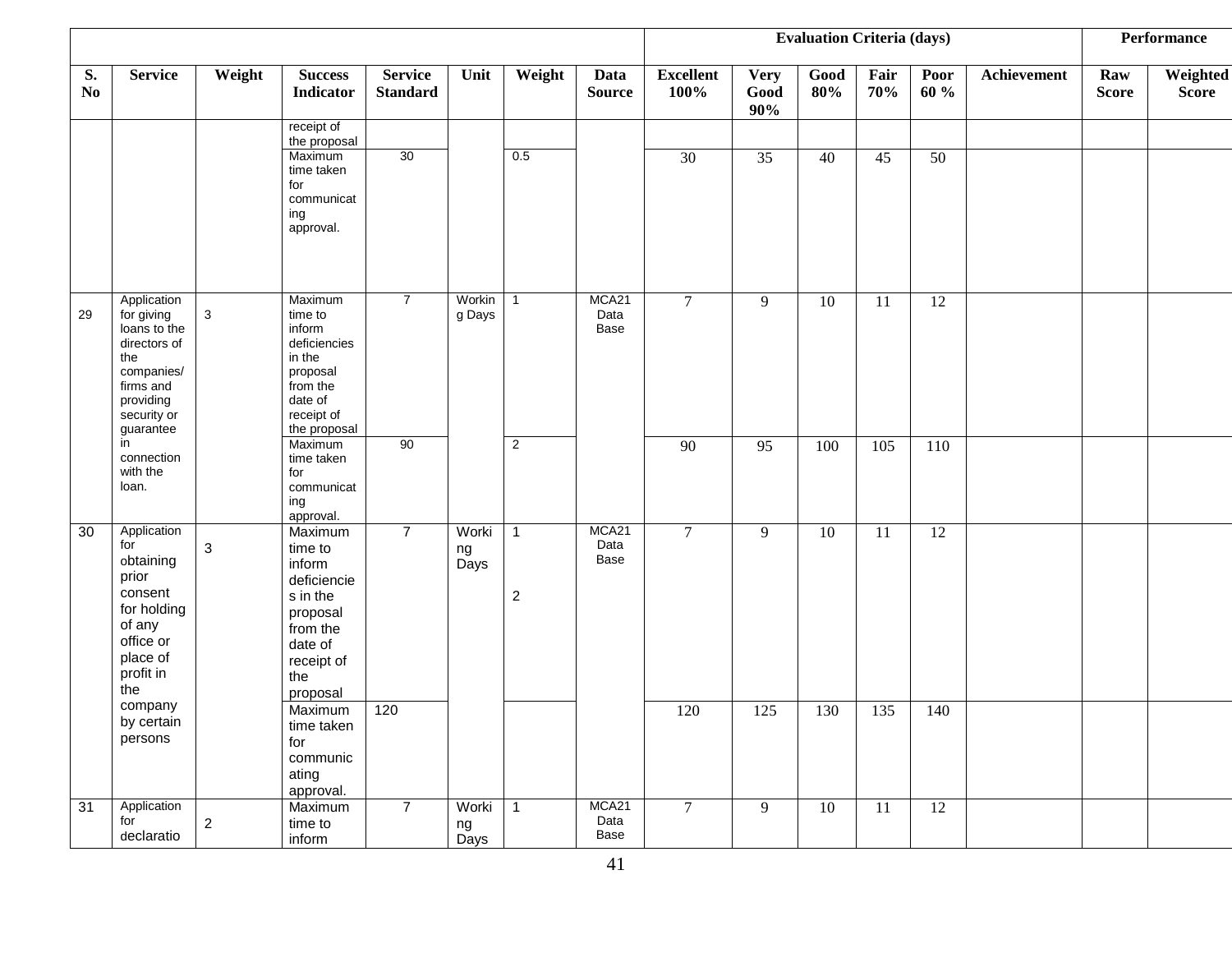| | | | | | | | | Evaluation Criteria (days) | | | | | | Performance | |
|---|---|---|---|---|---|---|---|---|---|---|---|---|---|---|---|
| S. No | Service | Weight | Success Indicator | Service Standard | Unit | Weight | Data Source | Excellent 100% | Very Good 90% | Good 80% | Fair 70% | Poor 60 % | Achievement | Raw Score | Weighted Score |
| | | | receipt of the proposal | | | | | | | | | | | | |
| | | | Maximum time taken for communicating approval. | 30 | | 0.5 | | 30 | 35 | 40 | 45 | 50 | | | |
| 29 | Application for giving loans to the directors of the companies/ firms and providing security or guarantee in connection with the loan. | 3 | Maximum time to inform deficiencies in the proposal from the date of receipt of the proposal | 7 | Working Days | 1 | MCA21 Data Base | 7 | 9 | 10 | 11 | 12 | | | |
| | | | Maximum time taken for communicating approval. | 90 | | 2 | | 90 | 95 | 100 | 105 | 110 | | | |
| 30 | Application for obtaining prior consent for holding of any office or place of profit in the company by certain persons | 3 | Maximum time to inform deficiencies in the proposal from the date of receipt of the proposal | 7 | Working Days | 1<br>2 | MCA21 Data Base | 7 | 9 | 10 | 11 | 12 | | | |
| | | | Maximum time taken for communicating approval. | 120 | | | | 120 | 125 | 130 | 135 | 140 | | | |
| 31 | Application for declaratio | 2 | Maximum time to inform | 7 | Working Days | 1 | MCA21 Data Base | 7 | 9 | 10 | 11 | 12 | | | |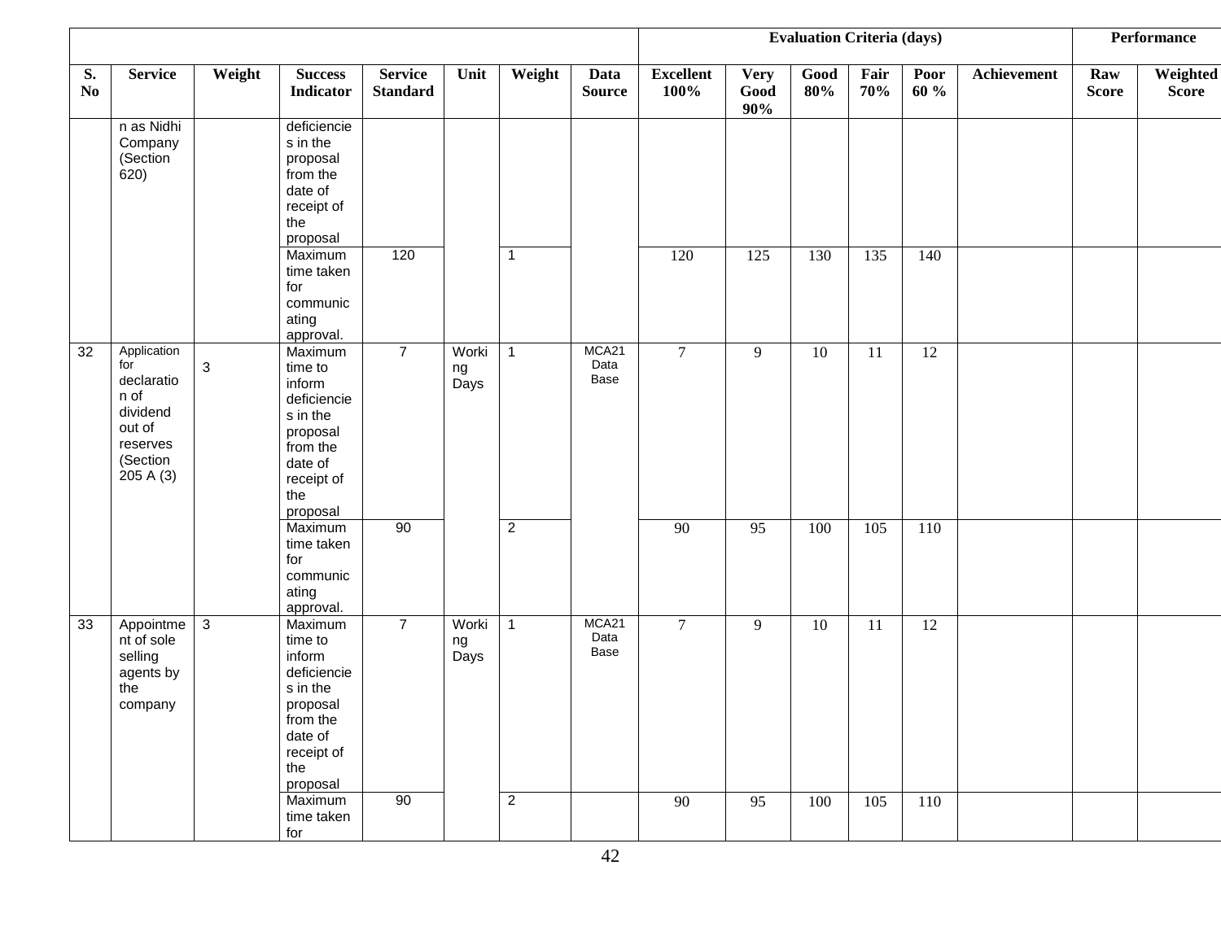| | | | | | | | | Evaluation Criteria (days) | | | | | | Performance | |
|---|---|---|---|---|---|---|---|---|---|---|---|---|---|---|---|
| S. No | Service | Weight | Success Indicator | Service Standard | Unit | Weight | Data Source | Excellent 100% | Very Good 90% | Good 80% | Fair 70% | Poor 60 % | Achievement | Raw Score | Weighted Score |
| | n as Nidhi Company (Section 620) | | deficiencies in the proposal from the date of receipt of the proposal | | | | | | | | | | | | |
| | | | Maximum time taken for communicating approval. | 120 | | 1 | | 120 | 125 | 130 | 135 | 140 | | | |
| 32 | Application for declaration of dividend out of reserves (Section 205 A (3) | 3 | Maximum time to inform deficiencies in the proposal from the date of receipt of the proposal | 7 | Working Days | 1 | MCA21 Data Base | 7 | 9 | 10 | 11 | 12 | | | |
| | | | Maximum time taken for communicating approval. | 90 | | 2 | | 90 | 95 | 100 | 105 | 110 | | | |
| 33 | Appointment of sole selling agents by the company | 3 | Maximum time to inform deficiencies in the proposal from the date of receipt of the proposal | 7 | Working Days | 1 | MCA21 Data Base | 7 | 9 | 10 | 11 | 12 | | | |
| | | | Maximum time taken for | 90 | | 2 | | 90 | 95 | 100 | 105 | 110 | | | |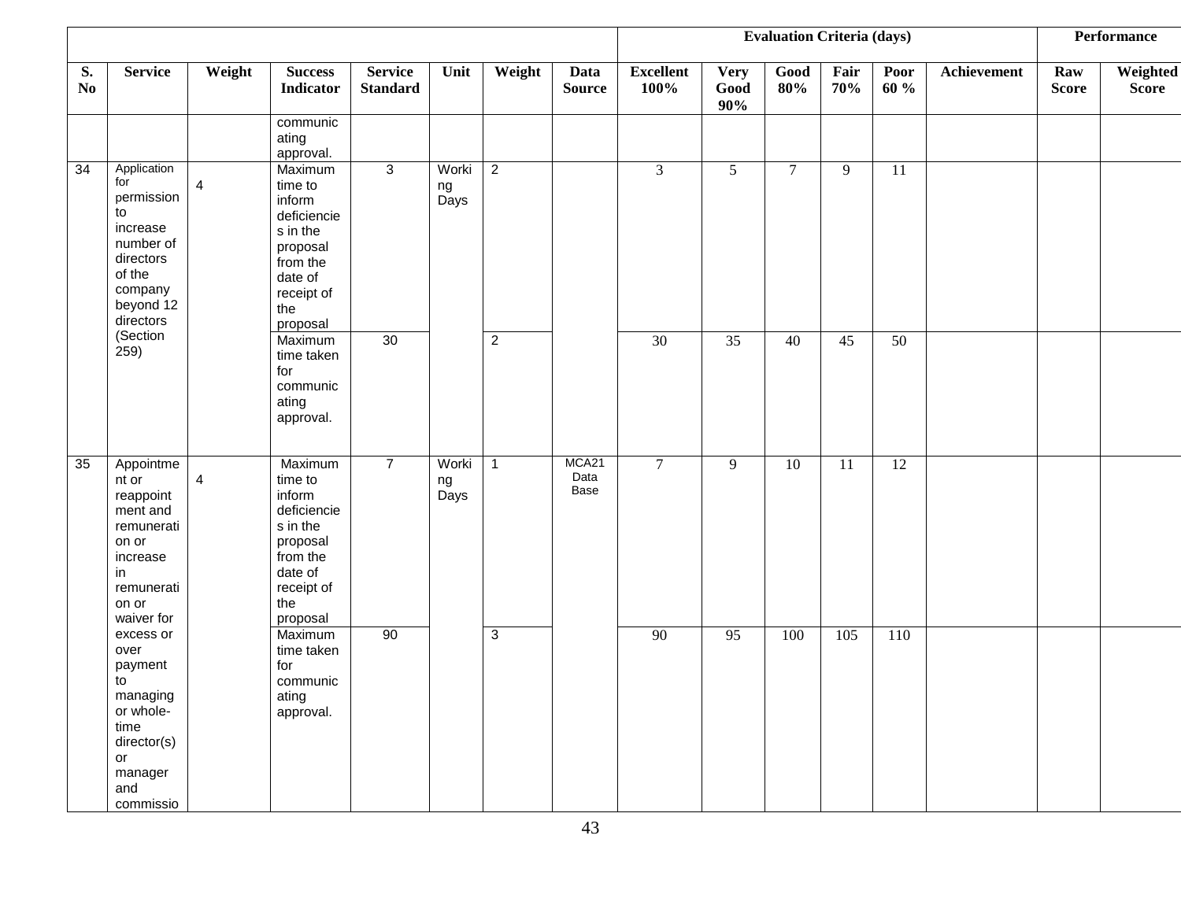| S. No | Service | Weight | Success Indicator | Service Standard | Unit | Weight | Data Source | Evaluation Criteria (days) | | | | | Achievement | Performance | |
|---|---|---|---|---|---|---|---|---|---|---|---|---|---|---|---|
| | | | | | | | | Excellent 100% | Very Good 90% | Good 80% | Fair 70% | Poor 60 % | | Raw Score | Weighted Score |
| | | | communicating approval. | | | | | | | | | | | | |
| 34 | Application for permission to increase number of directors of the company beyond 12 directors (Section 259) | 4 | Maximum time to inform deficiencies in the proposal from the date of receipt of the proposal | 3 | Working Days | 2 | | 3 | 5 | 7 | 9 | 11 | | | |
| | | | Maximum time taken for communicating approval. | 30 | | 2 | | 30 | 35 | 40 | 45 | 50 | | | |
| 35 | Appointment or reappointment and remuneration or increase in remuneration or waiver for excess or over payment to managing or whole-time director(s) or manager and commissio | 4 | Maximum time to inform deficiencies in the proposal from the date of receipt of the proposal | 7 | Working Days | 1 | MCA21 Data Base | 7 | 9 | 10 | 11 | 12 | | | |
| | | | Maximum time taken for communicating approval. | 90 | | 3 | | 90 | 95 | 100 | 105 | 110 | | | |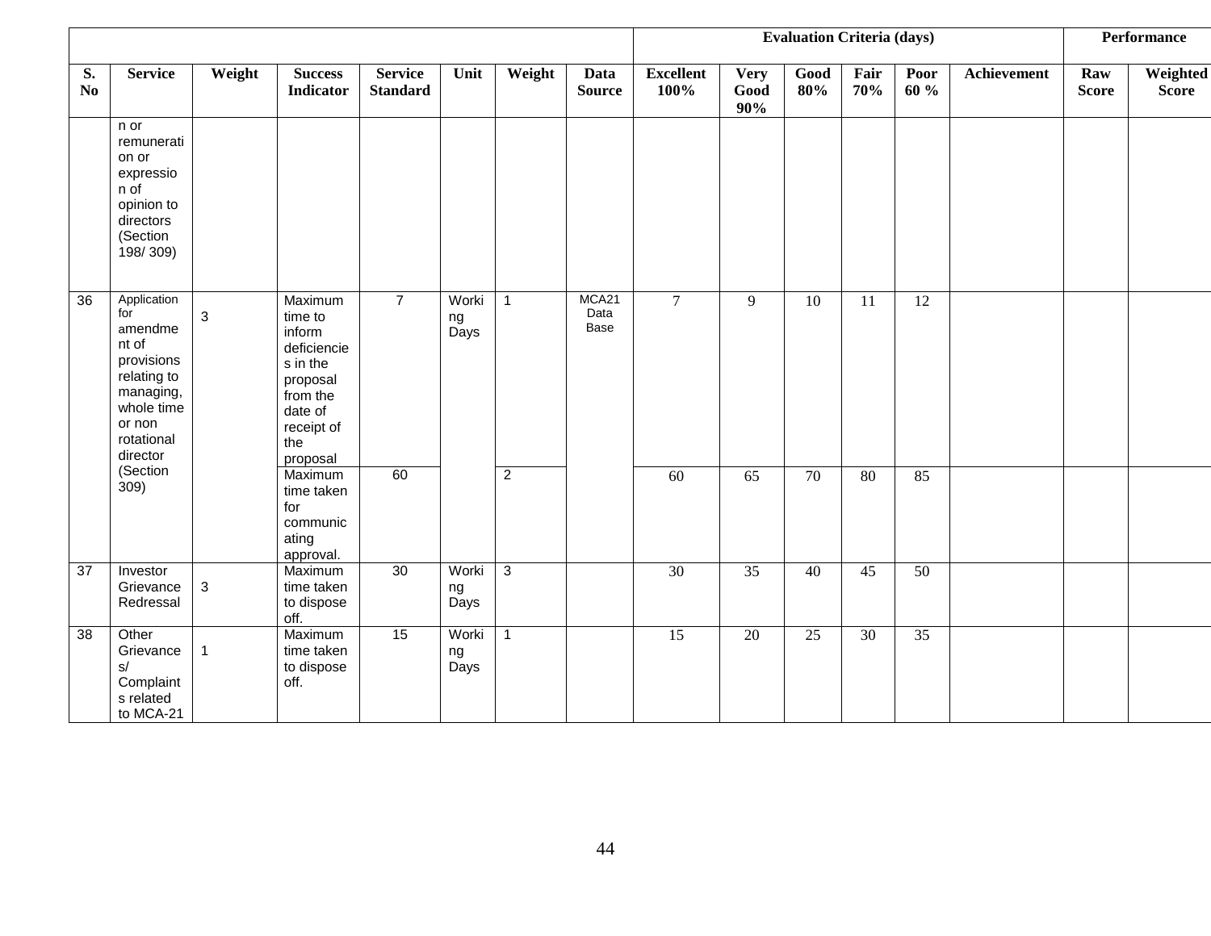| | | | | | | | | Evaluation Criteria (days) | | | | | | Performance | |
|---|---|---|---|---|---|---|---|---|---|---|---|---|---|---|---|
| S. No | Service | Weight | Success Indicator | Service Standard | Unit | Weight | Data Source | Excellent 100% | Very Good 90% | Good 80% | Fair 70% | Poor 60 % | Achievement | Raw Score | Weighted Score |
| | n or remuneration or expression of opinion to directors (Section 198/ 309) | | | | | | | | | | | | | | |
| 36 | Application for amendment of provisions relating to managing, whole time or non rotational director (Section 309) | 3 | Maximum time to inform deficiencies in the proposal from the date of receipt of the proposal | 7 | Working Days | 1 | MCA21 Data Base | 7 | 9 | 10 | 11 | 12 | | | |
| | | | Maximum time taken for communicating approval. | 60 | | 2 | | 60 | 65 | 70 | 80 | 85 | | | |
| 37 | Investor Grievance Redressal | 3 | Maximum time taken to dispose off. | 30 | Working Days | 3 | | 30 | 35 | 40 | 45 | 50 | | | |
| 38 | Other Grievances/ Complaints related to MCA-21 | 1 | Maximum time taken to dispose off. | 15 | Working Days | 1 | | 15 | 20 | 25 | 30 | 35 | | | |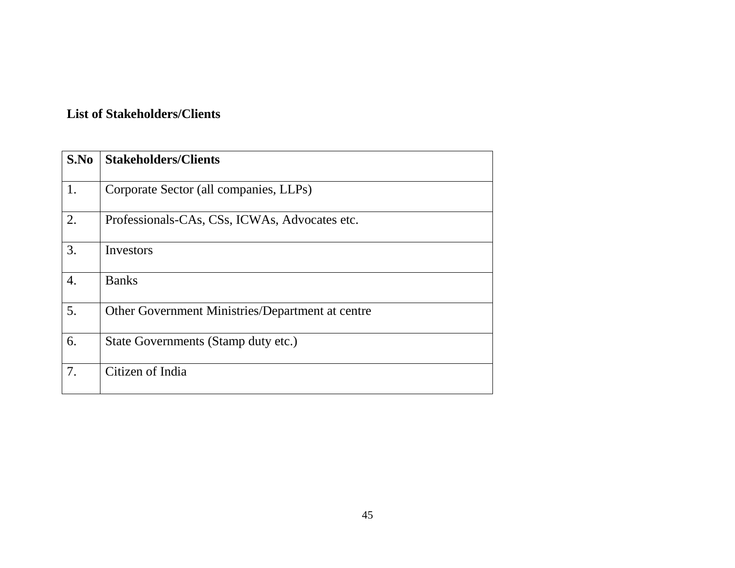**List of Stakeholders/Clients**

| S.No | Stakeholders/Clients |
|---|---|
| 1. | Corporate Sector (all companies, LLPs) |
| 2. | Professionals-CAs, CSs, ICWAs, Advocates etc. |
| 3. | Investors |
| 4. | Banks |
| 5. | Other Government Ministries/Department at centre |
| 6. | State Governments (Stamp duty etc.) |
| 7. | Citizen of India |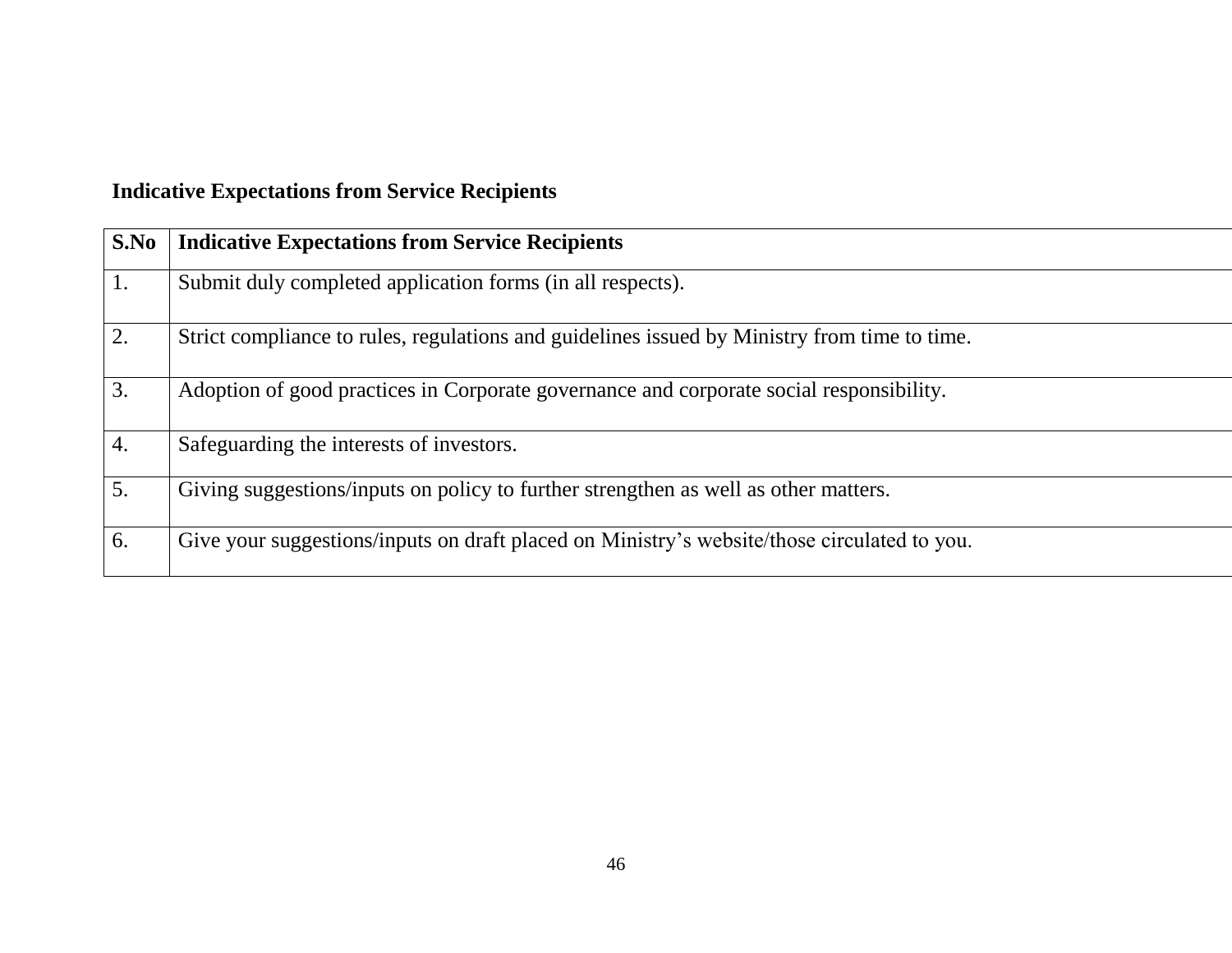**Indicative Expectations from Service Recipients**

| S.No | Indicative Expectations from Service Recipients |
|---|---|
| 1. | Submit duly completed application forms (in all respects). |
| 2. | Strict compliance to rules, regulations and guidelines issued by Ministry from time to time. |
| 3. | Adoption of good practices in Corporate governance and corporate social responsibility. |
| 4. | Safeguarding the interests of investors. |
| 5. | Giving suggestions/inputs on policy to further strengthen as well as other matters. |
| 6. | Give your suggestions/inputs on draft placed on Ministry’s website/those circulated to you. |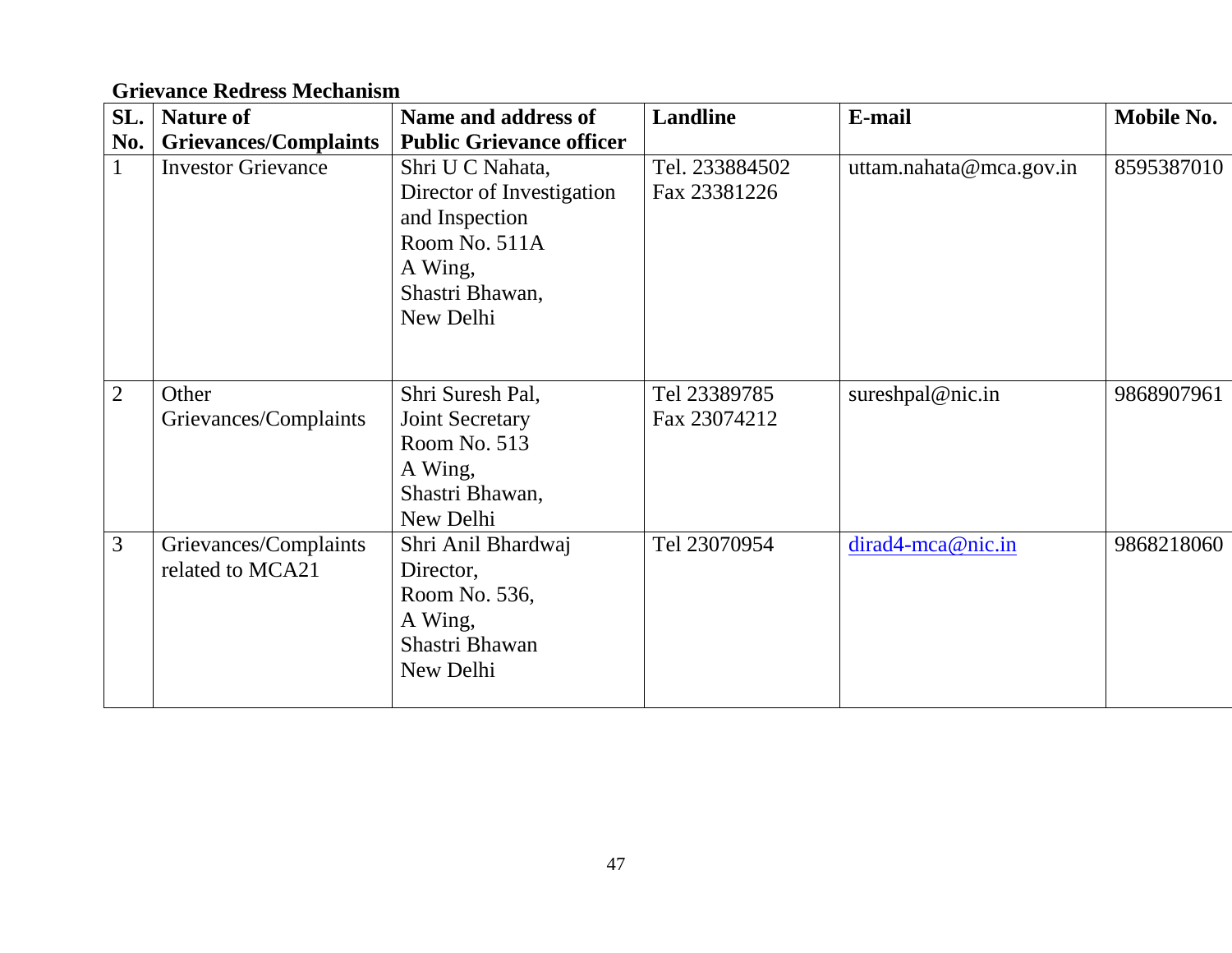**Grievance Redress Mechanism**

| SL. No. | Nature of Grievances/Complaints | Name and address of Public Grievance officer | Landline | E-mail | Mobile No. |
|---|---|---|---|---|---|
| 1 | Investor Grievance | Shri U C Nahata, Director of Investigation and Inspection Room No. 511A A Wing, Shastri Bhawan, New Delhi | Tel. 233884502 Fax 23381226 | uttam.nahata@mca.gov.in | 8595387010 |
| 2 | Other Grievances/Complaints | Shri Suresh Pal, Joint Secretary Room No. 513 A Wing, Shastri Bhawan, New Delhi | Tel 23389785 Fax 23074212 | sureshpal@nic.in | 9868907961 |
| 3 | Grievances/Complaints related to MCA21 | Shri Anil Bhardwaj Director, Room No. 536, A Wing, Shastri Bhawan New Delhi | Tel 23070954 | dirad4-mca@nic.in | 9868218060 |